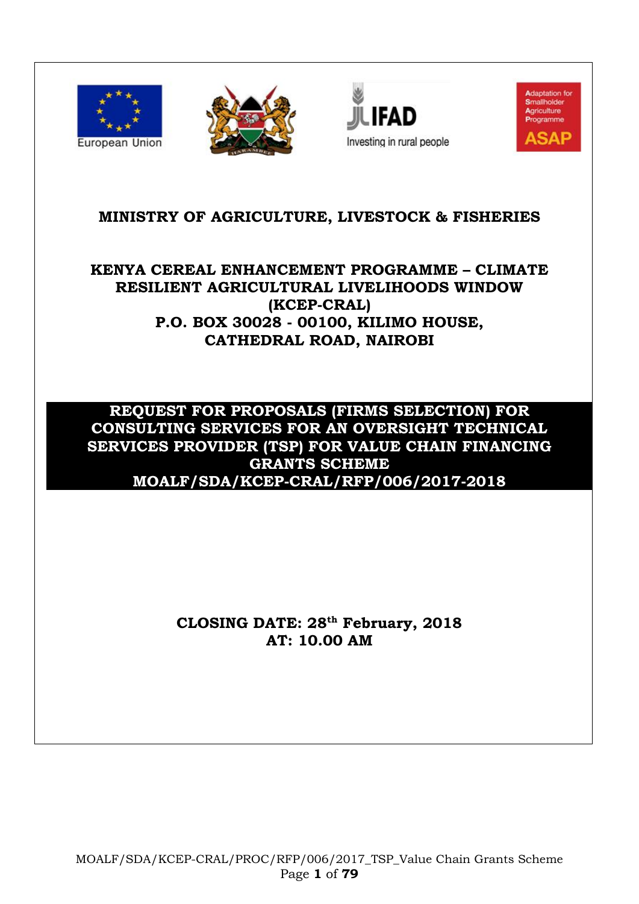European Union

IFAD Investing in rural people

Adaptation for Smallholder Agriculture Programme ASAP

# MINISTRY OF AGRICULTURE, LIVESTOCK & FISHERIES

## KENYA CEREAL ENHANCEMENT PROGRAMME – CLIMATE RESILIENT AGRICULTURAL LIVELIHOODS WINDOW (KCEP-CRAL)

**P.O. BOX 30028 - 00100, KILIMO HOUSE, CATHEDRAL ROAD, NAIROBI**

## REQUEST FOR PROPOSALS (FIRMS SELECTION) FOR CONSULTING SERVICES FOR AN OVERSIGHT TECHNICAL SERVICES PROVIDER (TSP) FOR VALUE CHAIN FINANCING GRANTS SCHEME

**MOALF/SDA/KCEP-CRAL/RFP/006/2017-2018**

**CLOSING DATE: 28th February, 2018**
**AT: 10.00 AM**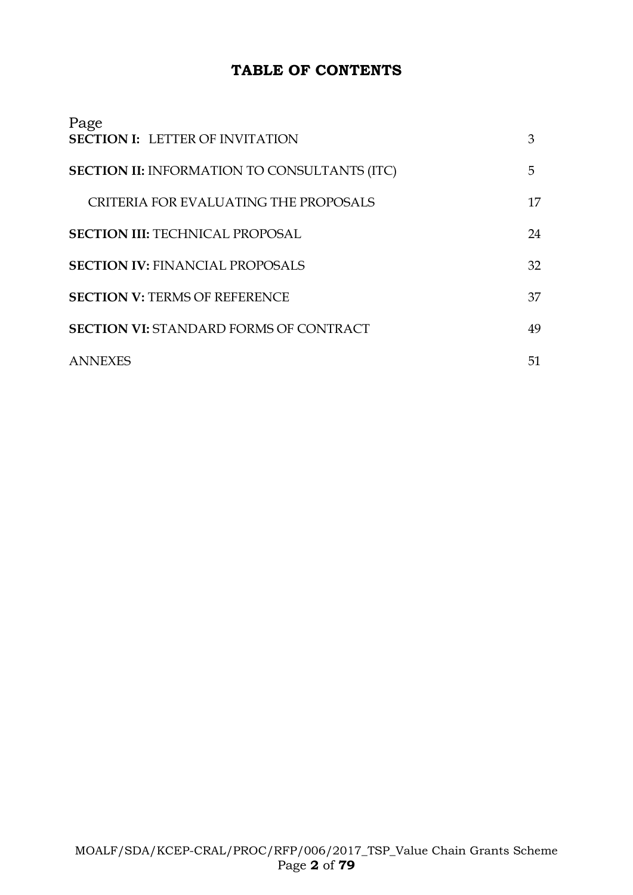# TABLE OF CONTENTS

| Page | |
|---|---|
| **SECTION I:** LETTER OF INVITATION | 3 |
| **SECTION II:** INFORMATION TO CONSULTANTS (ITC) | 5 |
| CRITERIA FOR EVALUATING THE PROPOSALS | 17 |
| **SECTION III:** TECHNICAL PROPOSAL | 24 |
| **SECTION IV:** FINANCIAL PROPOSALS | 32 |
| **SECTION V:** TERMS OF REFERENCE | 37 |
| **SECTION VI:** STANDARD FORMS OF CONTRACT | 49 |
| ANNEXES | 51 |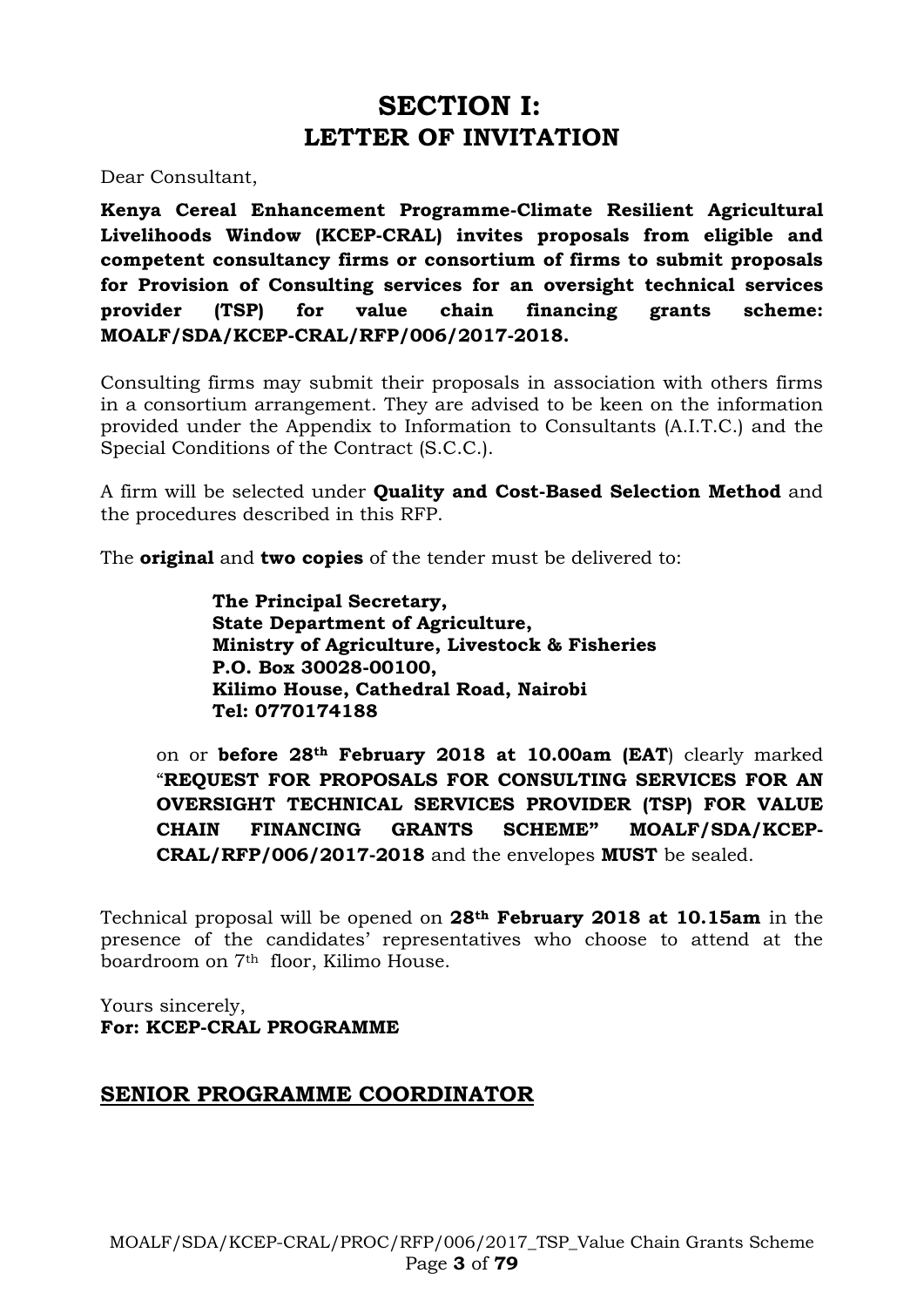# SECTION I:
## LETTER OF INVITATION

Dear Consultant,

**Kenya Cereal Enhancement Programme-Climate Resilient Agricultural Livelihoods Window (KCEP-CRAL) invites proposals from eligible and competent consultancy firms or consortium of firms to submit proposals for Provision of Consulting services for an oversight technical services provider (TSP) for value chain financing grants scheme: MOALF/SDA/KCEP-CRAL/RFP/006/2017-2018.**

Consulting firms may submit their proposals in association with others firms in a consortium arrangement. They are advised to be keen on the information provided under the Appendix to Information to Consultants (A.I.T.C.) and the Special Conditions of the Contract (S.C.C.).

A firm will be selected under **Quality and Cost-Based Selection Method** and the procedures described in this RFP.

The **original** and **two copies** of the tender must be delivered to:

**The Principal Secretary,**
**State Department of Agriculture,**
**Ministry of Agriculture, Livestock & Fisheries**
**P.O. Box 30028-00100,**
**Kilimo House, Cathedral Road, Nairobi**
**Tel: 0770174188**

on or **before 28th February 2018 at 10.00am (EAT**) clearly marked "**REQUEST FOR PROPOSALS FOR CONSULTING SERVICES FOR AN OVERSIGHT TECHNICAL SERVICES PROVIDER (TSP) FOR VALUE CHAIN FINANCING GRANTS SCHEME" MOALF/SDA/KCEP-CRAL/RFP/006/2017-2018** and the envelopes **MUST** be sealed.

Technical proposal will be opened on **28th February 2018 at 10.15am** in the presence of the candidates' representatives who choose to attend at the boardroom on 7th floor, Kilimo House.

Yours sincerely,
**For: KCEP-CRAL PROGRAMME**

**SENIOR PROGRAMME COORDINATOR**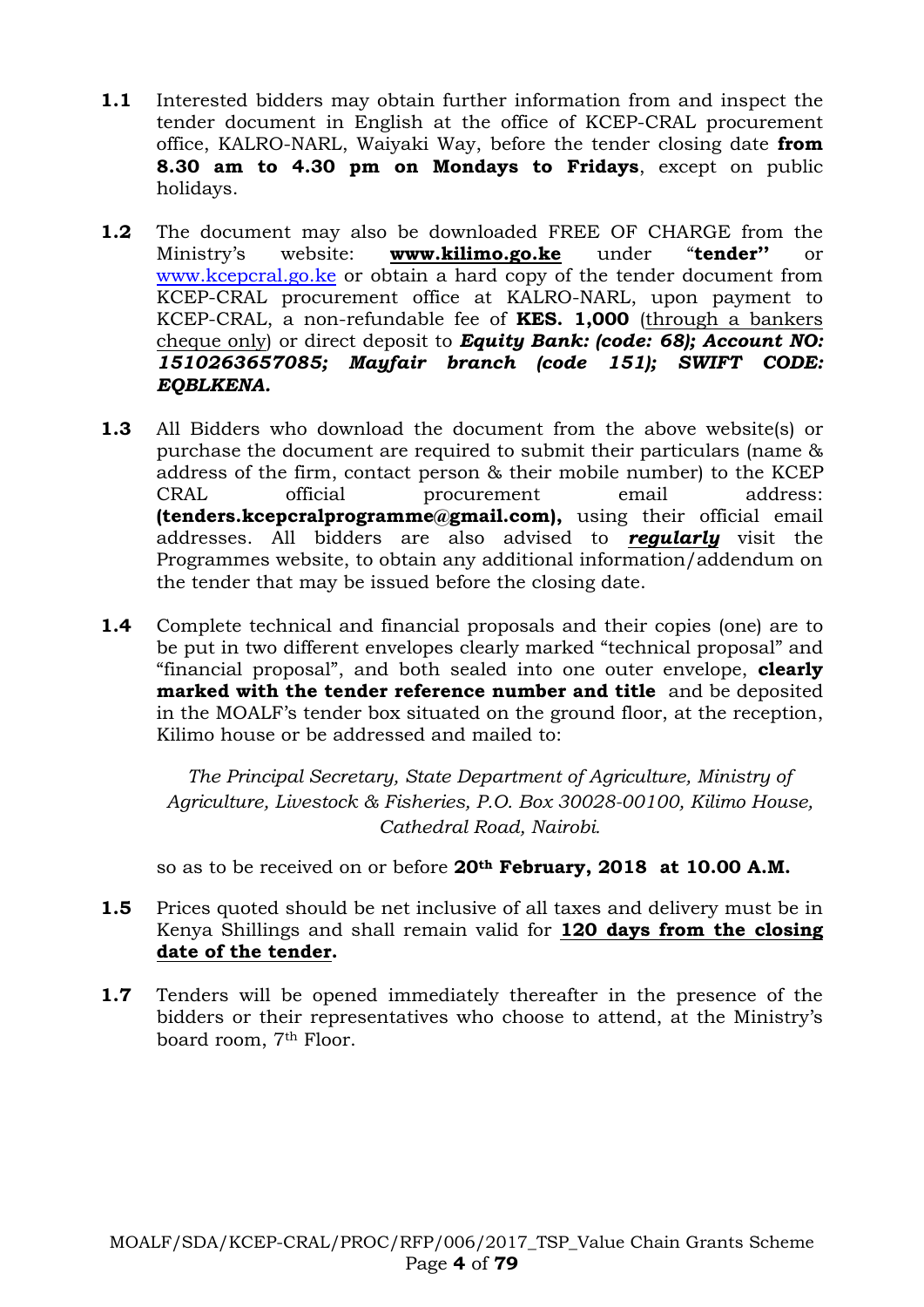**1.1** Interested bidders may obtain further information from and inspect the tender document in English at the office of KCEP-CRAL procurement office, KALRO-NARL, Waiyaki Way, before the tender closing date **from 8.30 am to 4.30 pm on Mondays to Fridays**, except on public holidays.

**1.2** The document may also be downloaded FREE OF CHARGE from the Ministry's website: **www.kilimo.go.ke** under "**tender"** or www.kcepcral.go.ke or obtain a hard copy of the tender document from KCEP-CRAL procurement office at KALRO-NARL, upon payment to KCEP-CRAL, a non-refundable fee of **KES. 1,000** (through a bankers cheque only) or direct deposit to ***Equity Bank: (code: 68); Account NO: 1510263657085; Mayfair branch (code 151); SWIFT CODE: EQBLKENA.***

**1.3** All Bidders who download the document from the above website(s) or purchase the document are required to submit their particulars (name & address of the firm, contact person & their mobile number) to the KCEP CRAL official procurement email address: **(tenders.kcepcralprogramme@gmail.com),** using their official email addresses. All bidders are also advised to ***regularly*** visit the Programmes website, to obtain any additional information/addendum on the tender that may be issued before the closing date.

**1.4** Complete technical and financial proposals and their copies (one) are to be put in two different envelopes clearly marked "technical proposal" and "financial proposal", and both sealed into one outer envelope, **clearly marked with the tender reference number and title** and be deposited in the MOALF's tender box situated on the ground floor, at the reception, Kilimo house or be addressed and mailed to:

*The Principal Secretary, State Department of Agriculture, Ministry of Agriculture, Livestock & Fisheries, P.O. Box 30028-00100, Kilimo House, Cathedral Road, Nairobi.*

so as to be received on or before **20th February, 2018 at 10.00 A.M.**

**1.5** Prices quoted should be net inclusive of all taxes and delivery must be in Kenya Shillings and shall remain valid for **120 days from the closing date of the tender.**

**1.7** Tenders will be opened immediately thereafter in the presence of the bidders or their representatives who choose to attend, at the Ministry's board room, 7th Floor.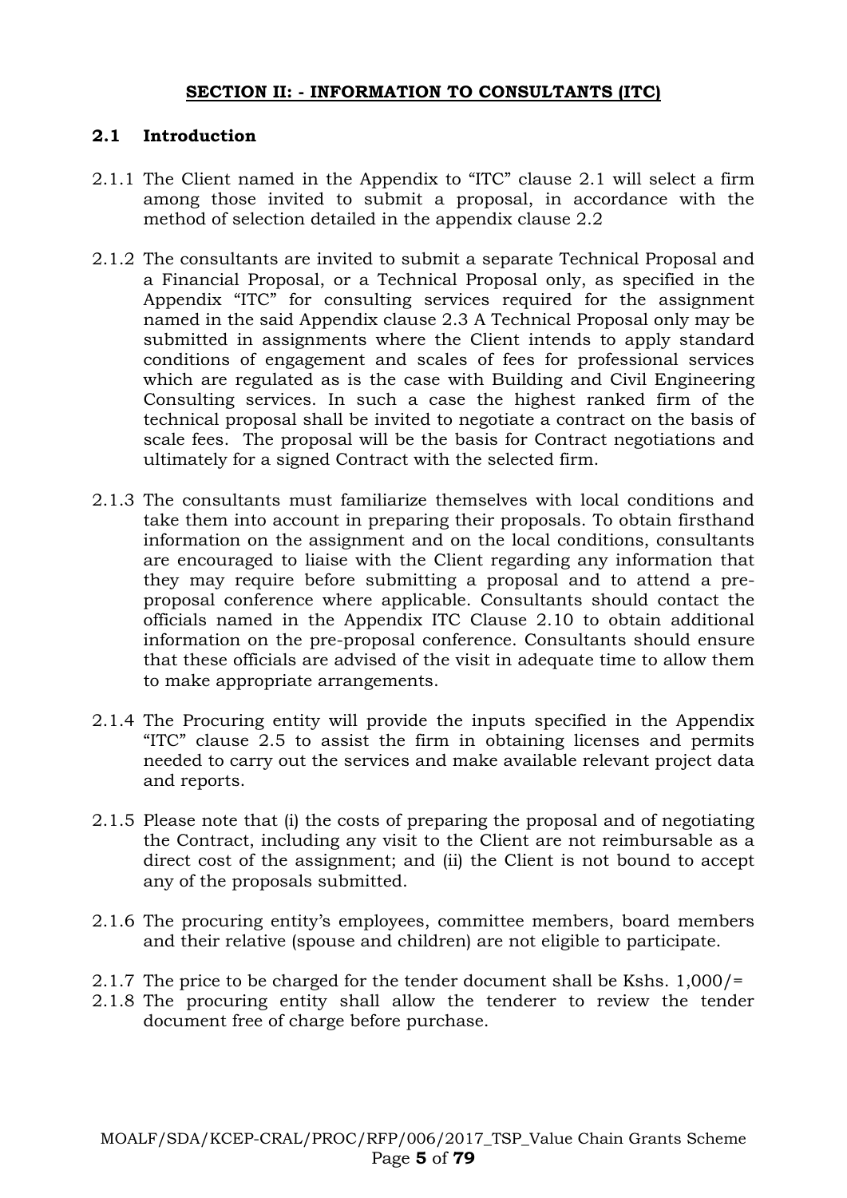## SECTION II: - INFORMATION TO CONSULTANTS (ITC)

### 2.1 Introduction

2.1.1 The Client named in the Appendix to "ITC" clause 2.1 will select a firm among those invited to submit a proposal, in accordance with the method of selection detailed in the appendix clause 2.2

2.1.2 The consultants are invited to submit a separate Technical Proposal and a Financial Proposal, or a Technical Proposal only, as specified in the Appendix "ITC" for consulting services required for the assignment named in the said Appendix clause 2.3 A Technical Proposal only may be submitted in assignments where the Client intends to apply standard conditions of engagement and scales of fees for professional services which are regulated as is the case with Building and Civil Engineering Consulting services. In such a case the highest ranked firm of the technical proposal shall be invited to negotiate a contract on the basis of scale fees. The proposal will be the basis for Contract negotiations and ultimately for a signed Contract with the selected firm.

2.1.3 The consultants must familiarize themselves with local conditions and take them into account in preparing their proposals. To obtain firsthand information on the assignment and on the local conditions, consultants are encouraged to liaise with the Client regarding any information that they may require before submitting a proposal and to attend a pre-proposal conference where applicable. Consultants should contact the officials named in the Appendix ITC Clause 2.10 to obtain additional information on the pre-proposal conference. Consultants should ensure that these officials are advised of the visit in adequate time to allow them to make appropriate arrangements.

2.1.4 The Procuring entity will provide the inputs specified in the Appendix "ITC" clause 2.5 to assist the firm in obtaining licenses and permits needed to carry out the services and make available relevant project data and reports.

2.1.5 Please note that (i) the costs of preparing the proposal and of negotiating the Contract, including any visit to the Client are not reimbursable as a direct cost of the assignment; and (ii) the Client is not bound to accept any of the proposals submitted.

2.1.6 The procuring entity's employees, committee members, board members and their relative (spouse and children) are not eligible to participate.

2.1.7 The price to be charged for the tender document shall be Kshs. 1,000/=

2.1.8 The procuring entity shall allow the tenderer to review the tender document free of charge before purchase.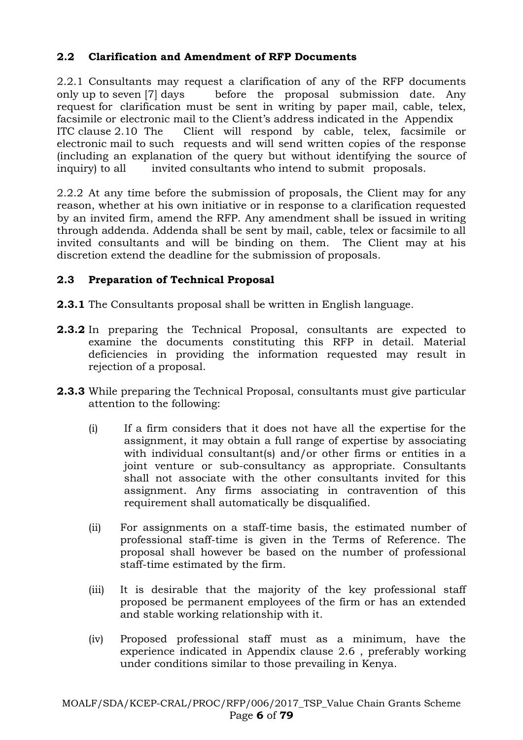### 2.2 Clarification and Amendment of RFP Documents

2.2.1 Consultants may request a clarification of any of the RFP documents only up to seven [7] days before the proposal submission date. Any request for clarification must be sent in writing by paper mail, cable, telex, facsimile or electronic mail to the Client's address indicated in the Appendix ITC clause 2.10 The Client will respond by cable, telex, facsimile or electronic mail to such requests and will send written copies of the response (including an explanation of the query but without identifying the source of inquiry) to all invited consultants who intend to submit proposals.

2.2.2 At any time before the submission of proposals, the Client may for any reason, whether at his own initiative or in response to a clarification requested by an invited firm, amend the RFP. Any amendment shall be issued in writing through addenda. Addenda shall be sent by mail, cable, telex or facsimile to all invited consultants and will be binding on them. The Client may at his discretion extend the deadline for the submission of proposals.

### 2.3 Preparation of Technical Proposal

**2.3.1** The Consultants proposal shall be written in English language.

**2.3.2** In preparing the Technical Proposal, consultants are expected to examine the documents constituting this RFP in detail. Material deficiencies in providing the information requested may result in rejection of a proposal.

**2.3.3** While preparing the Technical Proposal, consultants must give particular attention to the following:

(i) If a firm considers that it does not have all the expertise for the assignment, it may obtain a full range of expertise by associating with individual consultant(s) and/or other firms or entities in a joint venture or sub-consultancy as appropriate. Consultants shall not associate with the other consultants invited for this assignment. Any firms associating in contravention of this requirement shall automatically be disqualified.

(ii) For assignments on a staff-time basis, the estimated number of professional staff-time is given in the Terms of Reference. The proposal shall however be based on the number of professional staff-time estimated by the firm.

(iii) It is desirable that the majority of the key professional staff proposed be permanent employees of the firm or has an extended and stable working relationship with it.

(iv) Proposed professional staff must as a minimum, have the experience indicated in Appendix clause 2.6 , preferably working under conditions similar to those prevailing in Kenya.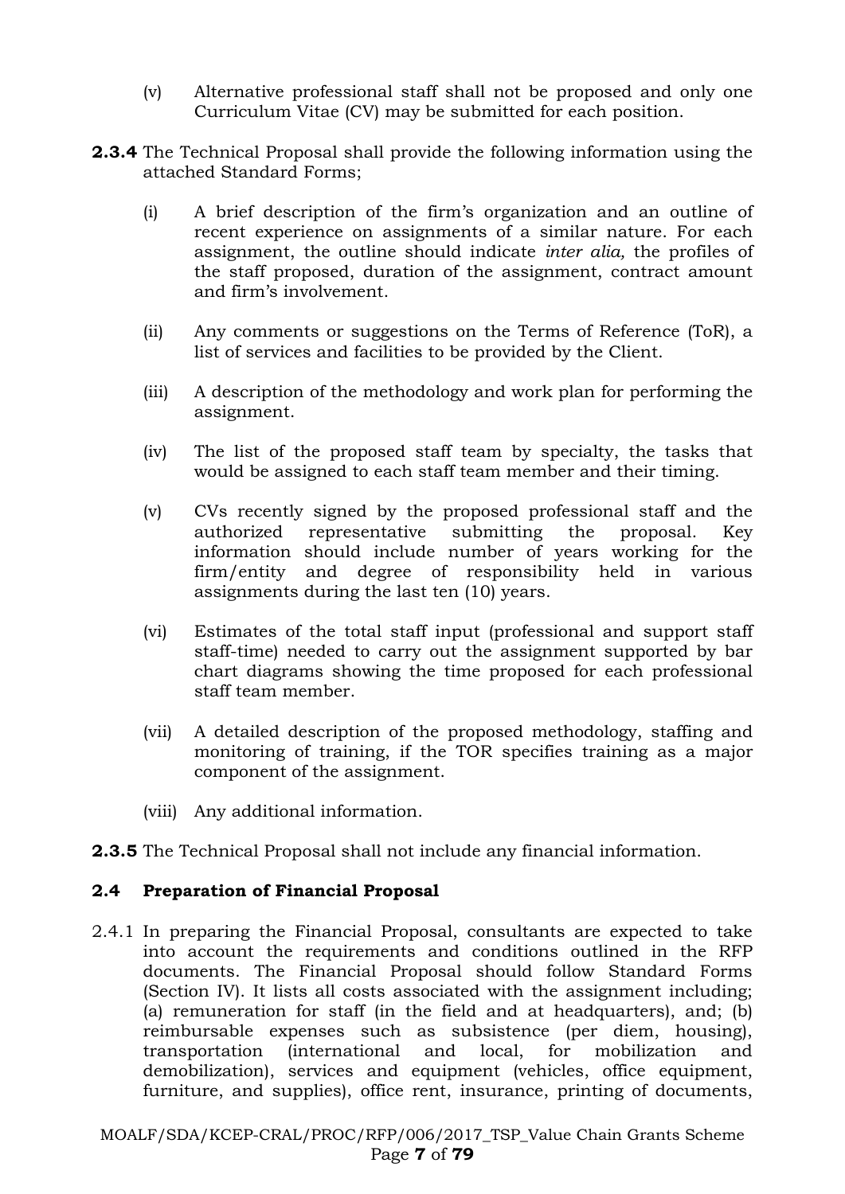(v) Alternative professional staff shall not be proposed and only one Curriculum Vitae (CV) may be submitted for each position.

**2.3.4** The Technical Proposal shall provide the following information using the attached Standard Forms;

(i) A brief description of the firm's organization and an outline of recent experience on assignments of a similar nature. For each assignment, the outline should indicate *inter alia,* the profiles of the staff proposed, duration of the assignment, contract amount and firm's involvement.

(ii) Any comments or suggestions on the Terms of Reference (ToR), a list of services and facilities to be provided by the Client.

(iii) A description of the methodology and work plan for performing the assignment.

(iv) The list of the proposed staff team by specialty, the tasks that would be assigned to each staff team member and their timing.

(v) CVs recently signed by the proposed professional staff and the authorized representative submitting the proposal. Key information should include number of years working for the firm/entity and degree of responsibility held in various assignments during the last ten (10) years.

(vi) Estimates of the total staff input (professional and support staff staff-time) needed to carry out the assignment supported by bar chart diagrams showing the time proposed for each professional staff team member.

(vii) A detailed description of the proposed methodology, staffing and monitoring of training, if the TOR specifies training as a major component of the assignment.

(viii) Any additional information.

**2.3.5** The Technical Proposal shall not include any financial information.

### 2.4 Preparation of Financial Proposal

2.4.1 In preparing the Financial Proposal, consultants are expected to take into account the requirements and conditions outlined in the RFP documents. The Financial Proposal should follow Standard Forms (Section IV). It lists all costs associated with the assignment including; (a) remuneration for staff (in the field and at headquarters), and; (b) reimbursable expenses such as subsistence (per diem, housing), transportation (international and local, for mobilization and demobilization), services and equipment (vehicles, office equipment, furniture, and supplies), office rent, insurance, printing of documents,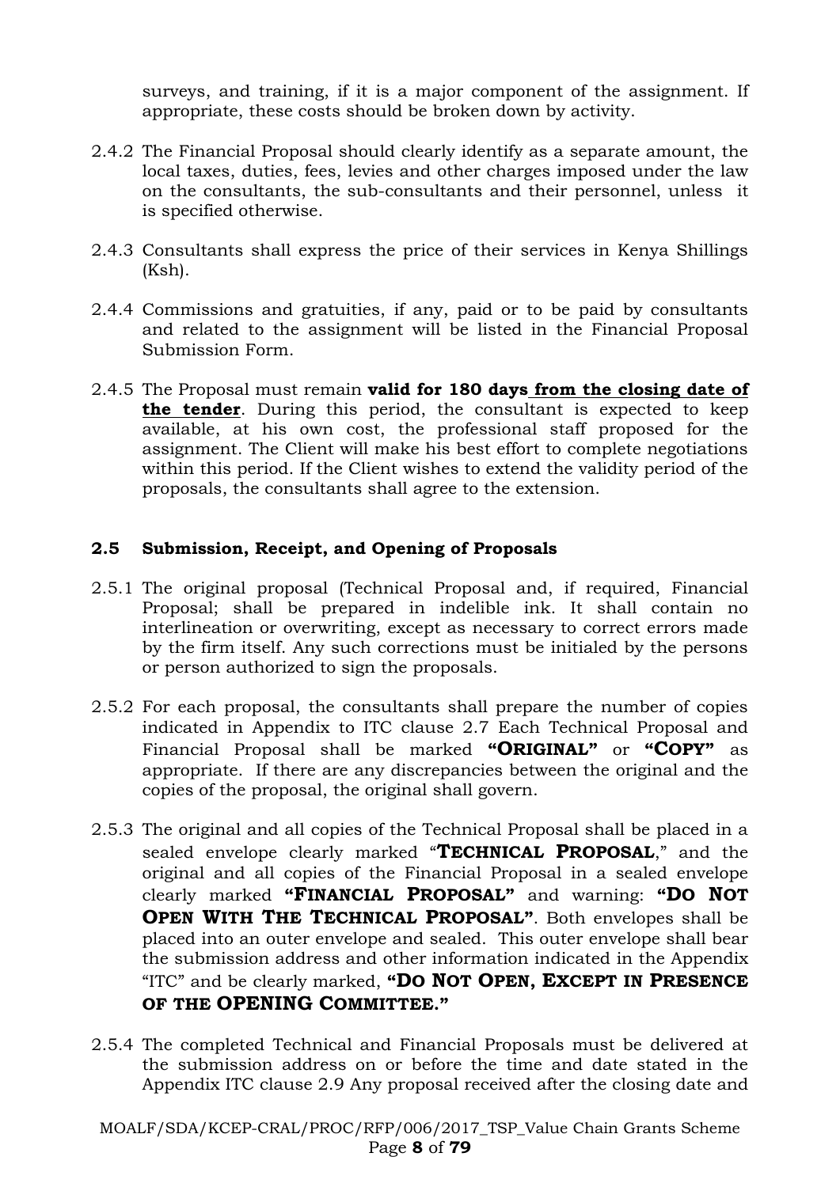surveys, and training, if it is a major component of the assignment. If appropriate, these costs should be broken down by activity.

2.4.2 The Financial Proposal should clearly identify as a separate amount, the local taxes, duties, fees, levies and other charges imposed under the law on the consultants, the sub-consultants and their personnel, unless it is specified otherwise.

2.4.3 Consultants shall express the price of their services in Kenya Shillings (Ksh).

2.4.4 Commissions and gratuities, if any, paid or to be paid by consultants and related to the assignment will be listed in the Financial Proposal Submission Form.

2.4.5 The Proposal must remain **valid for 180 days from the closing date of the tender**. During this period, the consultant is expected to keep available, at his own cost, the professional staff proposed for the assignment. The Client will make his best effort to complete negotiations within this period. If the Client wishes to extend the validity period of the proposals, the consultants shall agree to the extension.

## 2.5 Submission, Receipt, and Opening of Proposals

2.5.1 The original proposal (Technical Proposal and, if required, Financial Proposal; shall be prepared in indelible ink. It shall contain no interlineation or overwriting, except as necessary to correct errors made by the firm itself. Any such corrections must be initialed by the persons or person authorized to sign the proposals.

2.5.2 For each proposal, the consultants shall prepare the number of copies indicated in Appendix to ITC clause 2.7 Each Technical Proposal and Financial Proposal shall be marked **"ORIGINAL"** or **"COPY"** as appropriate. If there are any discrepancies between the original and the copies of the proposal, the original shall govern.

2.5.3 The original and all copies of the Technical Proposal shall be placed in a sealed envelope clearly marked "**TECHNICAL PROPOSAL**," and the original and all copies of the Financial Proposal in a sealed envelope clearly marked **"FINANCIAL PROPOSAL"** and warning: **"DO NOT OPEN WITH THE TECHNICAL PROPOSAL"**. Both envelopes shall be placed into an outer envelope and sealed. This outer envelope shall bear the submission address and other information indicated in the Appendix "ITC" and be clearly marked, **"DO NOT OPEN, EXCEPT IN PRESENCE OF THE OPENING COMMITTEE."**

2.5.4 The completed Technical and Financial Proposals must be delivered at the submission address on or before the time and date stated in the Appendix ITC clause 2.9 Any proposal received after the closing date and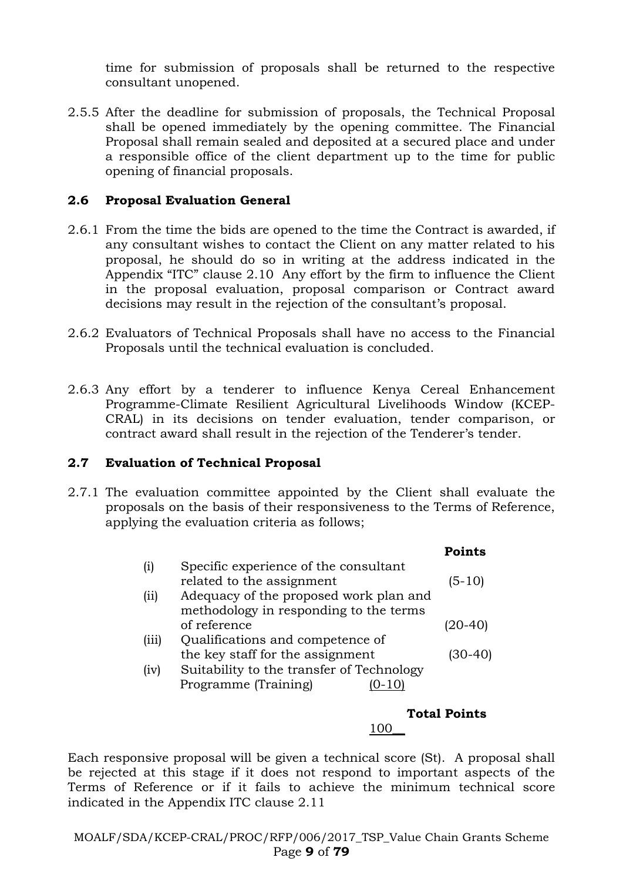time for submission of proposals shall be returned to the respective consultant unopened.

2.5.5 After the deadline for submission of proposals, the Technical Proposal shall be opened immediately by the opening committee. The Financial Proposal shall remain sealed and deposited at a secured place and under a responsible office of the client department up to the time for public opening of financial proposals.

### 2.6 Proposal Evaluation General

2.6.1 From the time the bids are opened to the time the Contract is awarded, if any consultant wishes to contact the Client on any matter related to his proposal, he should do so in writing at the address indicated in the Appendix "ITC" clause 2.10 Any effort by the firm to influence the Client in the proposal evaluation, proposal comparison or Contract award decisions may result in the rejection of the consultant's proposal.

2.6.2 Evaluators of Technical Proposals shall have no access to the Financial Proposals until the technical evaluation is concluded.

2.6.3 Any effort by a tenderer to influence Kenya Cereal Enhancement Programme-Climate Resilient Agricultural Livelihoods Window (KCEP-CRAL) in its decisions on tender evaluation, tender comparison, or contract award shall result in the rejection of the Tenderer's tender.

### 2.7 Evaluation of Technical Proposal

2.7.1 The evaluation committee appointed by the Client shall evaluate the proposals on the basis of their responsiveness to the Terms of Reference, applying the evaluation criteria as follows;

| | | **Points** |
|---|---|---|
| (i) | Specific experience of the consultant related to the assignment | (5-10) |
| (ii) | Adequacy of the proposed work plan and methodology in responding to the terms of reference | (20-40) |
| (iii) | Qualifications and competence of the key staff for the assignment | (30-40) |
| (iv) | Suitability to the transfer of Technology Programme (Training) | (0-10) |
| | | **Total Points** 100 |

Each responsive proposal will be given a technical score (St). A proposal shall be rejected at this stage if it does not respond to important aspects of the Terms of Reference or if it fails to achieve the minimum technical score indicated in the Appendix ITC clause 2.11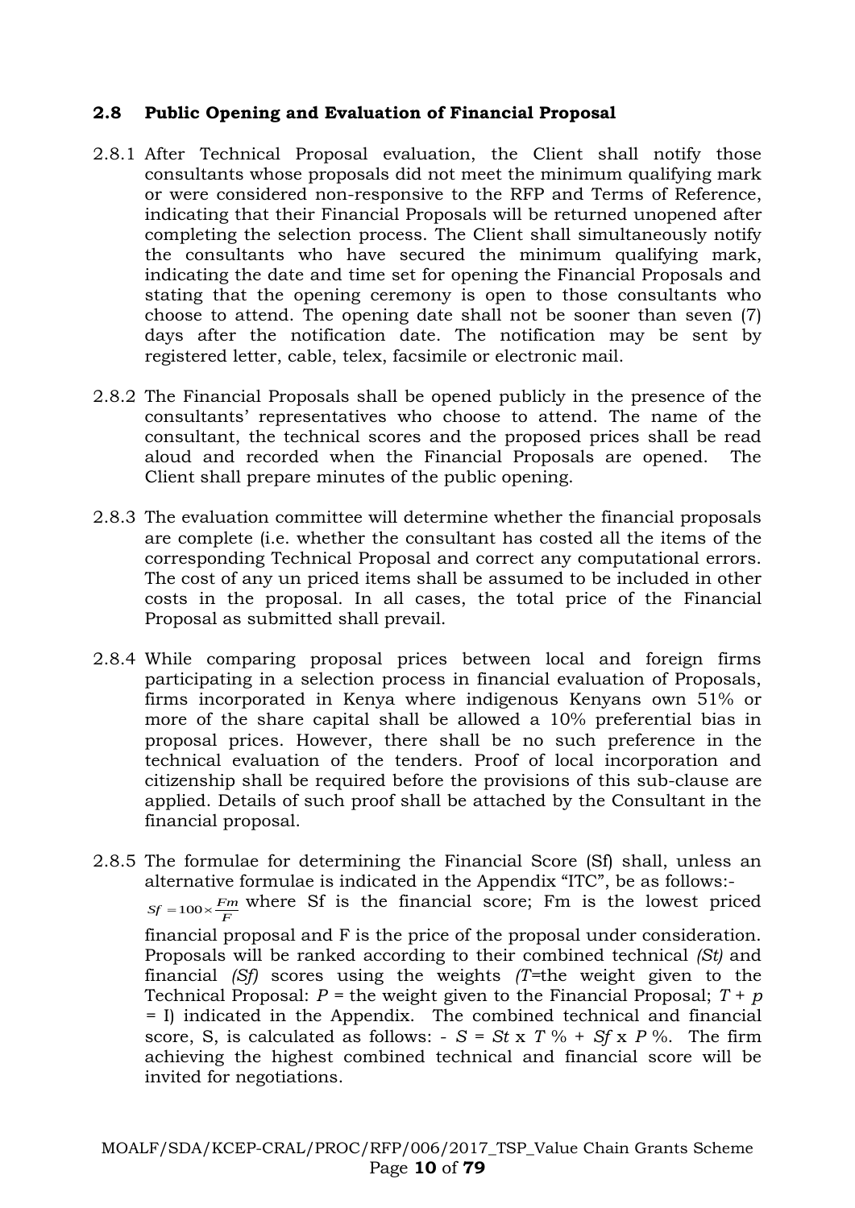### 2.8 Public Opening and Evaluation of Financial Proposal

2.8.1 After Technical Proposal evaluation, the Client shall notify those consultants whose proposals did not meet the minimum qualifying mark or were considered non-responsive to the RFP and Terms of Reference, indicating that their Financial Proposals will be returned unopened after completing the selection process. The Client shall simultaneously notify the consultants who have secured the minimum qualifying mark, indicating the date and time set for opening the Financial Proposals and stating that the opening ceremony is open to those consultants who choose to attend. The opening date shall not be sooner than seven (7) days after the notification date. The notification may be sent by registered letter, cable, telex, facsimile or electronic mail.

2.8.2 The Financial Proposals shall be opened publicly in the presence of the consultants' representatives who choose to attend. The name of the consultant, the technical scores and the proposed prices shall be read aloud and recorded when the Financial Proposals are opened. The Client shall prepare minutes of the public opening.

2.8.3 The evaluation committee will determine whether the financial proposals are complete (i.e. whether the consultant has costed all the items of the corresponding Technical Proposal and correct any computational errors. The cost of any un priced items shall be assumed to be included in other costs in the proposal. In all cases, the total price of the Financial Proposal as submitted shall prevail.

2.8.4 While comparing proposal prices between local and foreign firms participating in a selection process in financial evaluation of Proposals, firms incorporated in Kenya where indigenous Kenyans own 51% or more of the share capital shall be allowed a 10% preferential bias in proposal prices. However, there shall be no such preference in the technical evaluation of the tenders. Proof of local incorporation and citizenship shall be required before the provisions of this sub-clause are applied. Details of such proof shall be attached by the Consultant in the financial proposal.

2.8.5 The formulae for determining the Financial Score (Sf) shall, unless an alternative formulae is indicated in the Appendix "ITC", be as follows:- $Sf = 100 \times \frac{Fm}{F}$ where Sf is the financial score; Fm is the lowest priced financial proposal and F is the price of the proposal under consideration. Proposals will be ranked according to their combined technical *(St)* and financial *(Sf)* scores using the weights *(T*=the weight given to the Technical Proposal: $P$ = the weight given to the Financial Proposal; $T + p = I$) indicated in the Appendix. The combined technical and financial score, S, is calculated as follows: - $S = St \times T\,\% + Sf \times P\,\%$. The firm achieving the highest combined technical and financial score will be invited for negotiations.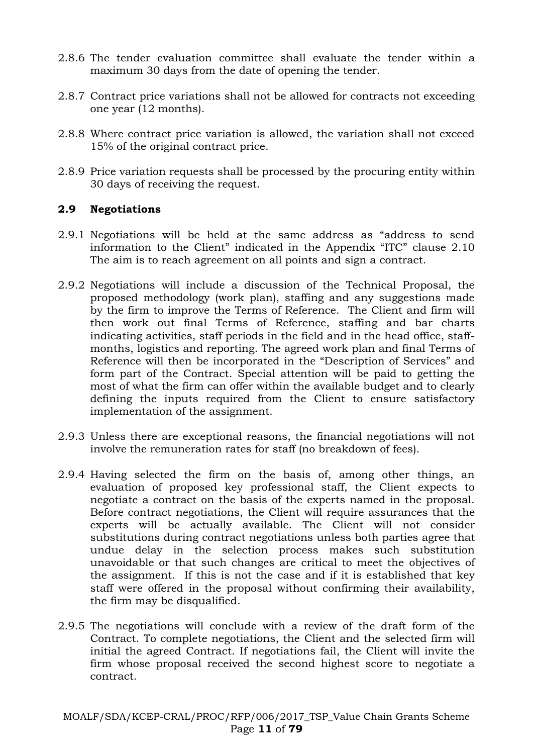2.8.6 The tender evaluation committee shall evaluate the tender within a maximum 30 days from the date of opening the tender.

2.8.7 Contract price variations shall not be allowed for contracts not exceeding one year (12 months).

2.8.8 Where contract price variation is allowed, the variation shall not exceed 15% of the original contract price.

2.8.9 Price variation requests shall be processed by the procuring entity within 30 days of receiving the request.

## 2.9 Negotiations

2.9.1 Negotiations will be held at the same address as "address to send information to the Client" indicated in the Appendix "ITC" clause 2.10 The aim is to reach agreement on all points and sign a contract.

2.9.2 Negotiations will include a discussion of the Technical Proposal, the proposed methodology (work plan), staffing and any suggestions made by the firm to improve the Terms of Reference. The Client and firm will then work out final Terms of Reference, staffing and bar charts indicating activities, staff periods in the field and in the head office, staff-months, logistics and reporting. The agreed work plan and final Terms of Reference will then be incorporated in the "Description of Services" and form part of the Contract. Special attention will be paid to getting the most of what the firm can offer within the available budget and to clearly defining the inputs required from the Client to ensure satisfactory implementation of the assignment.

2.9.3 Unless there are exceptional reasons, the financial negotiations will not involve the remuneration rates for staff (no breakdown of fees).

2.9.4 Having selected the firm on the basis of, among other things, an evaluation of proposed key professional staff, the Client expects to negotiate a contract on the basis of the experts named in the proposal. Before contract negotiations, the Client will require assurances that the experts will be actually available. The Client will not consider substitutions during contract negotiations unless both parties agree that undue delay in the selection process makes such substitution unavoidable or that such changes are critical to meet the objectives of the assignment. If this is not the case and if it is established that key staff were offered in the proposal without confirming their availability, the firm may be disqualified.

2.9.5 The negotiations will conclude with a review of the draft form of the Contract. To complete negotiations, the Client and the selected firm will initial the agreed Contract. If negotiations fail, the Client will invite the firm whose proposal received the second highest score to negotiate a contract.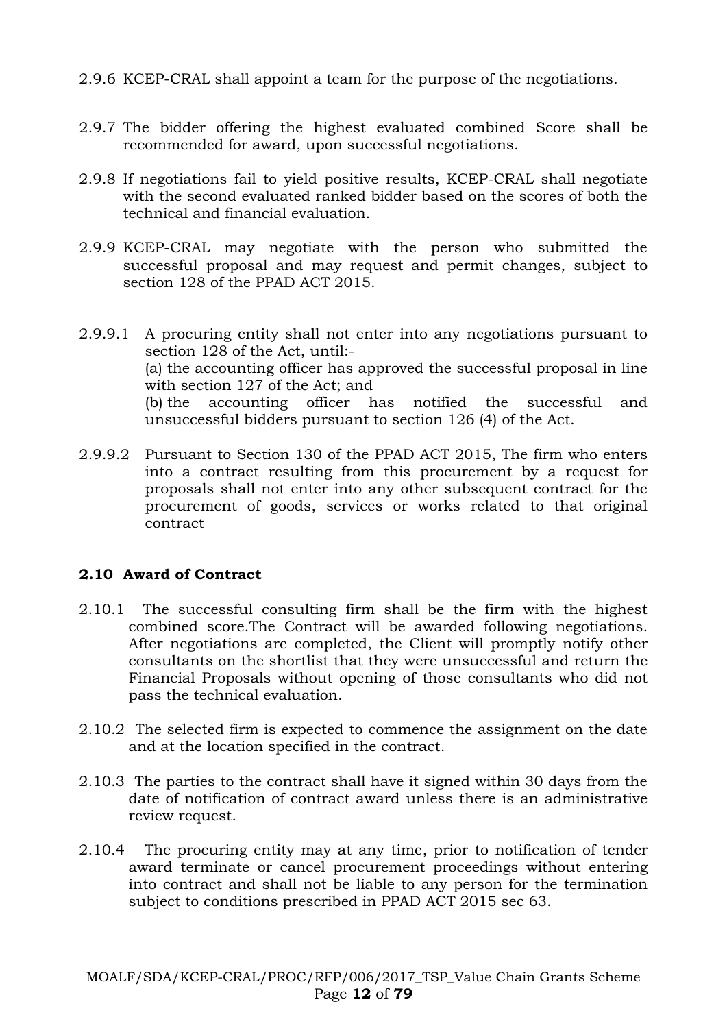2.9.6 KCEP-CRAL shall appoint a team for the purpose of the negotiations.

2.9.7 The bidder offering the highest evaluated combined Score shall be recommended for award, upon successful negotiations.

2.9.8 If negotiations fail to yield positive results, KCEP-CRAL shall negotiate with the second evaluated ranked bidder based on the scores of both the technical and financial evaluation.

2.9.9 KCEP-CRAL may negotiate with the person who submitted the successful proposal and may request and permit changes, subject to section 128 of the PPAD ACT 2015.

2.9.9.1 A procuring entity shall not enter into any negotiations pursuant to section 128 of the Act, until:-
(a) the accounting officer has approved the successful proposal in line with section 127 of the Act; and
(b) the accounting officer has notified the successful and unsuccessful bidders pursuant to section 126 (4) of the Act.

2.9.9.2 Pursuant to Section 130 of the PPAD ACT 2015, The firm who enters into a contract resulting from this procurement by a request for proposals shall not enter into any other subsequent contract for the procurement of goods, services or works related to that original contract

**2.10 Award of Contract**

2.10.1 The successful consulting firm shall be the firm with the highest combined score.The Contract will be awarded following negotiations. After negotiations are completed, the Client will promptly notify other consultants on the shortlist that they were unsuccessful and return the Financial Proposals without opening of those consultants who did not pass the technical evaluation.

2.10.2 The selected firm is expected to commence the assignment on the date and at the location specified in the contract.

2.10.3 The parties to the contract shall have it signed within 30 days from the date of notification of contract award unless there is an administrative review request.

2.10.4 The procuring entity may at any time, prior to notification of tender award terminate or cancel procurement proceedings without entering into contract and shall not be liable to any person for the termination subject to conditions prescribed in PPAD ACT 2015 sec 63.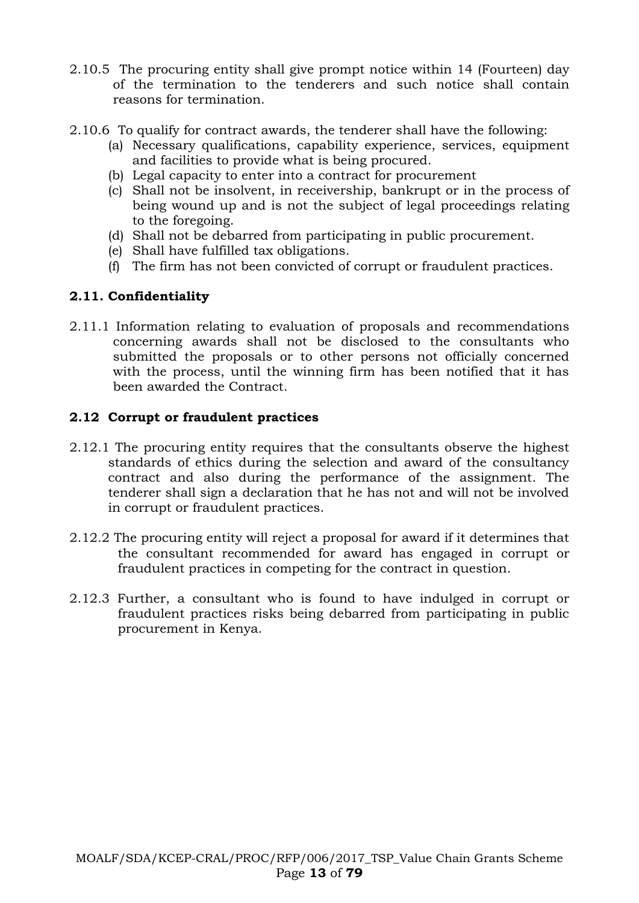2.10.5 The procuring entity shall give prompt notice within 14 (Fourteen) day of the termination to the tenderers and such notice shall contain reasons for termination.

2.10.6 To qualify for contract awards, the tenderer shall have the following:

(a) Necessary qualifications, capability experience, services, equipment and facilities to provide what is being procured.
(b) Legal capacity to enter into a contract for procurement
(c) Shall not be insolvent, in receivership, bankrupt or in the process of being wound up and is not the subject of legal proceedings relating to the foregoing.
(d) Shall not be debarred from participating in public procurement.
(e) Shall have fulfilled tax obligations.
(f) The firm has not been convicted of corrupt or fraudulent practices.

### 2.11. Confidentiality

2.11.1 Information relating to evaluation of proposals and recommendations concerning awards shall not be disclosed to the consultants who submitted the proposals or to other persons not officially concerned with the process, until the winning firm has been notified that it has been awarded the Contract.

### 2.12 Corrupt or fraudulent practices

2.12.1 The procuring entity requires that the consultants observe the highest standards of ethics during the selection and award of the consultancy contract and also during the performance of the assignment. The tenderer shall sign a declaration that he has not and will not be involved in corrupt or fraudulent practices.

2.12.2 The procuring entity will reject a proposal for award if it determines that the consultant recommended for award has engaged in corrupt or fraudulent practices in competing for the contract in question.

2.12.3 Further, a consultant who is found to have indulged in corrupt or fraudulent practices risks being debarred from participating in public procurement in Kenya.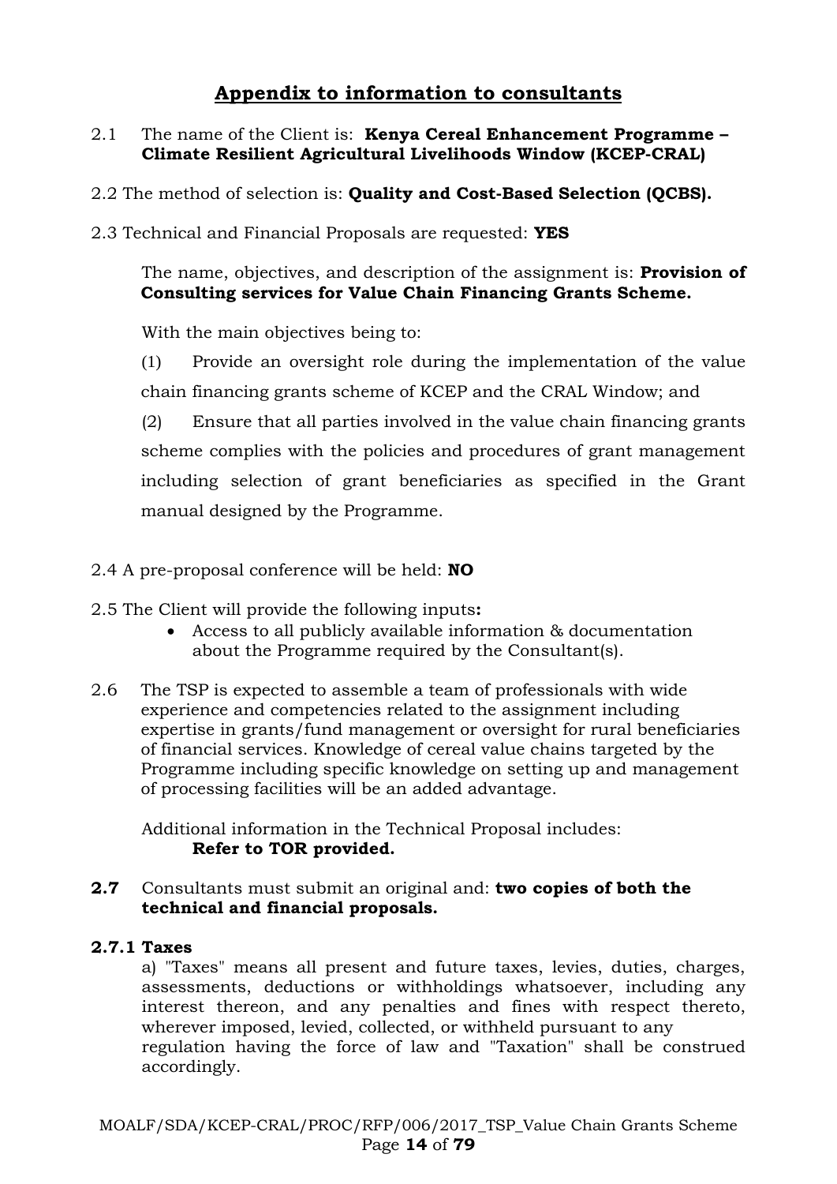# Appendix to information to consultants

2.1 The name of the Client is: **Kenya Cereal Enhancement Programme – Climate Resilient Agricultural Livelihoods Window (KCEP-CRAL)**

2.2 The method of selection is: **Quality and Cost-Based Selection (QCBS).**

2.3 Technical and Financial Proposals are requested: **YES**

The name, objectives, and description of the assignment is: **Provision of Consulting services for Value Chain Financing Grants Scheme.**

With the main objectives being to:

(1) Provide an oversight role during the implementation of the value chain financing grants scheme of KCEP and the CRAL Window; and

(2) Ensure that all parties involved in the value chain financing grants scheme complies with the policies and procedures of grant management including selection of grant beneficiaries as specified in the Grant manual designed by the Programme.

2.4 A pre-proposal conference will be held: **NO**

2.5 The Client will provide the following inputs**:**

- Access to all publicly available information & documentation about the Programme required by the Consultant(s).

2.6 The TSP is expected to assemble a team of professionals with wide experience and competencies related to the assignment including expertise in grants/fund management or oversight for rural beneficiaries of financial services. Knowledge of cereal value chains targeted by the Programme including specific knowledge on setting up and management of processing facilities will be an added advantage.

Additional information in the Technical Proposal includes:
**Refer to TOR provided.**

**2.7** Consultants must submit an original and: **two copies of both the technical and financial proposals.**

**2.7.1 Taxes**

a) "Taxes" means all present and future taxes, levies, duties, charges, assessments, deductions or withholdings whatsoever, including any interest thereon, and any penalties and fines with respect thereto, wherever imposed, levied, collected, or withheld pursuant to any regulation having the force of law and "Taxation" shall be construed accordingly.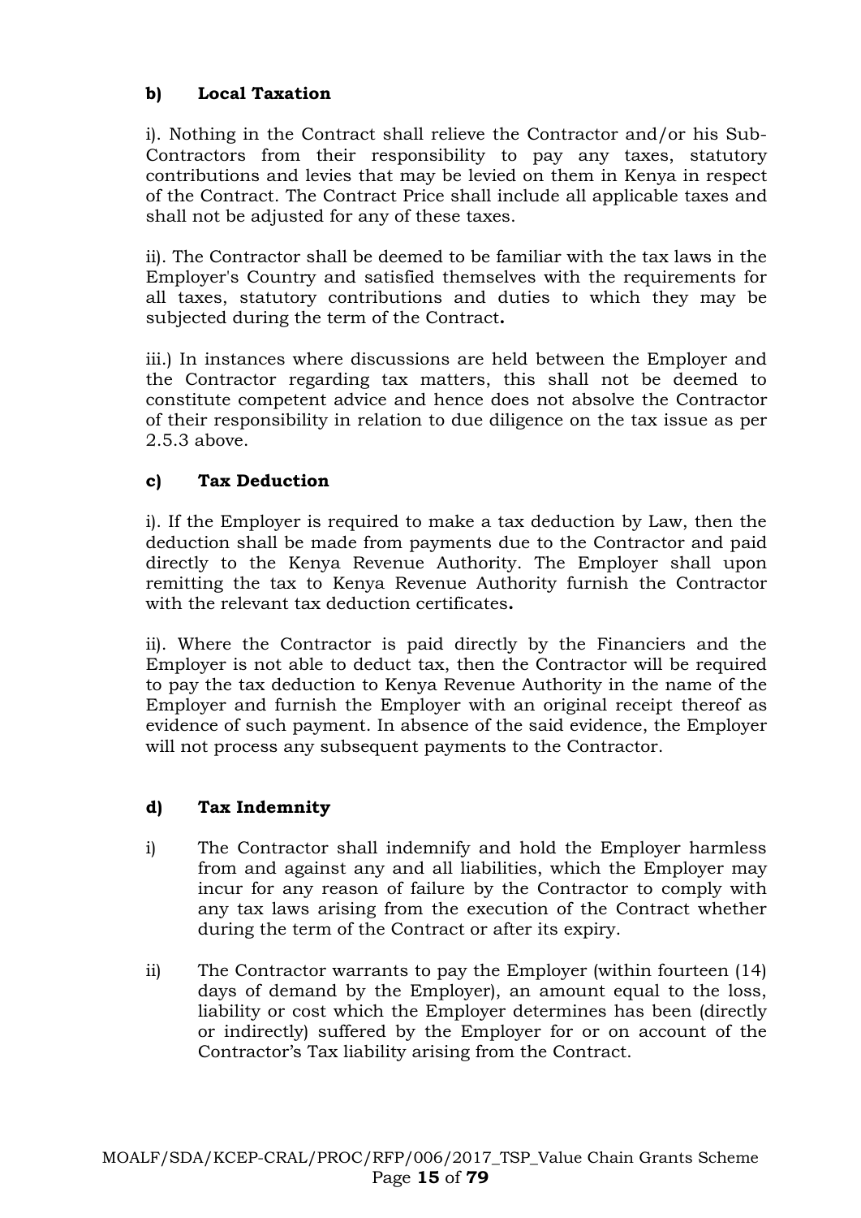**b) Local Taxation**

i). Nothing in the Contract shall relieve the Contractor and/or his Sub-Contractors from their responsibility to pay any taxes, statutory contributions and levies that may be levied on them in Kenya in respect of the Contract. The Contract Price shall include all applicable taxes and shall not be adjusted for any of these taxes.

ii). The Contractor shall be deemed to be familiar with the tax laws in the Employer's Country and satisfied themselves with the requirements for all taxes, statutory contributions and duties to which they may be subjected during the term of the Contract**.**

iii.) In instances where discussions are held between the Employer and the Contractor regarding tax matters, this shall not be deemed to constitute competent advice and hence does not absolve the Contractor of their responsibility in relation to due diligence on the tax issue as per 2.5.3 above.

**c) Tax Deduction**

i). If the Employer is required to make a tax deduction by Law, then the deduction shall be made from payments due to the Contractor and paid directly to the Kenya Revenue Authority. The Employer shall upon remitting the tax to Kenya Revenue Authority furnish the Contractor with the relevant tax deduction certificates**.**

ii). Where the Contractor is paid directly by the Financiers and the Employer is not able to deduct tax, then the Contractor will be required to pay the tax deduction to Kenya Revenue Authority in the name of the Employer and furnish the Employer with an original receipt thereof as evidence of such payment. In absence of the said evidence, the Employer will not process any subsequent payments to the Contractor.

**d) Tax Indemnity**

i) The Contractor shall indemnify and hold the Employer harmless from and against any and all liabilities, which the Employer may incur for any reason of failure by the Contractor to comply with any tax laws arising from the execution of the Contract whether during the term of the Contract or after its expiry.

ii) The Contractor warrants to pay the Employer (within fourteen (14) days of demand by the Employer), an amount equal to the loss, liability or cost which the Employer determines has been (directly or indirectly) suffered by the Employer for or on account of the Contractor's Tax liability arising from the Contract.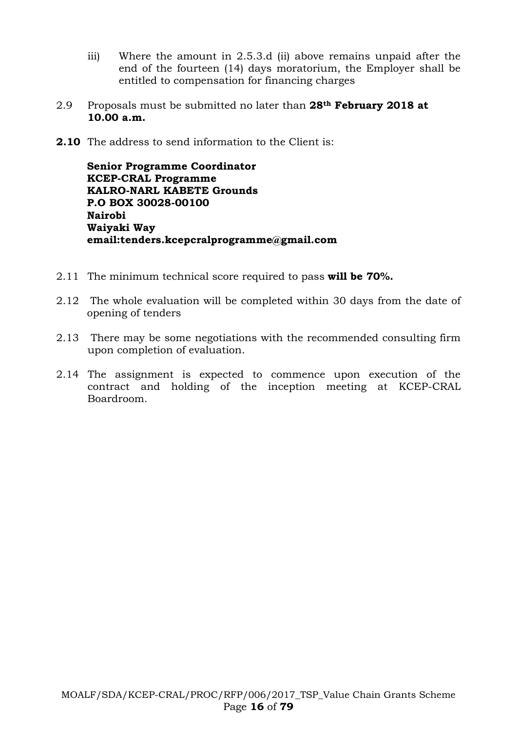iii) Where the amount in 2.5.3.d (ii) above remains unpaid after the end of the fourteen (14) days moratorium, the Employer shall be entitled to compensation for financing charges

2.9 Proposals must be submitted no later than **28th February 2018 at 10.00 a.m.**

**2.10** The address to send information to the Client is:

**Senior Programme Coordinator**
**KCEP-CRAL Programme**
**KALRO-NARL KABETE Grounds**
**P.O BOX 30028-00100**
**Nairobi**
**Waiyaki Way**
**email:tenders.kcepcralprogramme@gmail.com**

2.11 The minimum technical score required to pass **will be 70%.**

2.12 The whole evaluation will be completed within 30 days from the date of opening of tenders

2.13 There may be some negotiations with the recommended consulting firm upon completion of evaluation.

2.14 The assignment is expected to commence upon execution of the contract and holding of the inception meeting at KCEP-CRAL Boardroom.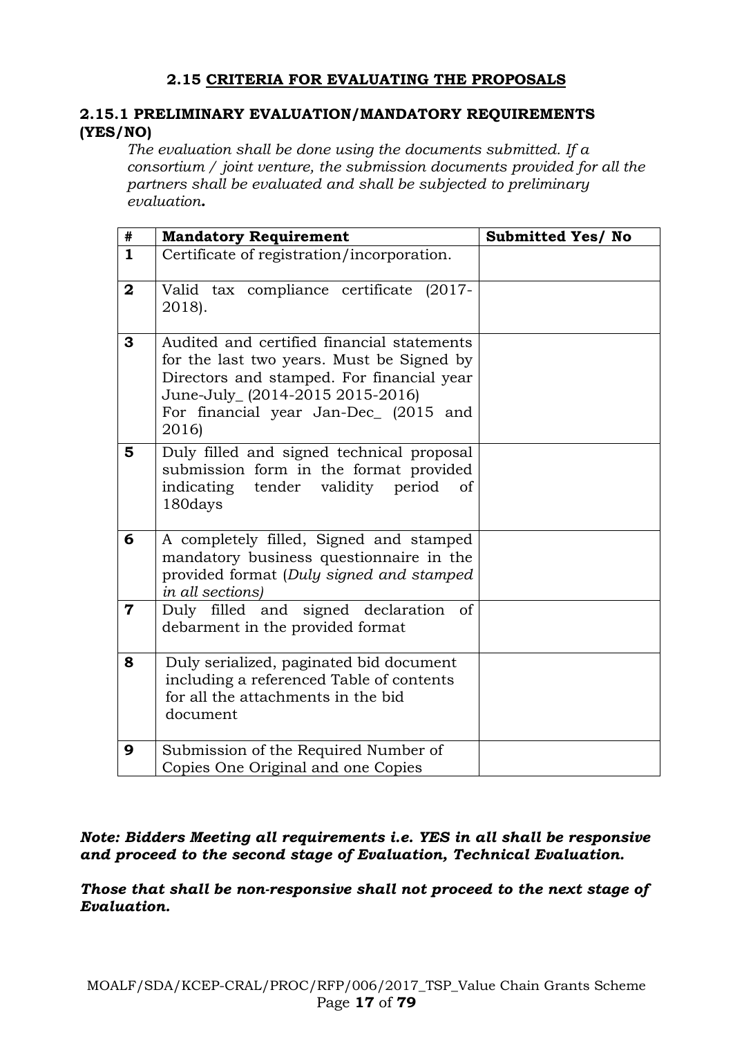## 2.15 CRITERIA FOR EVALUATING THE PROPOSALS

### 2.15.1 PRELIMINARY EVALUATION/MANDATORY REQUIREMENTS (YES/NO)

*The evaluation shall be done using the documents submitted. If a consortium / joint venture, the submission documents provided for all the partners shall be evaluated and shall be subjected to preliminary evaluation.*

| # | Mandatory Requirement | Submitted Yes/ No |
|---|---|---|
| 1 | Certificate of registration/incorporation. | |
| 2 | Valid tax compliance certificate (2017-2018). | |
| 3 | Audited and certified financial statements for the last two years. Must be Signed by Directors and stamped. For financial year June-July_ (2014-2015 2015-2016)<br>For financial year Jan-Dec_ (2015 and 2016) | |
| 5 | Duly filled and signed technical proposal submission form in the format provided indicating tender validity period of 180days | |
| 6 | A completely filled, Signed and stamped mandatory business questionnaire in the provided format (*Duly signed and stamped in all sections)* | |
| 7 | Duly filled and signed declaration of debarment in the provided format | |
| 8 | Duly serialized, paginated bid document including a referenced Table of contents for all the attachments in the bid document | |
| 9 | Submission of the Required Number of Copies One Original and one Copies | |

***Note: Bidders Meeting all requirements i.e. YES in all shall be responsive and proceed to the second stage of Evaluation, Technical Evaluation.***

***Those that shall be non-responsive shall not proceed to the next stage of Evaluation.***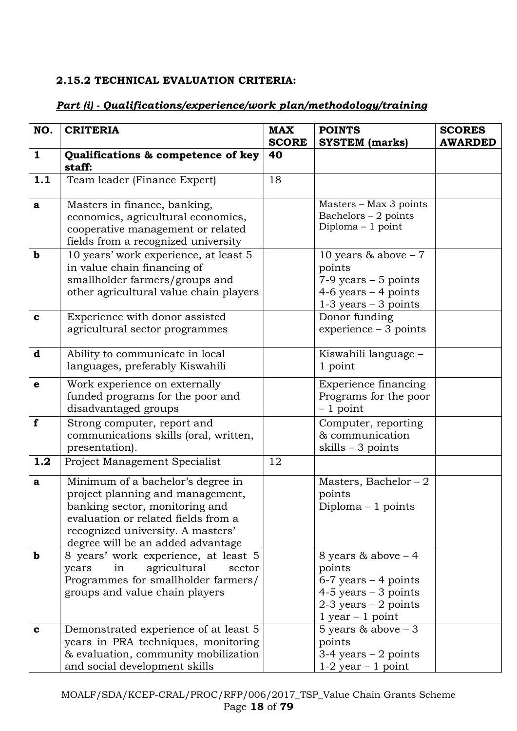**2.15.2 TECHNICAL EVALUATION CRITERIA:**

***Part (i) - Qualifications/experience/work plan/methodology/training***

| NO. | CRITERIA | MAX SCORE | POINTS SYSTEM (marks) | SCORES AWARDED |
|---|---|---|---|---|
| **1** | **Qualifications & competence of key staff:** | **40** | | |
| **1.1** | Team leader (Finance Expert) | 18 | | |
| **a** | Masters in finance, banking, economics, agricultural economics, cooperative management or related fields from a recognized university | | Masters – Max 3 points<br>Bachelors – 2 points<br>Diploma – 1 point | |
| **b** | 10 years' work experience, at least 5 in value chain financing of smallholder farmers/groups and other agricultural value chain players | | 10 years & above – 7 points<br>7-9 years – 5 points<br>4-6 years – 4 points<br>1-3 years – 3 points | |
| **c** | Experience with donor assisted agricultural sector programmes | | Donor funding experience – 3 points | |
| **d** | Ability to communicate in local languages, preferably Kiswahili | | Kiswahili language – 1 point | |
| **e** | Work experience on externally funded programs for the poor and disadvantaged groups | | Experience financing Programs for the poor – 1 point | |
| **f** | Strong computer, report and communications skills (oral, written, presentation). | | Computer, reporting & communication skills – 3 points | |
| **1.2** | Project Management Specialist | 12 | | |
| **a** | Minimum of a bachelor's degree in project planning and management, banking sector, monitoring and evaluation or related fields from a recognized university. A masters' degree will be an added advantage | | Masters, Bachelor – 2 points<br>Diploma – 1 points | |
| **b** | 8 years' work experience, at least 5 years in agricultural sector Programmes for smallholder farmers/ groups and value chain players | | 8 years & above – 4 points<br>6-7 years – 4 points<br>4-5 years – 3 points<br>2-3 years – 2 points<br>1 year – 1 point | |
| **c** | Demonstrated experience of at least 5 years in PRA techniques, monitoring & evaluation, community mobilization and social development skills | | 5 years & above – 3 points<br>3-4 years – 2 points<br>1-2 year – 1 point | |

MOALF/SDA/KCEP-CRAL/PROC/RFP/006/2017_TSP_Value Chain Grants Scheme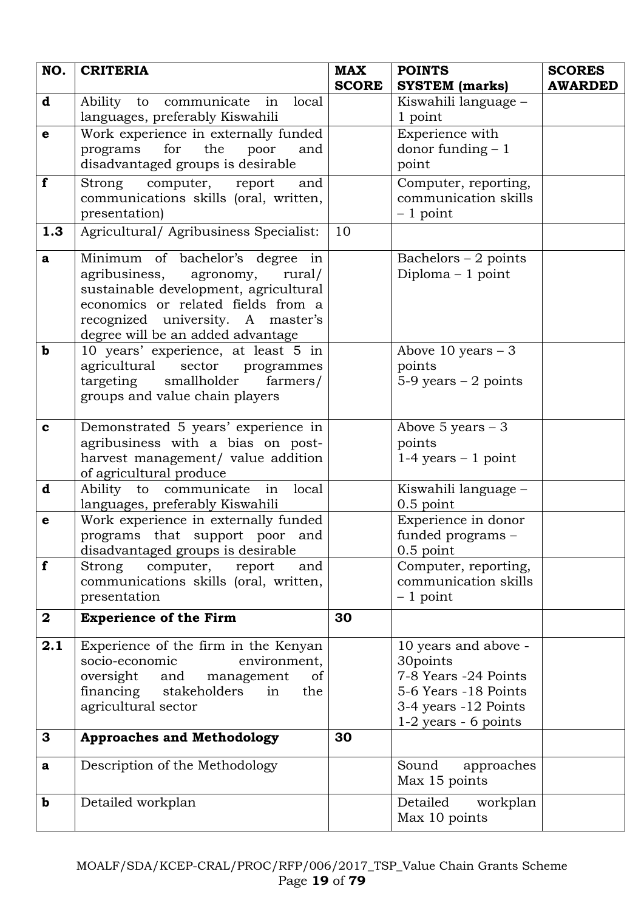| NO. | CRITERIA | MAX SCORE | POINTS SYSTEM (marks) | SCORES AWARDED |
|---|---|---|---|---|
| **d** | Ability to communicate in local languages, preferably Kiswahili | | Kiswahili language – 1 point | |
| **e** | Work experience in externally funded programs for the poor and disadvantaged groups is desirable | | Experience with donor funding – 1 point | |
| **f** | Strong computer, report and communications skills (oral, written, presentation) | | Computer, reporting, communication skills – 1 point | |
| **1.3** | Agricultural/ Agribusiness Specialist: | 10 | | |
| **a** | Minimum of bachelor's degree in agribusiness, agronomy, rural/ sustainable development, agricultural economics or related fields from a recognized university. A master's degree will be an added advantage | | Bachelors – 2 points<br>Diploma – 1 point | |
| **b** | 10 years' experience, at least 5 in agricultural sector programmes targeting smallholder farmers/ groups and value chain players | | Above 10 years – 3 points<br>5-9 years – 2 points | |
| **c** | Demonstrated 5 years' experience in agribusiness with a bias on post-harvest management/ value addition of agricultural produce | | Above 5 years – 3 points<br>1-4 years – 1 point | |
| **d** | Ability to communicate in local languages, preferably Kiswahili | | Kiswahili language – 0.5 point | |
| **e** | Work experience in externally funded programs that support poor and disadvantaged groups is desirable | | Experience in donor funded programs – 0.5 point | |
| **f** | Strong computer, report and communications skills (oral, written, presentation | | Computer, reporting, communication skills – 1 point | |
| **2** | **Experience of the Firm** | **30** | | |
| **2.1** | Experience of the firm in the Kenyan socio-economic environment, oversight and management of financing stakeholders in the agricultural sector | | 10 years and above - 30points<br>7-8 Years -24 Points<br>5-6 Years -18 Points<br>3-4 years -12 Points<br>1-2 years - 6 points | |
| **3** | **Approaches and Methodology** | **30** | | |
| **a** | Description of the Methodology | | Sound approaches Max 15 points | |
| **b** | Detailed workplan | | Detailed workplan Max 10 points | |

MOALF/SDA/KCEP-CRAL/PROC/RFP/006/2017_TSP_Value Chain Grants Scheme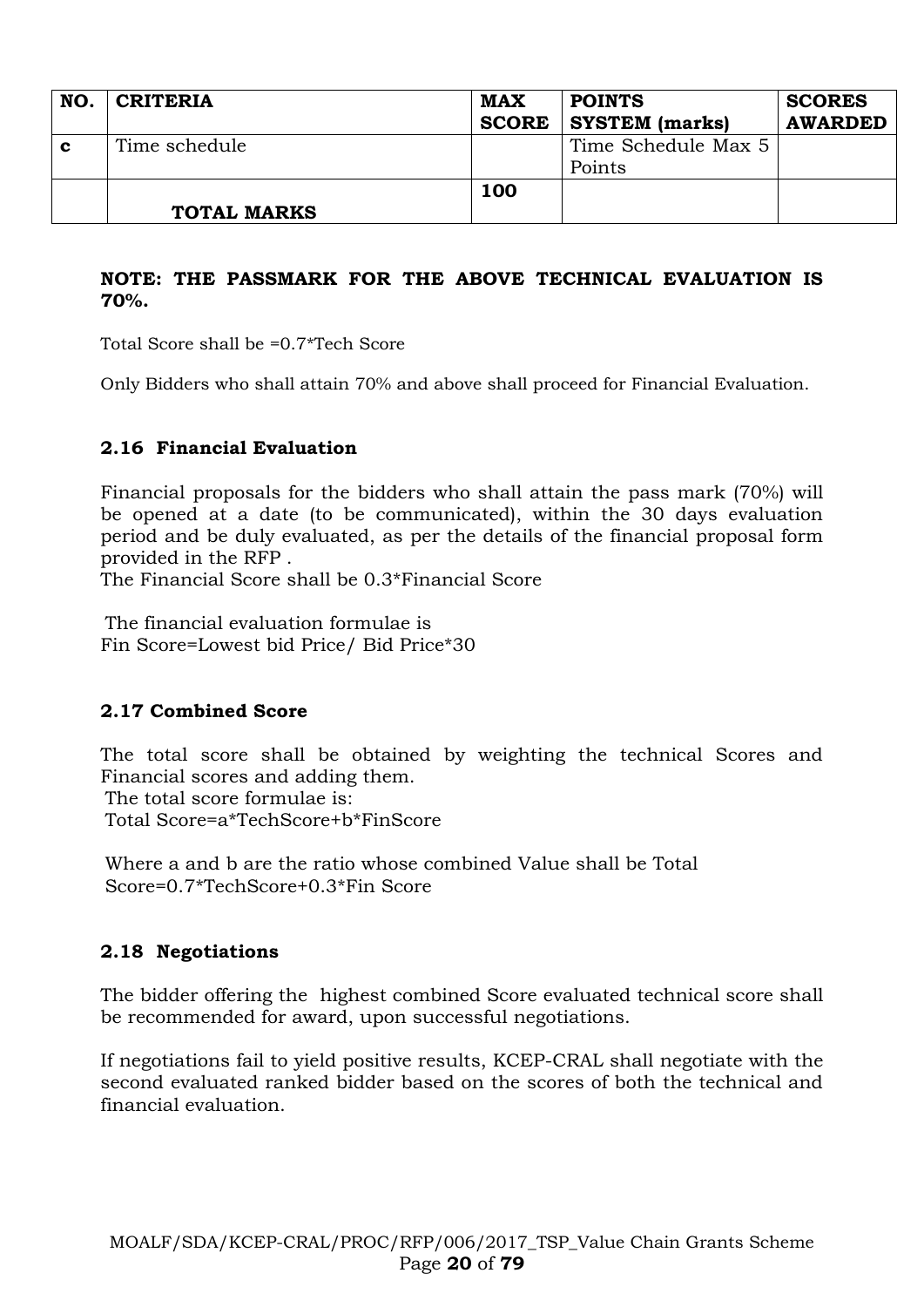| NO. | CRITERIA | MAX SCORE | POINTS SYSTEM (marks) | SCORES AWARDED |
|---|---|---|---|---|
| c | Time schedule | | Time Schedule Max 5 Points | |
| | **TOTAL MARKS** | **100** | | |

**NOTE: THE PASSMARK FOR THE ABOVE TECHNICAL EVALUATION IS 70%.**

Total Score shall be =0.7*Tech Score

Only Bidders who shall attain 70% and above shall proceed for Financial Evaluation.

### 2.16 Financial Evaluation

Financial proposals for the bidders who shall attain the pass mark (70%) will be opened at a date (to be communicated), within the 30 days evaluation period and be duly evaluated, as per the details of the financial proposal form provided in the RFP .

The Financial Score shall be 0.3*Financial Score

The financial evaluation formulae is

Fin Score=Lowest bid Price/ Bid Price*30

### 2.17 Combined Score

The total score shall be obtained by weighting the technical Scores and Financial scores and adding them.

The total score formulae is:

Total Score=a*TechScore+b*FinScore

Where a and b are the ratio whose combined Value shall be Total Score=0.7*TechScore+0.3*Fin Score

### 2.18 Negotiations

The bidder offering the highest combined Score evaluated technical score shall be recommended for award, upon successful negotiations.

If negotiations fail to yield positive results, KCEP-CRAL shall negotiate with the second evaluated ranked bidder based on the scores of both the technical and financial evaluation.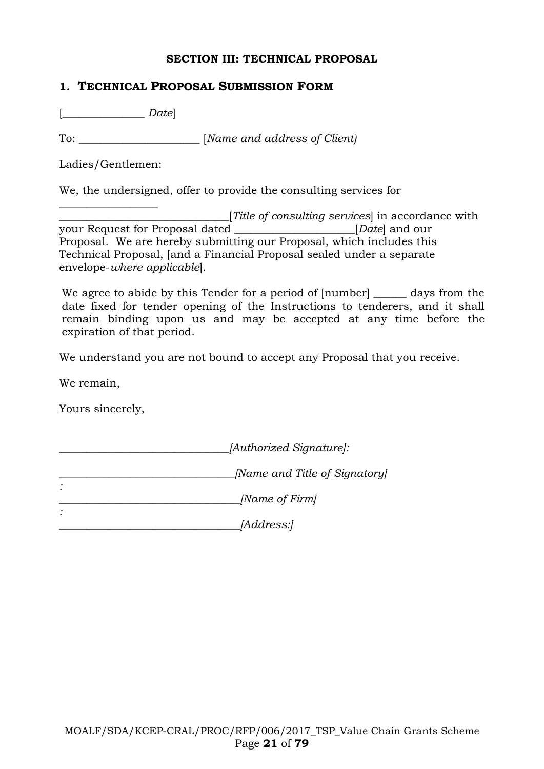**SECTION III: TECHNICAL PROPOSAL**

## 1. TECHNICAL PROPOSAL SUBMISSION FORM

[______________ *Date*]

To: ____________________ [*Name and address of Client)*

Ladies/Gentlemen:

We, the undersigned, offer to provide the consulting services for ________________ ____________________________[*Title of consulting services*] in accordance with your Request for Proposal dated ____________________[*Date*] and our Proposal. We are hereby submitting our Proposal, which includes this Technical Proposal, [and a Financial Proposal sealed under a separate envelope-*where applicable*].

We agree to abide by this Tender for a period of [number] ______ days from the date fixed for tender opening of the Instructions to tenderers, and it shall remain binding upon us and may be accepted at any time before the expiration of that period.

We understand you are not bound to accept any Proposal that you receive.

We remain,

Yours sincerely,

_____________________________*[Authorized Signature]:*

______________________________*[Name and Title of Signatory]*
*:*
______________________________*[Name of Firm]*
*:*
______________________________*[Address:]*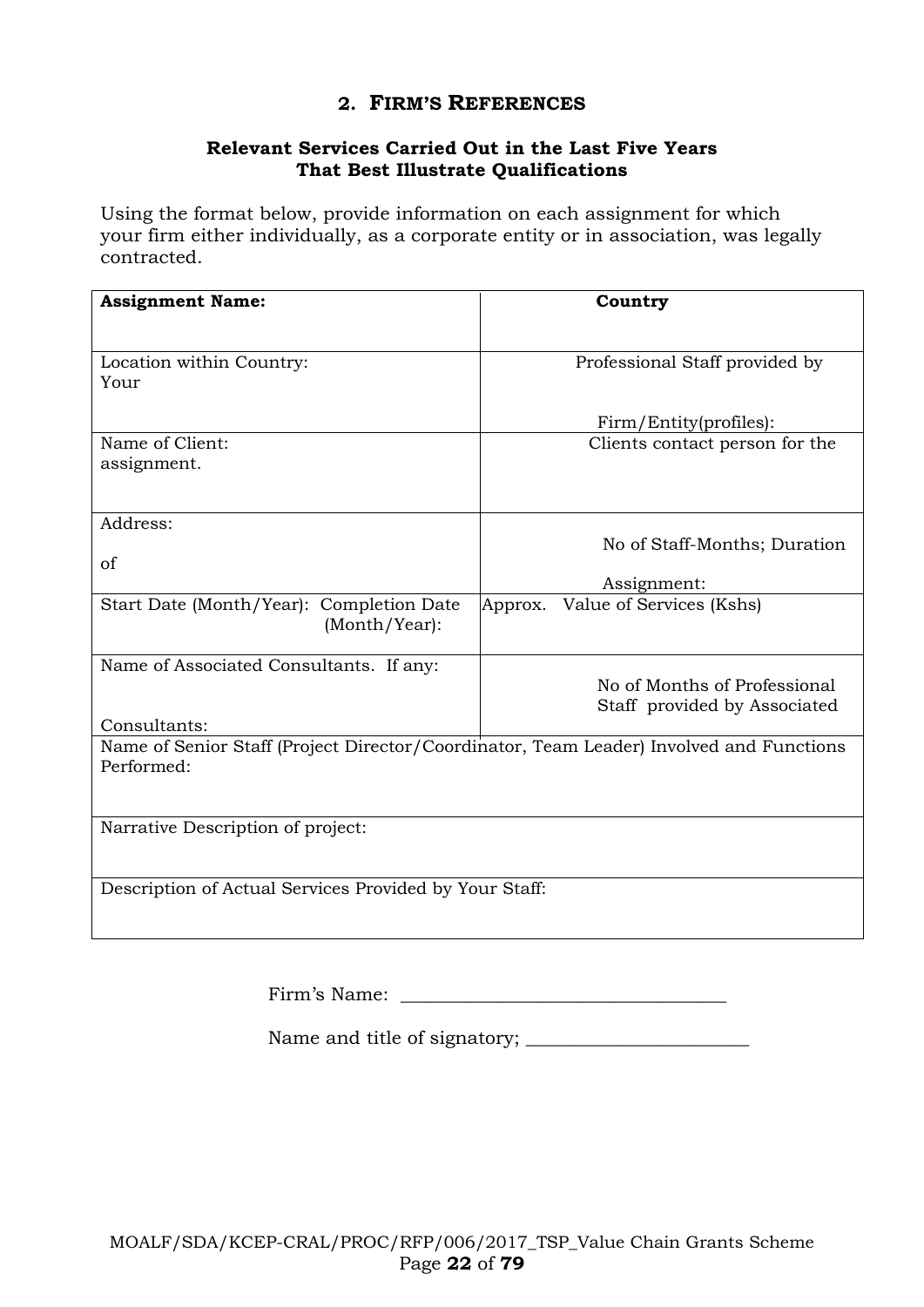## 2. FIRM'S REFERENCES

**Relevant Services Carried Out in the Last Five Years That Best Illustrate Qualifications**

Using the format below, provide information on each assignment for which your firm either individually, as a corporate entity or in association, was legally contracted.

| **Assignment Name:** | **Country** |
|---|---|
| Location within Country: Your | Professional Staff provided by Firm/Entity(profiles): |
| Name of Client: assignment. | Clients contact person for the |
| Address: of | No of Staff-Months; Duration Assignment: |
| Start Date (Month/Year): Completion Date (Month/Year): | Approx. Value of Services (Kshs) |
| Name of Associated Consultants. If any: Consultants: | No of Months of Professional Staff provided by Associated |
| Name of Senior Staff (Project Director/Coordinator, Team Leader) Involved and Functions Performed: | |
| Narrative Description of project: | |
| Description of Actual Services Provided by Your Staff: | |

Firm's Name: ___________________________________

Name and title of signatory; ________________________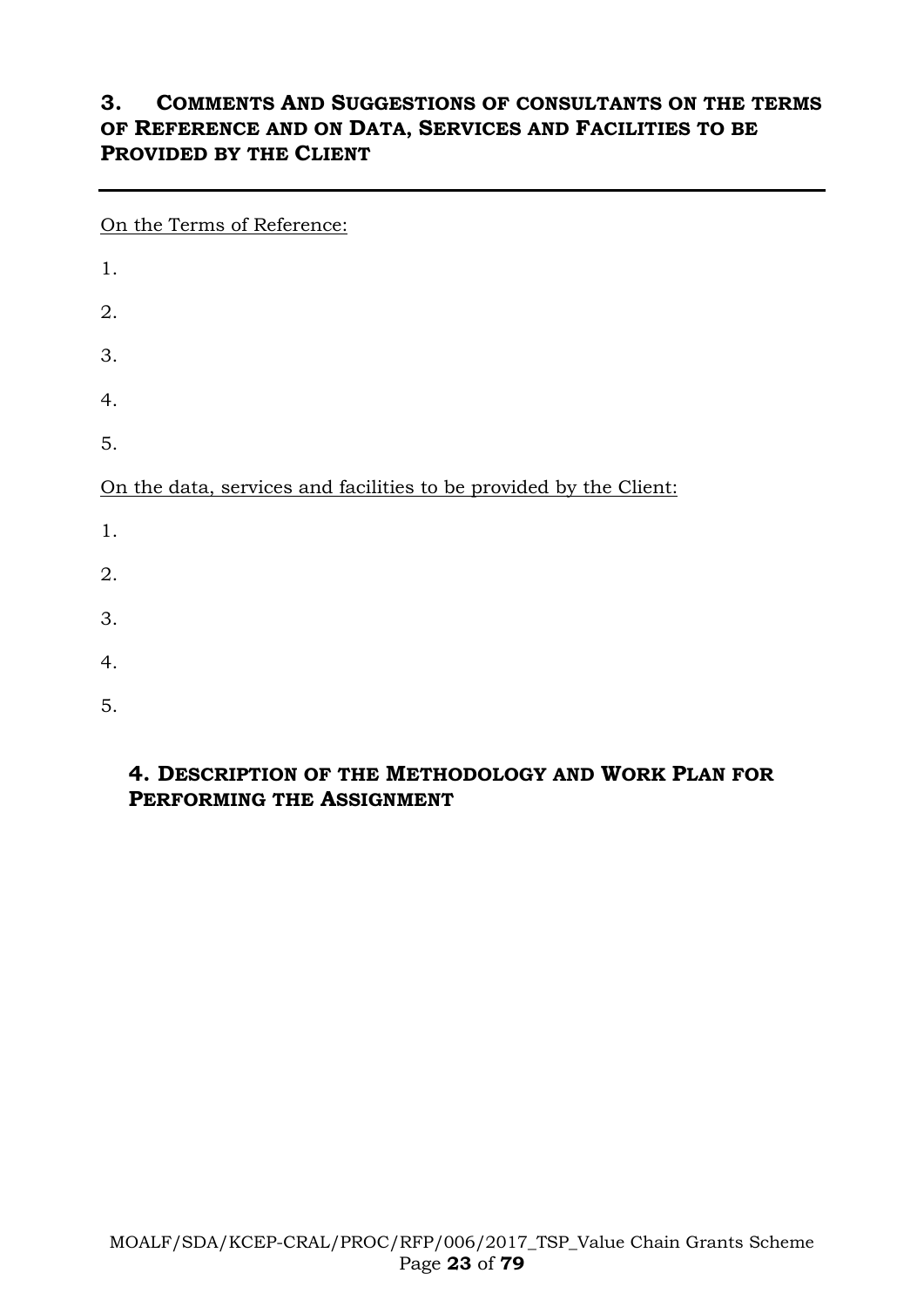## 3. COMMENTS AND SUGGESTIONS OF CONSULTANTS ON THE TERMS OF REFERENCE AND ON DATA, SERVICES AND FACILITIES TO BE PROVIDED BY THE CLIENT

---

On the Terms of Reference:

1.

2.

3.

4.

5.

On the data, services and facilities to be provided by the Client:

1.

2.

3.

4.

5.

## 4. DESCRIPTION OF THE METHODOLOGY AND WORK PLAN FOR PERFORMING THE ASSIGNMENT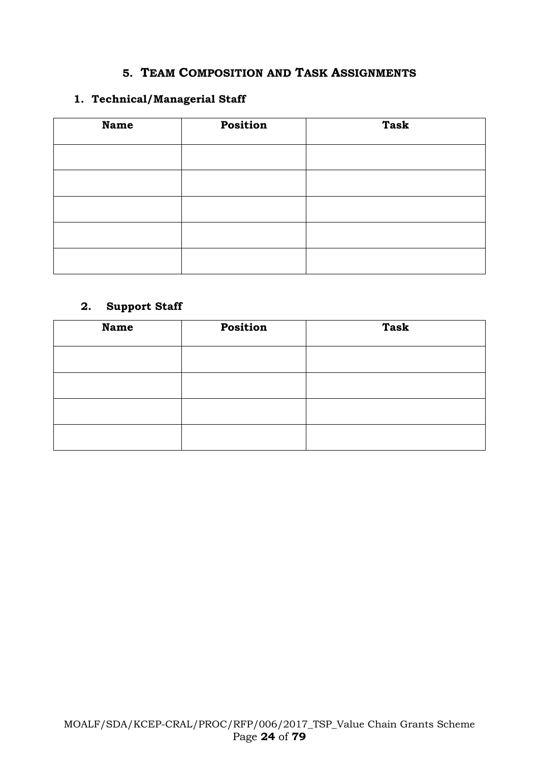## 5. Team Composition and Task Assignments

### 1. Technical/Managerial Staff

| Name | Position | Task |
|---|---|---|
| | | |
| | | |
| | | |
| | | |
| | | |

### 2. Support Staff

| Name | Position | Task |
|---|---|---|
| | | |
| | | |
| | | |
| | | |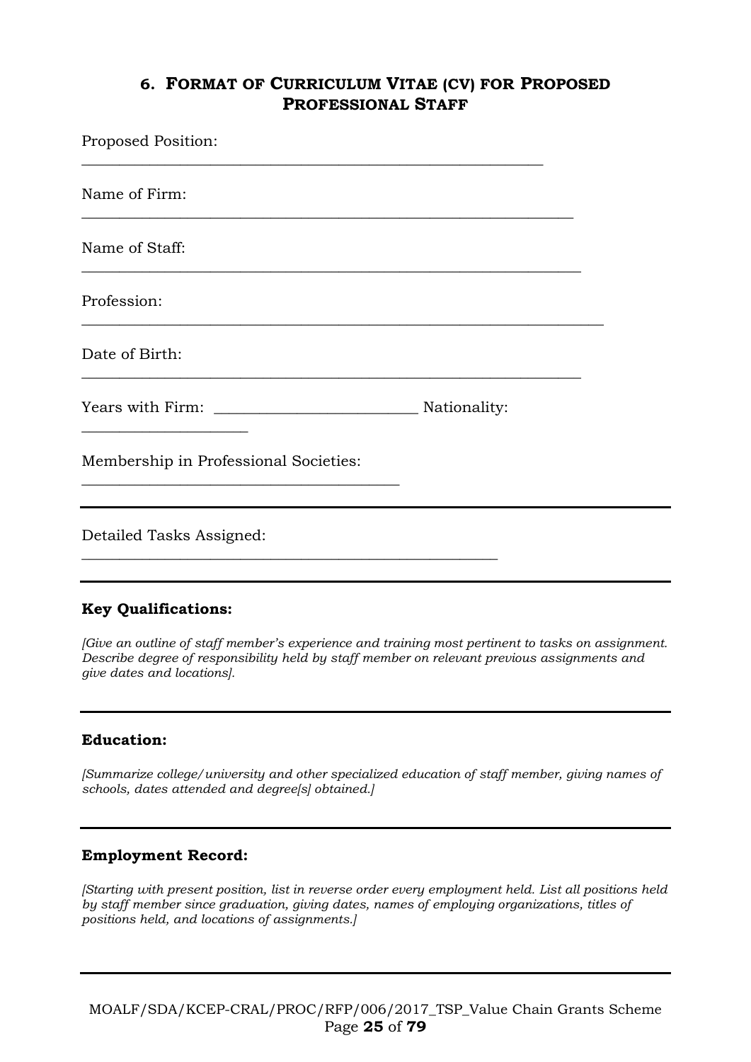## 6. Format of Curriculum Vitae (CV) for Proposed Professional Staff

Proposed Position: ______________________________________________________________

Name of Firm: ______________________________________________________________

Name of Staff: ______________________________________________________________

Profession: ______________________________________________________________

Date of Birth: ______________________________________________________________

Years with Firm: ___________________________ Nationality: _____________________

Membership in Professional Societies: __________________________________________

---

Detailed Tasks Assigned: _______________________________________________________

---

**Key Qualifications:**

*[Give an outline of staff member's experience and training most pertinent to tasks on assignment. Describe degree of responsibility held by staff member on relevant previous assignments and give dates and locations].*

---

**Education:**

*[Summarize college/university and other specialized education of staff member, giving names of schools, dates attended and degree[s] obtained.]*

---

**Employment Record:**

*[Starting with present position, list in reverse order every employment held. List all positions held by staff member since graduation, giving dates, names of employing organizations, titles of positions held, and locations of assignments.]*

---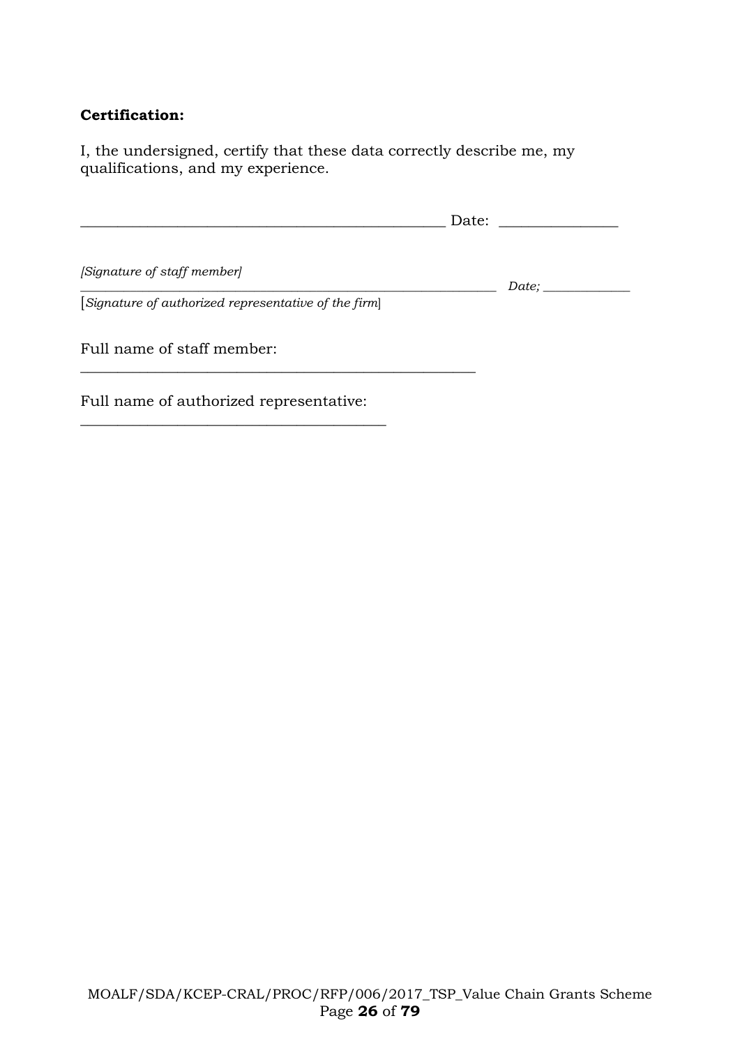**Certification:**

I, the undersigned, certify that these data correctly describe me, my qualifications, and my experience.

_________________________________________________ Date: _______________

*[Signature of staff member]*

_______________________________________________________ *Date;* ____________

[*Signature of authorized representative of the firm*]

Full name of staff member: ____________________________________________________

Full name of authorized representative: ________________________________________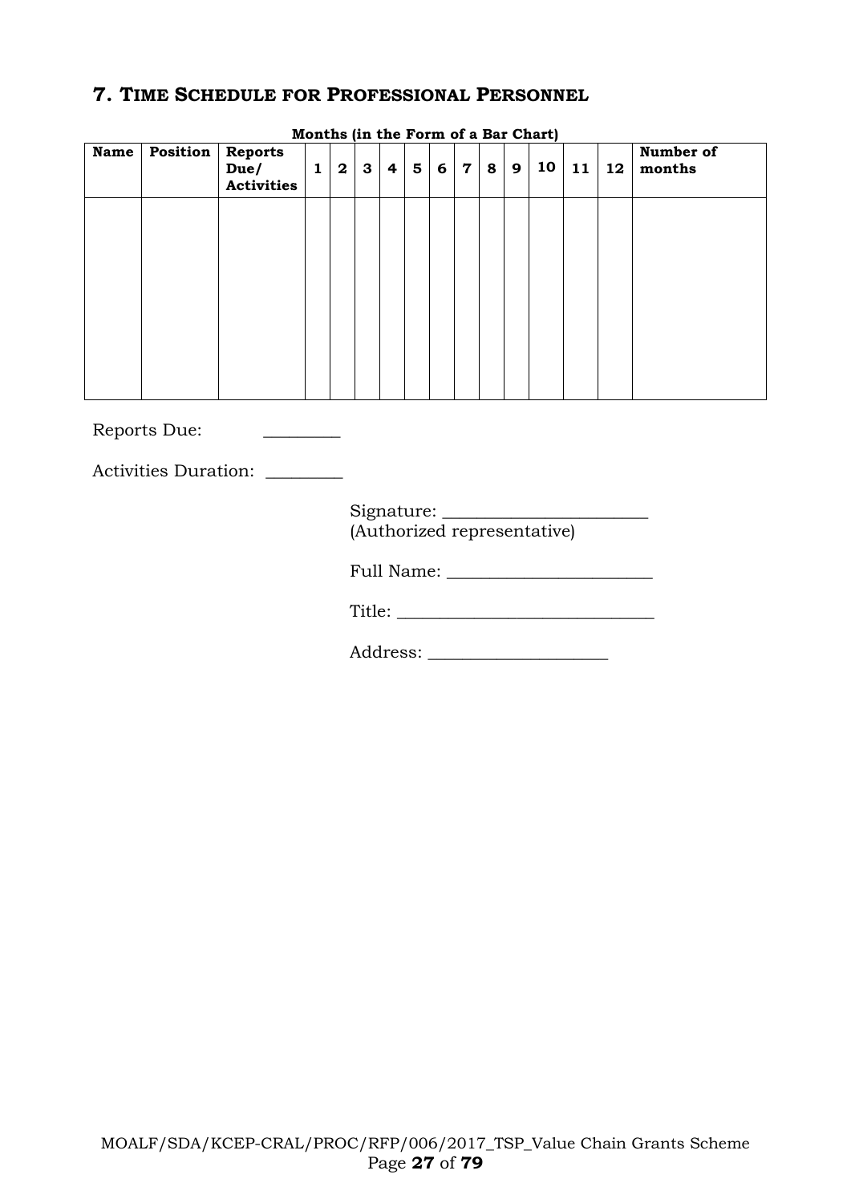## 7. TIME SCHEDULE FOR PROFESSIONAL PERSONNEL

**Months (in the Form of a Bar Chart)**

| Name | Position | Reports Due/ Activities | 1 | 2 | 3 | 4 | 5 | 6 | 7 | 8 | 9 | 10 | 11 | 12 | Number of months |
|---|---|---|---|---|---|---|---|---|---|---|---|---|---|---|---|
| | | | | | | | | | | | | | | | |

Reports Due: _________

Activities Duration: _________

Signature: ________________________
(Authorized representative)

Full Name: ________________________

Title: ______________________________

Address: _____________________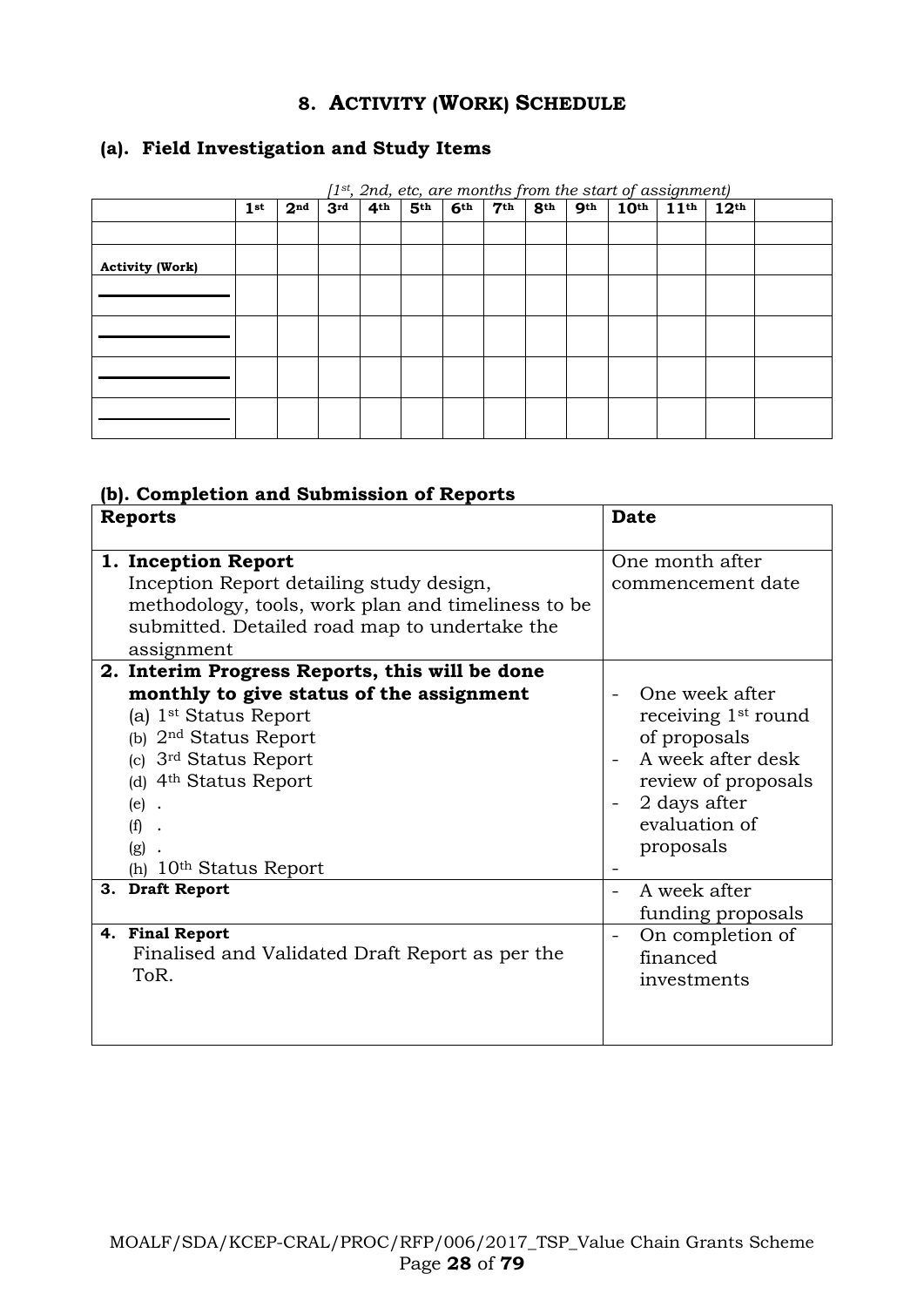## 8. ACTIVITY (WORK) SCHEDULE

### (a). Field Investigation and Study Items

*[1st, 2nd, etc, are months from the start of assignment)*

| | 1st | 2nd | 3rd | 4th | 5th | 6th | 7th | 8th | 9th | 10th | 11th | 12th | |
|---|---|---|---|---|---|---|---|---|---|---|---|---|---|
| | | | | | | | | | | | | | |
| **Activity (Work)** | | | | | | | | | | | | | |
| ____________ | | | | | | | | | | | | | |
| ____________ | | | | | | | | | | | | | |
| ____________ | | | | | | | | | | | | | |
| ____________ | | | | | | | | | | | | | |

### (b). Completion and Submission of Reports

| Reports | Date |
|---|---|
| **1. Inception Report**<br>Inception Report detailing study design, methodology, tools, work plan and timeliness to be submitted. Detailed road map to undertake the assignment | One month after commencement date |
| **2. Interim Progress Reports, this will be done monthly to give status of the assignment**<br>(a) 1st Status Report<br>(b) 2nd Status Report<br>(c) 3rd Status Report<br>(d) 4th Status Report<br>(e) .<br>(f) .<br>(g) .<br>(h) 10th Status Report | - One week after receiving 1st round of proposals<br>- A week after desk review of proposals<br>- 2 days after evaluation of proposals<br>- |
| **3. Draft Report** | - A week after funding proposals |
| **4. Final Report**<br>Finalised and Validated Draft Report as per the ToR. | - On completion of financed investments |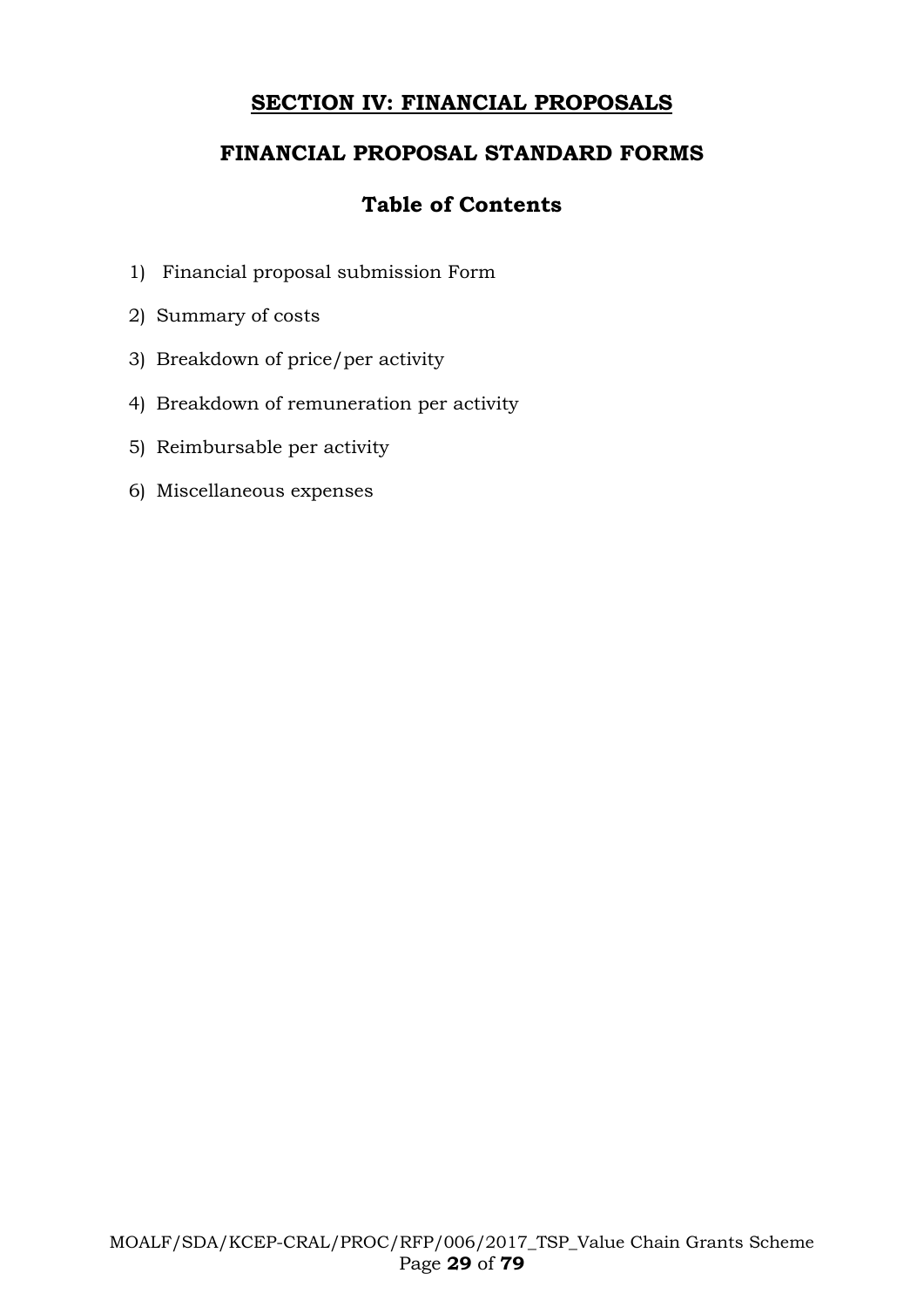# **SECTION IV: FINANCIAL PROPOSALS**

## FINANCIAL PROPOSAL STANDARD FORMS

### Table of Contents

1) Financial proposal submission Form
2) Summary of costs
3) Breakdown of price/per activity
4) Breakdown of remuneration per activity
5) Reimbursable per activity
6) Miscellaneous expenses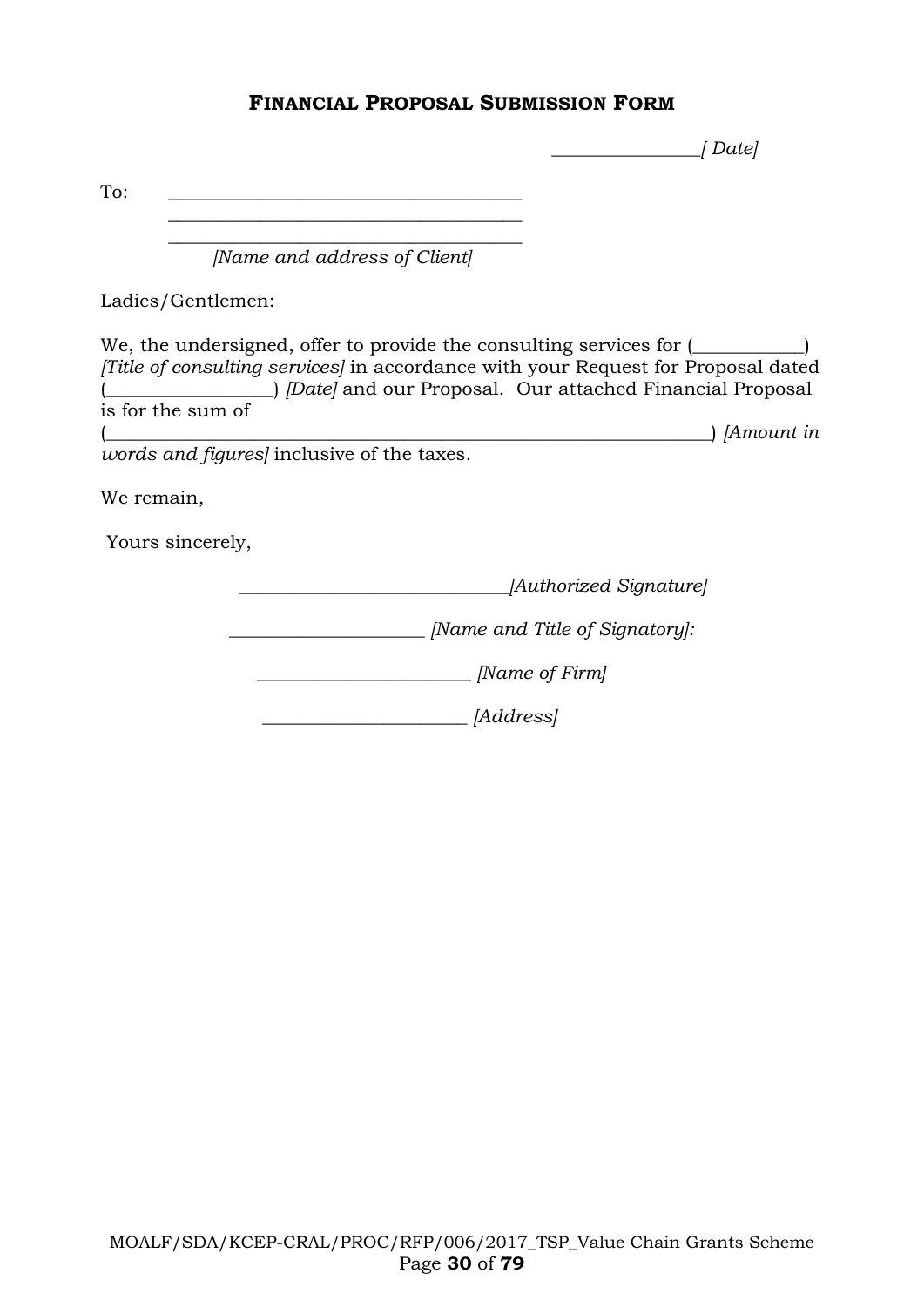# FINANCIAL PROPOSAL SUBMISSION FORM

_______________*[ Date]*

To: _____________________________________
_____________________________________
_____________________________________
*[Name and address of Client]*

Ladies/Gentlemen:

We, the undersigned, offer to provide the consulting services for (___________) *[Title of consulting services]* in accordance with your Request for Proposal dated (_________________) *[Date]* and our Proposal. Our attached Financial Proposal is for the sum of (_______________________________________________________________) *[Amount in words and figures]* inclusive of the taxes.

We remain,

Yours sincerely,

____________________________*[Authorized Signature]*

____________________ *[Name and Title of Signatory]:*

______________________ *[Name of Firm]*

_____________________ *[Address]*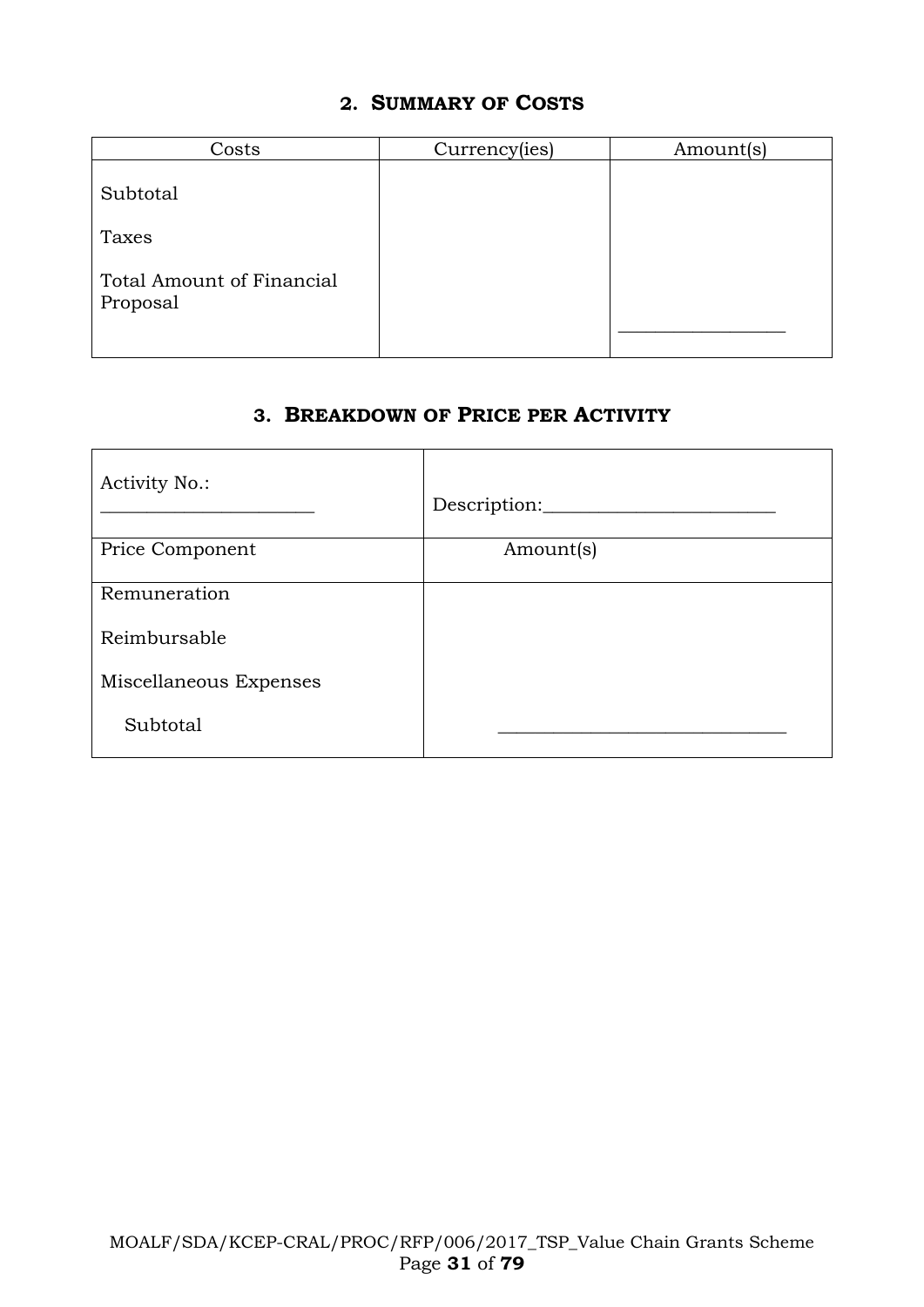## 2. SUMMARY OF COSTS

| Costs | Currency(ies) | Amount(s) |
|---|---|---|
| Subtotal | | |
| Taxes | | |
| Total Amount of Financial Proposal | | ________________ |

## 3. BREAKDOWN OF PRICE PER ACTIVITY

| Activity No.: ______________________ | Description:________________________ |
|---|---|
| Price Component | Amount(s) |
| Remuneration | |
| Reimbursable | |
| Miscellaneous Expenses | |
| Subtotal | ______________________________ |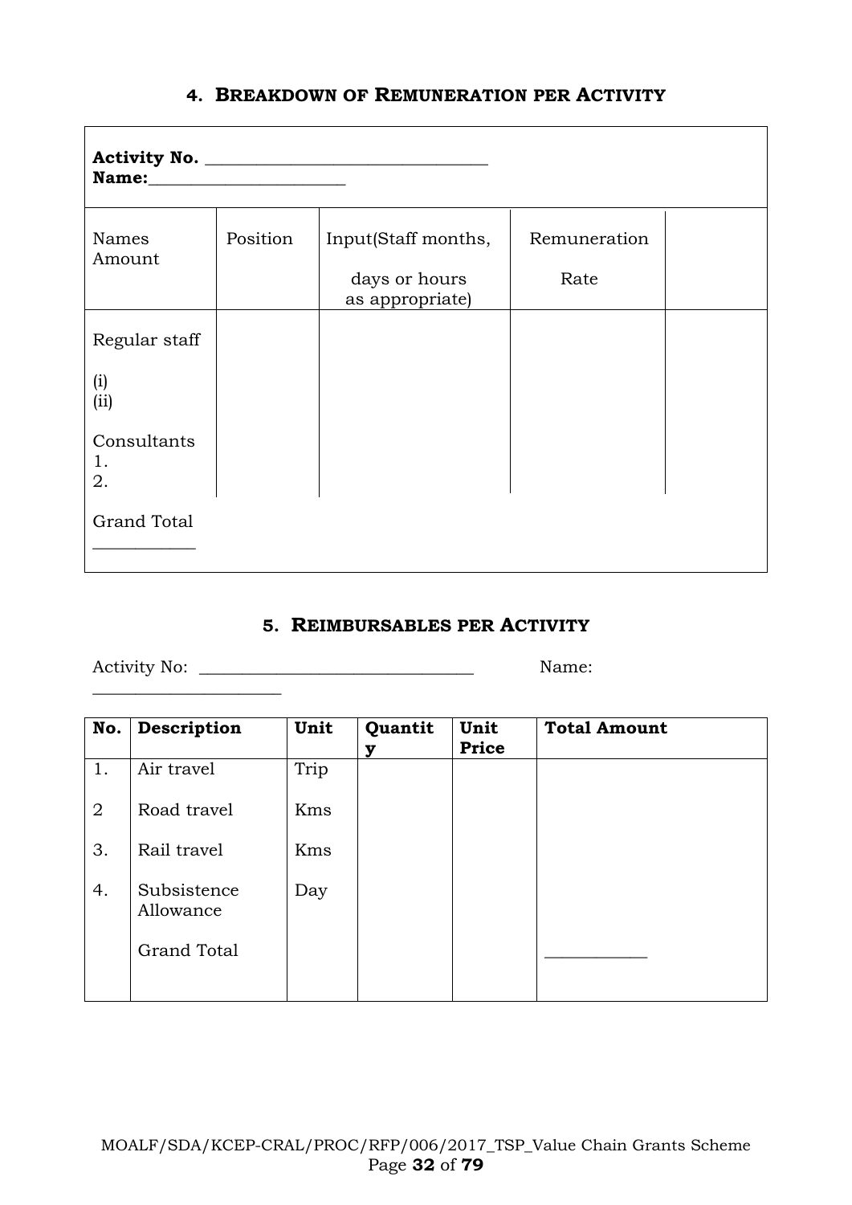## 4. Breakdown of Remuneration per Activity

**Activity No.** ______________________________
**Name:**____________________

| Names Amount | Position | Input(Staff months, days or hours as appropriate) | Remuneration Rate | |
|---|---|---|---|---|
| Regular staff | | | | |
| (i) | | | | |
| (ii) | | | | |
| Consultants | | | | |
| 1. | | | | |
| 2. | | | | |
| Grand Total ___________ | | | | |

## 5. Reimbursables per Activity

Activity No: ______________________________ Name: ____________________

| No. | Description | Unit | Quantity | Unit Price | Total Amount |
|---|---|---|---|---|---|
| 1. | Air travel | Trip | | | |
| 2 | Road travel | Kms | | | |
| 3. | Rail travel | Kms | | | |
| 4. | Subsistence Allowance | Day | | | |
| | Grand Total | | | | ___________ |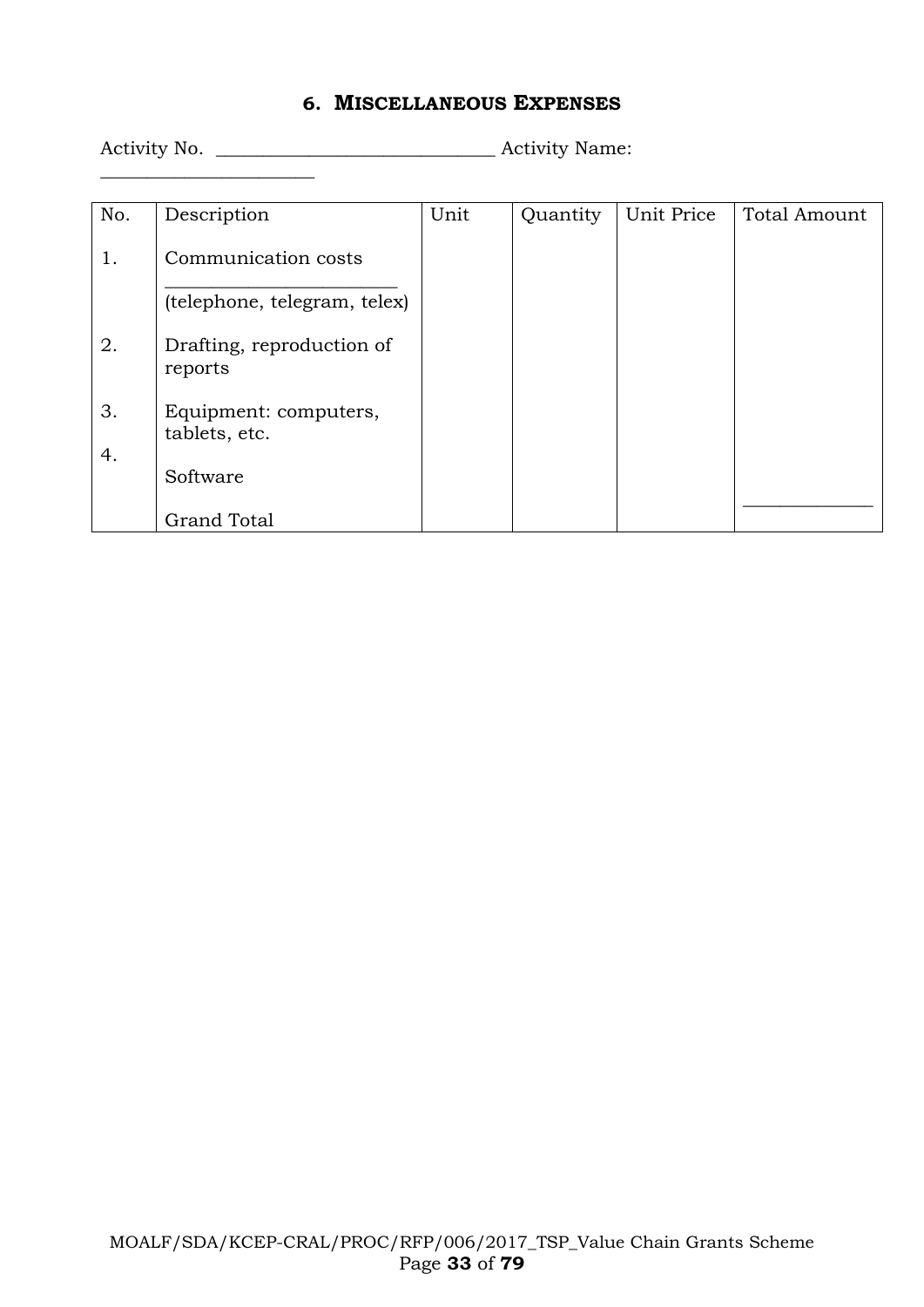## 6. MISCELLANEOUS EXPENSES

Activity No. ______________________________ Activity Name: ______________________

| No. | Description | Unit | Quantity | Unit Price | Total Amount |
|---|---|---|---|---|---|
| 1. | Communication costs ________________________ (telephone, telegram, telex) | | | | |
| 2. | Drafting, reproduction of reports | | | | |
| 3. | Equipment: computers, tablets, etc. | | | | |
| 4. | Software | | | | |
| | Grand Total | | | | ____________ |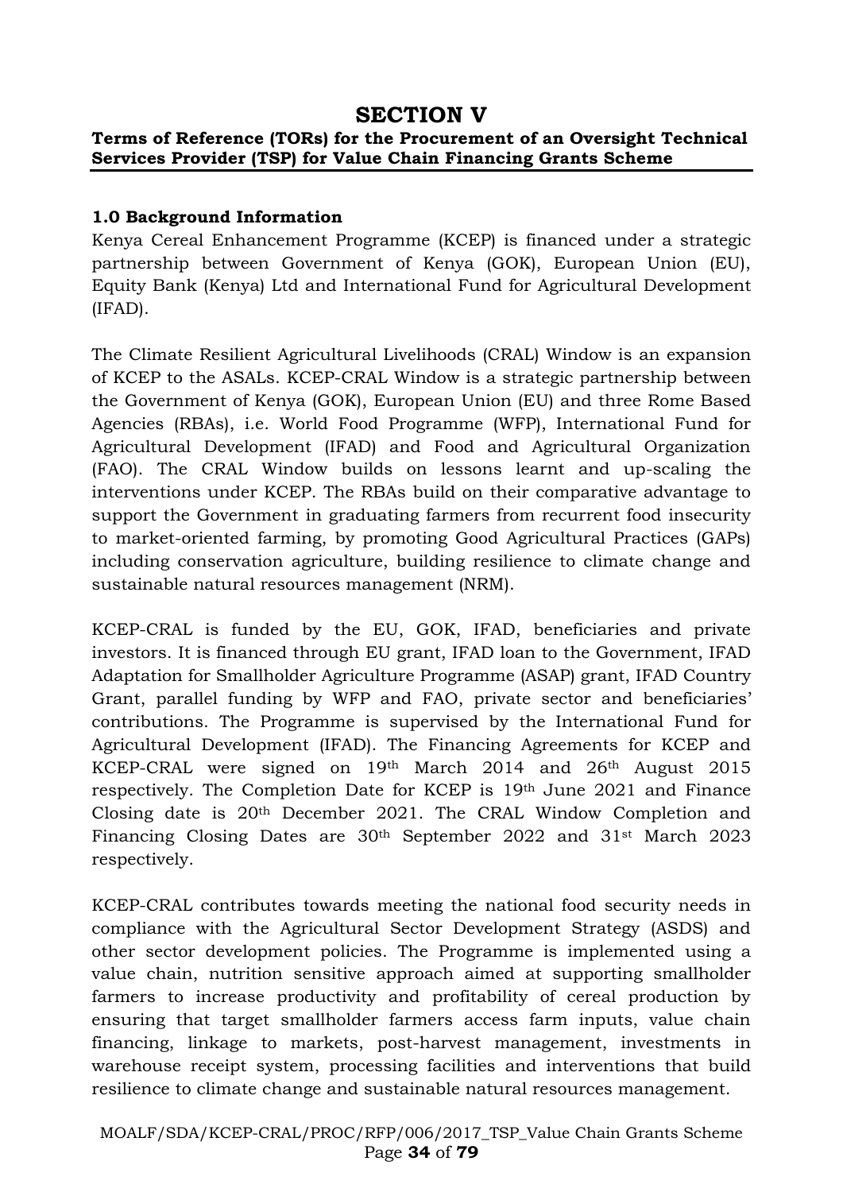# SECTION V

**Terms of Reference (TORs) for the Procurement of an Oversight Technical Services Provider (TSP) for Value Chain Financing Grants Scheme**

### 1.0 Background Information

Kenya Cereal Enhancement Programme (KCEP) is financed under a strategic partnership between Government of Kenya (GOK), European Union (EU), Equity Bank (Kenya) Ltd and International Fund for Agricultural Development (IFAD).

The Climate Resilient Agricultural Livelihoods (CRAL) Window is an expansion of KCEP to the ASALs. KCEP-CRAL Window is a strategic partnership between the Government of Kenya (GOK), European Union (EU) and three Rome Based Agencies (RBAs), i.e. World Food Programme (WFP), International Fund for Agricultural Development (IFAD) and Food and Agricultural Organization (FAO). The CRAL Window builds on lessons learnt and up-scaling the interventions under KCEP. The RBAs build on their comparative advantage to support the Government in graduating farmers from recurrent food insecurity to market-oriented farming, by promoting Good Agricultural Practices (GAPs) including conservation agriculture, building resilience to climate change and sustainable natural resources management (NRM).

KCEP-CRAL is funded by the EU, GOK, IFAD, beneficiaries and private investors. It is financed through EU grant, IFAD loan to the Government, IFAD Adaptation for Smallholder Agriculture Programme (ASAP) grant, IFAD Country Grant, parallel funding by WFP and FAO, private sector and beneficiaries' contributions. The Programme is supervised by the International Fund for Agricultural Development (IFAD). The Financing Agreements for KCEP and KCEP-CRAL were signed on 19th March 2014 and 26th August 2015 respectively. The Completion Date for KCEP is 19th June 2021 and Finance Closing date is 20th December 2021. The CRAL Window Completion and Financing Closing Dates are 30th September 2022 and 31st March 2023 respectively.

KCEP-CRAL contributes towards meeting the national food security needs in compliance with the Agricultural Sector Development Strategy (ASDS) and other sector development policies. The Programme is implemented using a value chain, nutrition sensitive approach aimed at supporting smallholder farmers to increase productivity and profitability of cereal production by ensuring that target smallholder farmers access farm inputs, value chain financing, linkage to markets, post-harvest management, investments in warehouse receipt system, processing facilities and interventions that build resilience to climate change and sustainable natural resources management.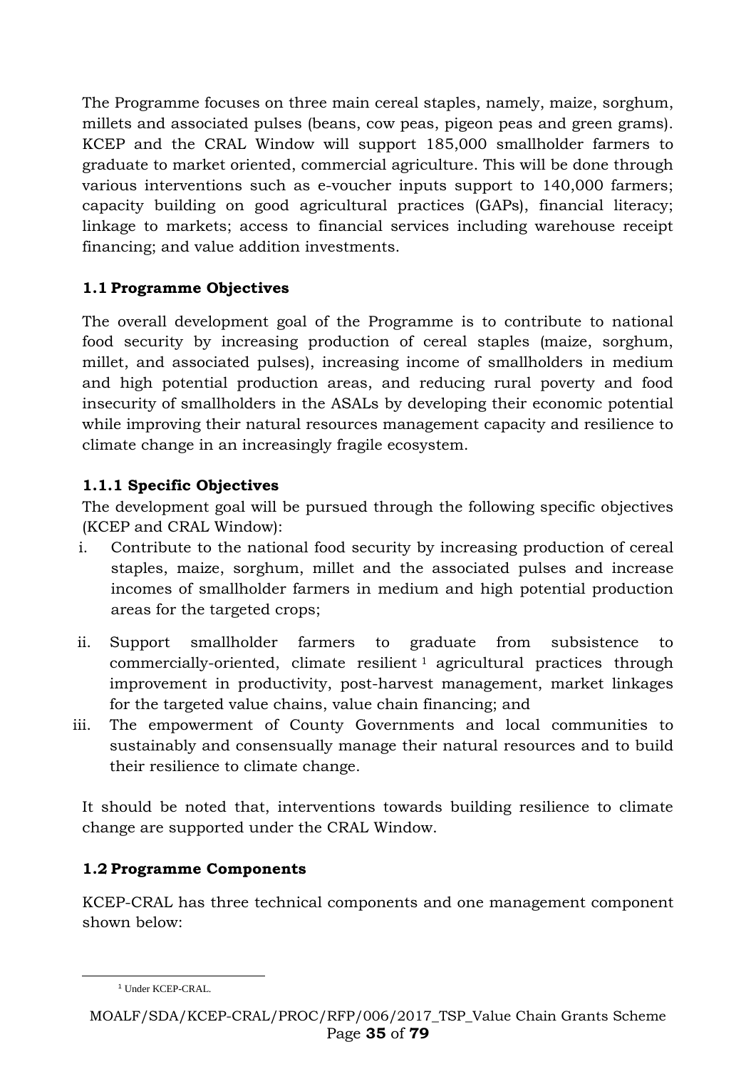The Programme focuses on three main cereal staples, namely, maize, sorghum, millets and associated pulses (beans, cow peas, pigeon peas and green grams). KCEP and the CRAL Window will support 185,000 smallholder farmers to graduate to market oriented, commercial agriculture. This will be done through various interventions such as e-voucher inputs support to 140,000 farmers; capacity building on good agricultural practices (GAPs), financial literacy; linkage to markets; access to financial services including warehouse receipt financing; and value addition investments.

## 1.1 Programme Objectives

The overall development goal of the Programme is to contribute to national food security by increasing production of cereal staples (maize, sorghum, millet, and associated pulses), increasing income of smallholders in medium and high potential production areas, and reducing rural poverty and food insecurity of smallholders in the ASALs by developing their economic potential while improving their natural resources management capacity and resilience to climate change in an increasingly fragile ecosystem.

### 1.1.1 Specific Objectives

The development goal will be pursued through the following specific objectives (KCEP and CRAL Window):

i. Contribute to the national food security by increasing production of cereal staples, maize, sorghum, millet and the associated pulses and increase incomes of smallholder farmers in medium and high potential production areas for the targeted crops;

ii. Support smallholder farmers to graduate from subsistence to commercially-oriented, climate resilient [1] agricultural practices through improvement in productivity, post-harvest management, market linkages for the targeted value chains, value chain financing; and

iii. The empowerment of County Governments and local communities to sustainably and consensually manage their natural resources and to build their resilience to climate change.

It should be noted that, interventions towards building resilience to climate change are supported under the CRAL Window.

## 1.2 Programme Components

KCEP-CRAL has three technical components and one management component shown below:

[1] Under KCEP-CRAL.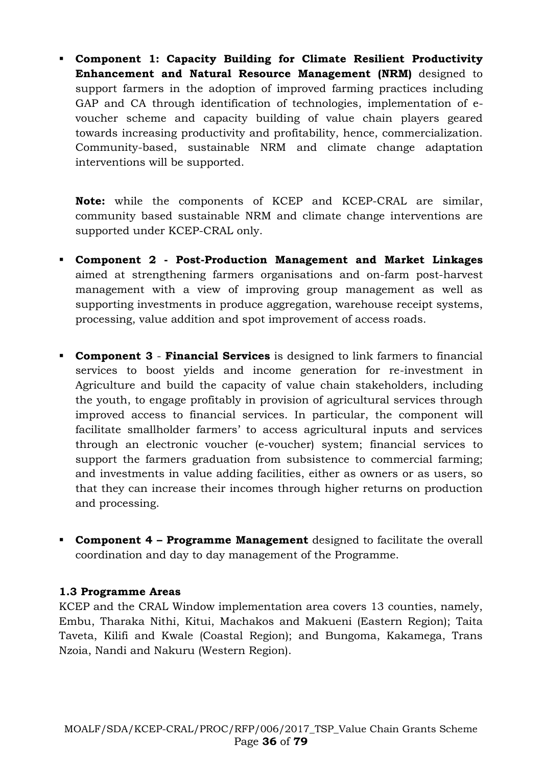- **Component 1: Capacity Building for Climate Resilient Productivity Enhancement and Natural Resource Management (NRM)** designed to support farmers in the adoption of improved farming practices including GAP and CA through identification of technologies, implementation of e-voucher scheme and capacity building of value chain players geared towards increasing productivity and profitability, hence, commercialization. Community-based, sustainable NRM and climate change adaptation interventions will be supported.

  **Note:** while the components of KCEP and KCEP-CRAL are similar, community based sustainable NRM and climate change interventions are supported under KCEP-CRAL only.

- **Component 2 - Post-Production Management and Market Linkages** aimed at strengthening farmers organisations and on-farm post-harvest management with a view of improving group management as well as supporting investments in produce aggregation, warehouse receipt systems, processing, value addition and spot improvement of access roads.

- **Component 3** - **Financial Services** is designed to link farmers to financial services to boost yields and income generation for re-investment in Agriculture and build the capacity of value chain stakeholders, including the youth, to engage profitably in provision of agricultural services through improved access to financial services. In particular, the component will facilitate smallholder farmers' to access agricultural inputs and services through an electronic voucher (e-voucher) system; financial services to support the farmers graduation from subsistence to commercial farming; and investments in value adding facilities, either as owners or as users, so that they can increase their incomes through higher returns on production and processing.

- **Component 4 – Programme Management** designed to facilitate the overall coordination and day to day management of the Programme.

### 1.3 Programme Areas

KCEP and the CRAL Window implementation area covers 13 counties, namely, Embu, Tharaka Nithi, Kitui, Machakos and Makueni (Eastern Region); Taita Taveta, Kilifi and Kwale (Coastal Region); and Bungoma, Kakamega, Trans Nzoia, Nandi and Nakuru (Western Region).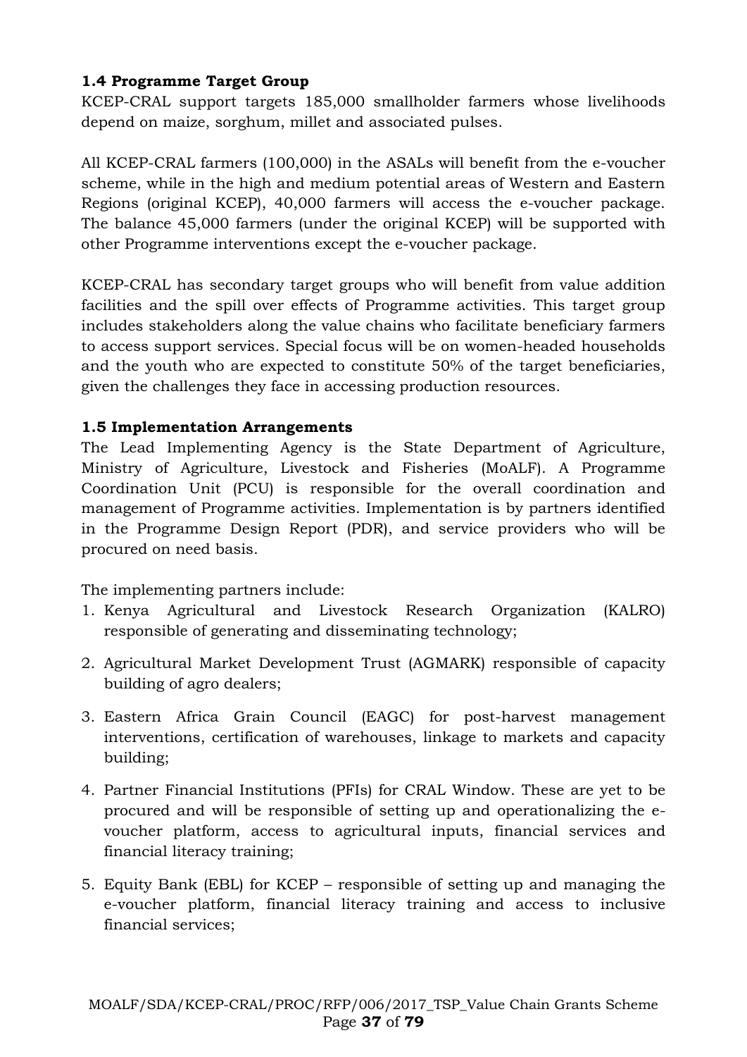### 1.4 Programme Target Group

KCEP-CRAL support targets 185,000 smallholder farmers whose livelihoods depend on maize, sorghum, millet and associated pulses.

All KCEP-CRAL farmers (100,000) in the ASALs will benefit from the e-voucher scheme, while in the high and medium potential areas of Western and Eastern Regions (original KCEP), 40,000 farmers will access the e-voucher package. The balance 45,000 farmers (under the original KCEP) will be supported with other Programme interventions except the e-voucher package.

KCEP-CRAL has secondary target groups who will benefit from value addition facilities and the spill over effects of Programme activities. This target group includes stakeholders along the value chains who facilitate beneficiary farmers to access support services. Special focus will be on women-headed households and the youth who are expected to constitute 50% of the target beneficiaries, given the challenges they face in accessing production resources.

### 1.5 Implementation Arrangements

The Lead Implementing Agency is the State Department of Agriculture, Ministry of Agriculture, Livestock and Fisheries (MoALF). A Programme Coordination Unit (PCU) is responsible for the overall coordination and management of Programme activities. Implementation is by partners identified in the Programme Design Report (PDR), and service providers who will be procured on need basis.

The implementing partners include:

1. Kenya Agricultural and Livestock Research Organization (KALRO) responsible of generating and disseminating technology;

2. Agricultural Market Development Trust (AGMARK) responsible of capacity building of agro dealers;

3. Eastern Africa Grain Council (EAGC) for post-harvest management interventions, certification of warehouses, linkage to markets and capacity building;

4. Partner Financial Institutions (PFIs) for CRAL Window. These are yet to be procured and will be responsible of setting up and operationalizing the e-voucher platform, access to agricultural inputs, financial services and financial literacy training;

5. Equity Bank (EBL) for KCEP – responsible of setting up and managing the e-voucher platform, financial literacy training and access to inclusive financial services;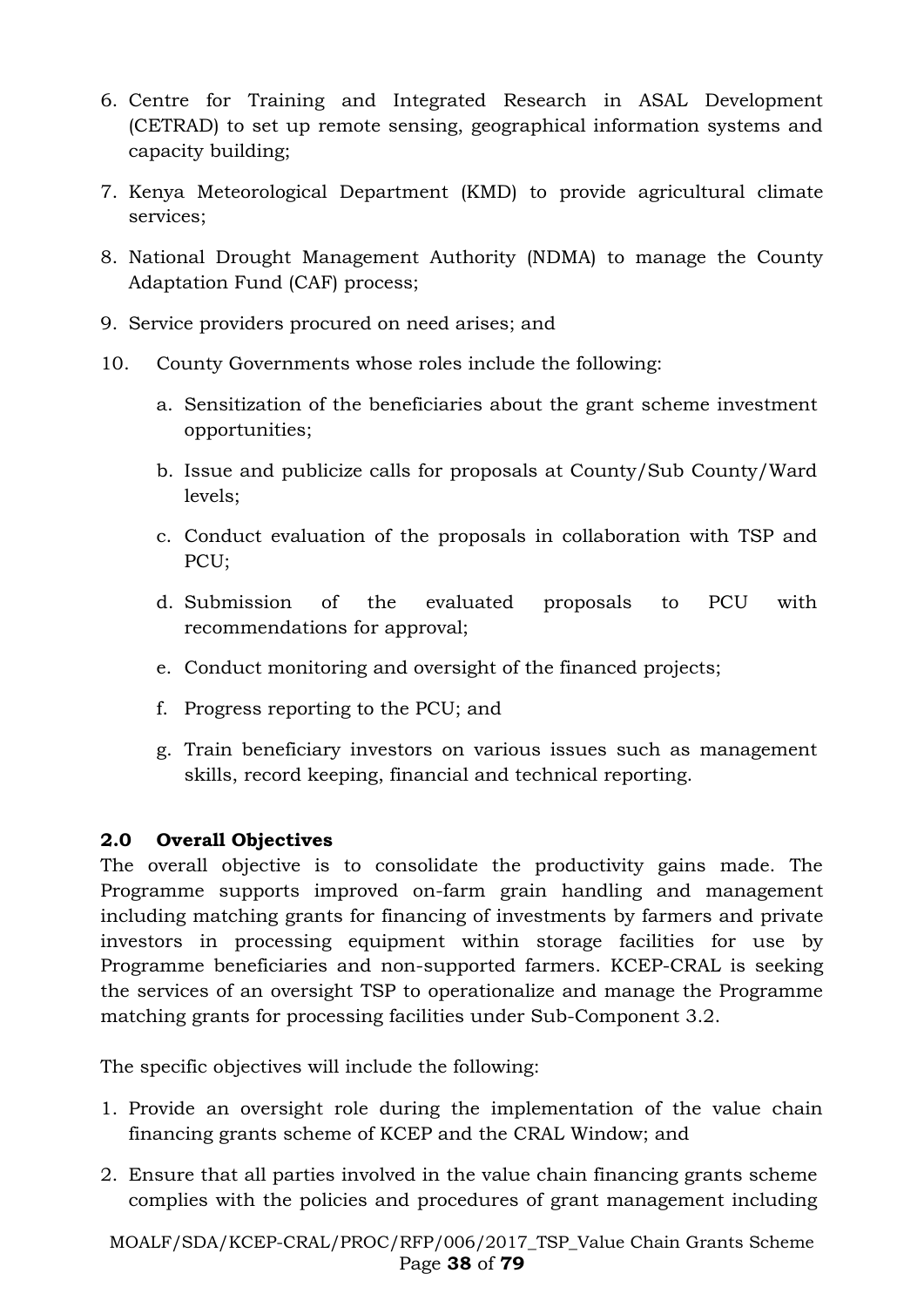6. Centre for Training and Integrated Research in ASAL Development (CETRAD) to set up remote sensing, geographical information systems and capacity building;
7. Kenya Meteorological Department (KMD) to provide agricultural climate services;
8. National Drought Management Authority (NDMA) to manage the County Adaptation Fund (CAF) process;
9. Service providers procured on need arises; and
10. County Governments whose roles include the following:
    a. Sensitization of the beneficiaries about the grant scheme investment opportunities;
    b. Issue and publicize calls for proposals at County/Sub County/Ward levels;
    c. Conduct evaluation of the proposals in collaboration with TSP and PCU;
    d. Submission of the evaluated proposals to PCU with recommendations for approval;
    e. Conduct monitoring and oversight of the financed projects;
    f. Progress reporting to the PCU; and
    g. Train beneficiary investors on various issues such as management skills, record keeping, financial and technical reporting.

**2.0 Overall Objectives**

The overall objective is to consolidate the productivity gains made. The Programme supports improved on-farm grain handling and management including matching grants for financing of investments by farmers and private investors in processing equipment within storage facilities for use by Programme beneficiaries and non-supported farmers. KCEP-CRAL is seeking the services of an oversight TSP to operationalize and manage the Programme matching grants for processing facilities under Sub-Component 3.2.

The specific objectives will include the following:

1. Provide an oversight role during the implementation of the value chain financing grants scheme of KCEP and the CRAL Window; and
2. Ensure that all parties involved in the value chain financing grants scheme complies with the policies and procedures of grant management including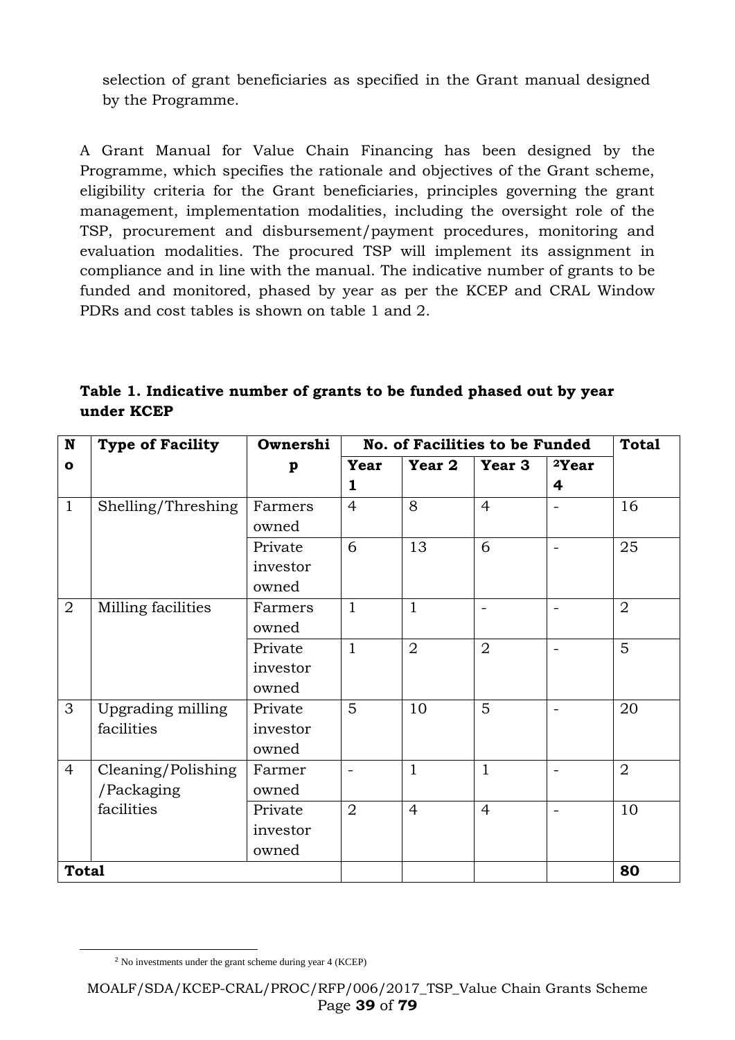selection of grant beneficiaries as specified in the Grant manual designed by the Programme.

A Grant Manual for Value Chain Financing has been designed by the Programme, which specifies the rationale and objectives of the Grant scheme, eligibility criteria for the Grant beneficiaries, principles governing the grant management, implementation modalities, including the oversight role of the TSP, procurement and disbursement/payment procedures, monitoring and evaluation modalities. The procured TSP will implement its assignment in compliance and in line with the manual. The indicative number of grants to be funded and monitored, phased by year as per the KCEP and CRAL Window PDRs and cost tables is shown on table 1 and 2.

**Table 1. Indicative number of grants to be funded phased out by year under KCEP**

| No | Type of Facility | Ownership | No. of Facilities to be Funded | | | | Total |
|---|---|---|---|---|---|---|---|
| | | | Year 1 | Year 2 | Year 3 | [2]Year 4 | |
| 1 | Shelling/Threshing | Farmers owned | 4 | 8 | 4 | - | 16 |
| | | Private investor owned | 6 | 13 | 6 | - | 25 |
| 2 | Milling facilities | Farmers owned | 1 | 1 | - | - | 2 |
| | | Private investor owned | 1 | 2 | 2 | - | 5 |
| 3 | Upgrading milling facilities | Private investor owned | 5 | 10 | 5 | - | 20 |
| 4 | Cleaning/Polishing /Packaging facilities | Farmer owned | - | 1 | 1 | - | 2 |
| | | Private investor owned | 2 | 4 | 4 | - | 10 |
| **Total** | | | | | | | **80** |

[2] No investments under the grant scheme during year 4 (KCEP)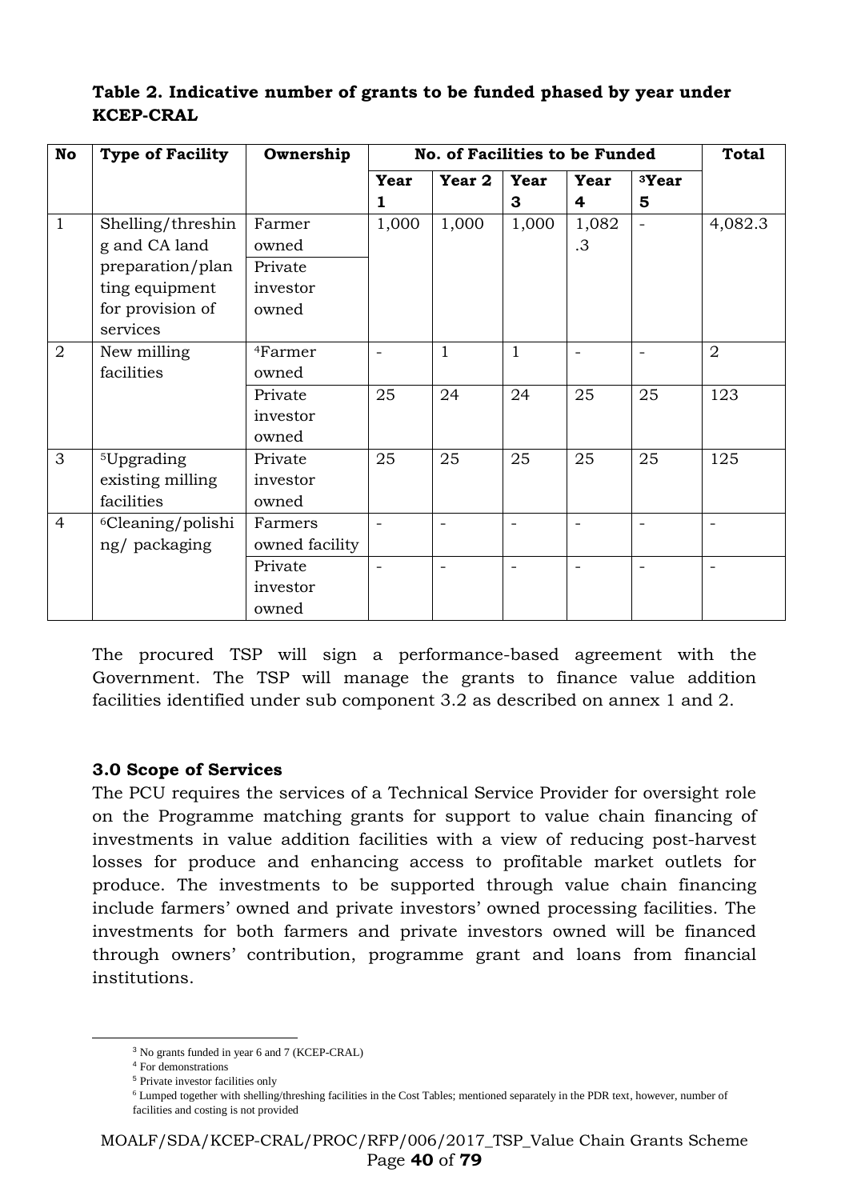**Table 2. Indicative number of grants to be funded phased by year under KCEP-CRAL**

| No | Type of Facility | Ownership | No. of Facilities to be Funded | | | | | Total |
|---|---|---|---|---|---|---|---|---|
| | | | Year 1 | Year 2 | Year 3 | Year 4 | [3]Year 5 | |
| 1 | Shelling/threshing and CA land preparation/planting equipment for provision of services | Farmer owned<br>Private investor owned | 1,000 | 1,000 | 1,000 | 1,082.3 | - | 4,082.3 |
| 2 | New milling facilities | [4]Farmer owned | - | 1 | 1 | - | - | 2 |
| | | Private investor owned | 25 | 24 | 24 | 25 | 25 | 123 |
| 3 | [5]Upgrading existing milling facilities | Private investor owned | 25 | 25 | 25 | 25 | 25 | 125 |
| 4 | [6]Cleaning/polishing/ packaging | Farmers owned facility | - | - | - | - | - | - |
| | | Private investor owned | - | - | - | - | - | - |

The procured TSP will sign a performance-based agreement with the Government. The TSP will manage the grants to finance value addition facilities identified under sub component 3.2 as described on annex 1 and 2.

### 3.0 Scope of Services

The PCU requires the services of a Technical Service Provider for oversight role on the Programme matching grants for support to value chain financing of investments in value addition facilities with a view of reducing post-harvest losses for produce and enhancing access to profitable market outlets for produce. The investments to be supported through value chain financing include farmers' owned and private investors' owned processing facilities. The investments for both farmers and private investors owned will be financed through owners' contribution, programme grant and loans from financial institutions.

[3] No grants funded in year 6 and 7 (KCEP-CRAL)
[4] For demonstrations
[5] Private investor facilities only
[6] Lumped together with shelling/threshing facilities in the Cost Tables; mentioned separately in the PDR text, however, number of facilities and costing is not provided

MOALF/SDA/KCEP-CRAL/PROC/RFP/006/2017_TSP_Value Chain Grants Scheme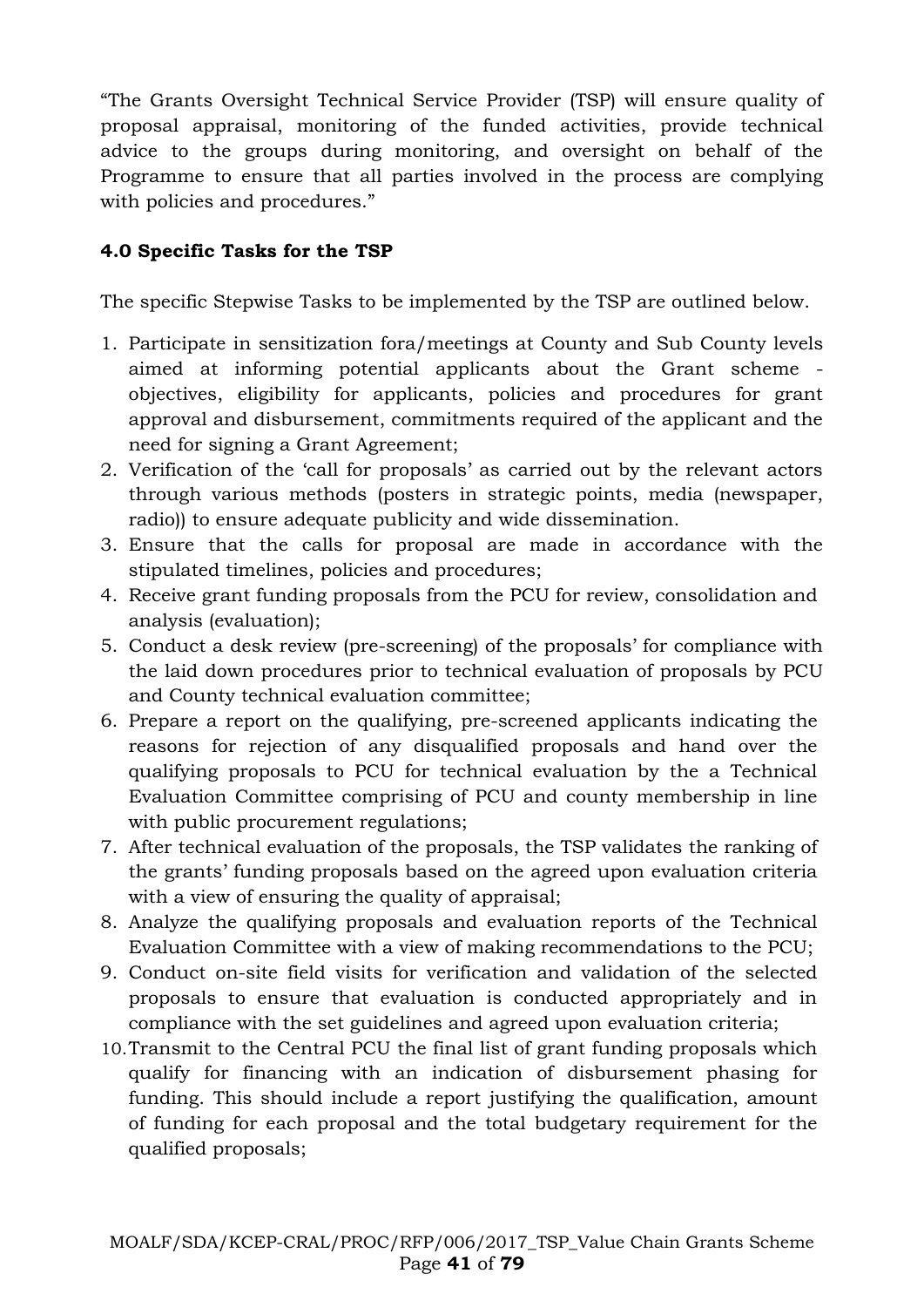"The Grants Oversight Technical Service Provider (TSP) will ensure quality of proposal appraisal, monitoring of the funded activities, provide technical advice to the groups during monitoring, and oversight on behalf of the Programme to ensure that all parties involved in the process are complying with policies and procedures."

### 4.0 Specific Tasks for the TSP

The specific Stepwise Tasks to be implemented by the TSP are outlined below.

1. Participate in sensitization fora/meetings at County and Sub County levels aimed at informing potential applicants about the Grant scheme - objectives, eligibility for applicants, policies and procedures for grant approval and disbursement, commitments required of the applicant and the need for signing a Grant Agreement;
2. Verification of the 'call for proposals' as carried out by the relevant actors through various methods (posters in strategic points, media (newspaper, radio)) to ensure adequate publicity and wide dissemination.
3. Ensure that the calls for proposal are made in accordance with the stipulated timelines, policies and procedures;
4. Receive grant funding proposals from the PCU for review, consolidation and analysis (evaluation);
5. Conduct a desk review (pre-screening) of the proposals' for compliance with the laid down procedures prior to technical evaluation of proposals by PCU and County technical evaluation committee;
6. Prepare a report on the qualifying, pre-screened applicants indicating the reasons for rejection of any disqualified proposals and hand over the qualifying proposals to PCU for technical evaluation by the a Technical Evaluation Committee comprising of PCU and county membership in line with public procurement regulations;
7. After technical evaluation of the proposals, the TSP validates the ranking of the grants' funding proposals based on the agreed upon evaluation criteria with a view of ensuring the quality of appraisal;
8. Analyze the qualifying proposals and evaluation reports of the Technical Evaluation Committee with a view of making recommendations to the PCU;
9. Conduct on-site field visits for verification and validation of the selected proposals to ensure that evaluation is conducted appropriately and in compliance with the set guidelines and agreed upon evaluation criteria;
10. Transmit to the Central PCU the final list of grant funding proposals which qualify for financing with an indication of disbursement phasing for funding. This should include a report justifying the qualification, amount of funding for each proposal and the total budgetary requirement for the qualified proposals;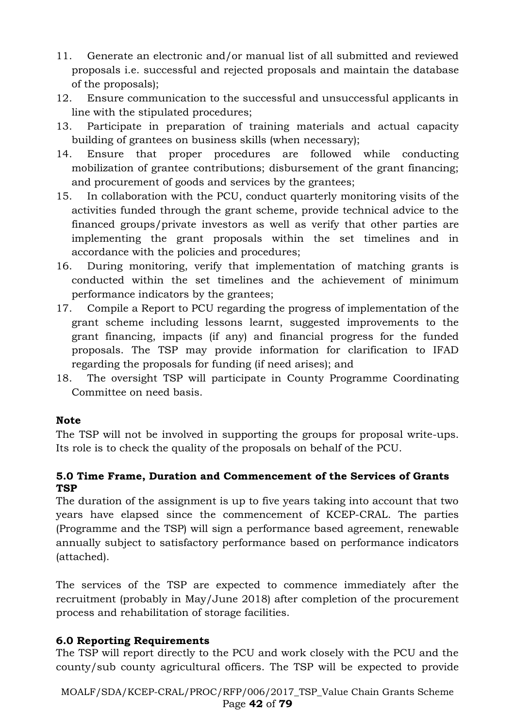11. Generate an electronic and/or manual list of all submitted and reviewed proposals i.e. successful and rejected proposals and maintain the database of the proposals);
12. Ensure communication to the successful and unsuccessful applicants in line with the stipulated procedures;
13. Participate in preparation of training materials and actual capacity building of grantees on business skills (when necessary);
14. Ensure that proper procedures are followed while conducting mobilization of grantee contributions; disbursement of the grant financing; and procurement of goods and services by the grantees;
15. In collaboration with the PCU, conduct quarterly monitoring visits of the activities funded through the grant scheme, provide technical advice to the financed groups/private investors as well as verify that other parties are implementing the grant proposals within the set timelines and in accordance with the policies and procedures;
16. During monitoring, verify that implementation of matching grants is conducted within the set timelines and the achievement of minimum performance indicators by the grantees;
17. Compile a Report to PCU regarding the progress of implementation of the grant scheme including lessons learnt, suggested improvements to the grant financing, impacts (if any) and financial progress for the funded proposals. The TSP may provide information for clarification to IFAD regarding the proposals for funding (if need arises); and
18. The oversight TSP will participate in County Programme Coordinating Committee on need basis.

**Note**

The TSP will not be involved in supporting the groups for proposal write-ups. Its role is to check the quality of the proposals on behalf of the PCU.

### 5.0 Time Frame, Duration and Commencement of the Services of Grants TSP

The duration of the assignment is up to five years taking into account that two years have elapsed since the commencement of KCEP-CRAL. The parties (Programme and the TSP) will sign a performance based agreement, renewable annually subject to satisfactory performance based on performance indicators (attached).

The services of the TSP are expected to commence immediately after the recruitment (probably in May/June 2018) after completion of the procurement process and rehabilitation of storage facilities.

### 6.0 Reporting Requirements

The TSP will report directly to the PCU and work closely with the PCU and the county/sub county agricultural officers. The TSP will be expected to provide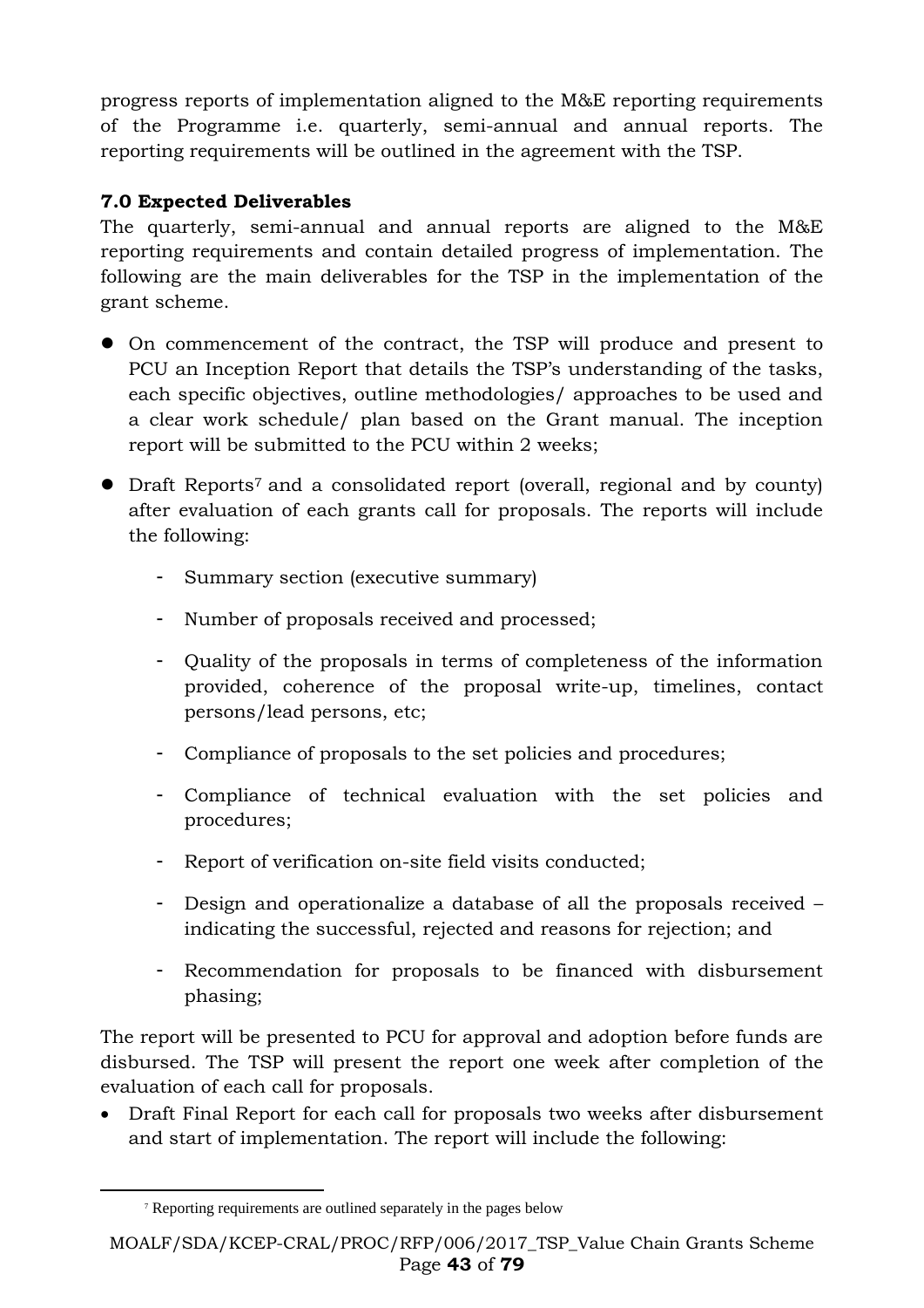progress reports of implementation aligned to the M&E reporting requirements of the Programme i.e. quarterly, semi-annual and annual reports. The reporting requirements will be outlined in the agreement with the TSP.

**7.0 Expected Deliverables**

The quarterly, semi-annual and annual reports are aligned to the M&E reporting requirements and contain detailed progress of implementation. The following are the main deliverables for the TSP in the implementation of the grant scheme.

- On commencement of the contract, the TSP will produce and present to PCU an Inception Report that details the TSP's understanding of the tasks, each specific objectives, outline methodologies/ approaches to be used and a clear work schedule/ plan based on the Grant manual. The inception report will be submitted to the PCU within 2 weeks;

- Draft Reports[7] and a consolidated report (overall, regional and by county) after evaluation of each grants call for proposals. The reports will include the following:

    - Summary section (executive summary)
    - Number of proposals received and processed;
    - Quality of the proposals in terms of completeness of the information provided, coherence of the proposal write-up, timelines, contact persons/lead persons, etc;
    - Compliance of proposals to the set policies and procedures;
    - Compliance of technical evaluation with the set policies and procedures;
    - Report of verification on-site field visits conducted;
    - Design and operationalize a database of all the proposals received – indicating the successful, rejected and reasons for rejection; and
    - Recommendation for proposals to be financed with disbursement phasing;

The report will be presented to PCU for approval and adoption before funds are disbursed. The TSP will present the report one week after completion of the evaluation of each call for proposals.

- Draft Final Report for each call for proposals two weeks after disbursement and start of implementation. The report will include the following:

[7] Reporting requirements are outlined separately in the pages below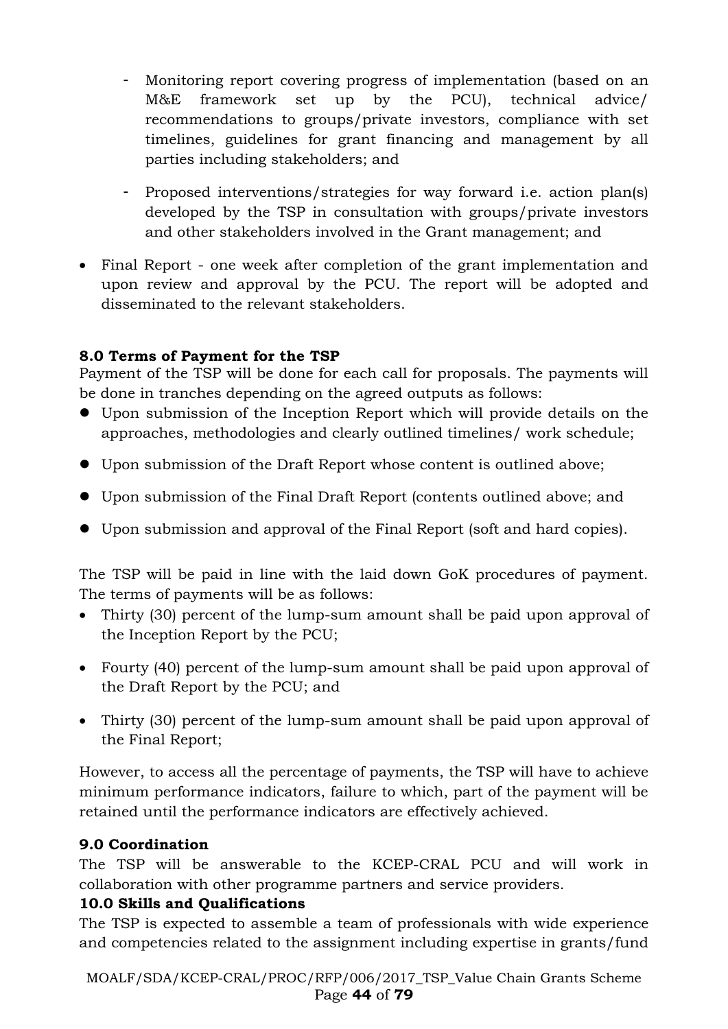- Monitoring report covering progress of implementation (based on an M&E framework set up by the PCU), technical advice/ recommendations to groups/private investors, compliance with set timelines, guidelines for grant financing and management by all parties including stakeholders; and

  - Proposed interventions/strategies for way forward i.e. action plan(s) developed by the TSP in consultation with groups/private investors and other stakeholders involved in the Grant management; and

- Final Report - one week after completion of the grant implementation and upon review and approval by the PCU. The report will be adopted and disseminated to the relevant stakeholders.

**8.0 Terms of Payment for the TSP**

Payment of the TSP will be done for each call for proposals. The payments will be done in tranches depending on the agreed outputs as follows:

- Upon submission of the Inception Report which will provide details on the approaches, methodologies and clearly outlined timelines/ work schedule;
- Upon submission of the Draft Report whose content is outlined above;
- Upon submission of the Final Draft Report (contents outlined above; and
- Upon submission and approval of the Final Report (soft and hard copies).

The TSP will be paid in line with the laid down GoK procedures of payment. The terms of payments will be as follows:

- Thirty (30) percent of the lump-sum amount shall be paid upon approval of the Inception Report by the PCU;
- Fourty (40) percent of the lump-sum amount shall be paid upon approval of the Draft Report by the PCU; and
- Thirty (30) percent of the lump-sum amount shall be paid upon approval of the Final Report;

However, to access all the percentage of payments, the TSP will have to achieve minimum performance indicators, failure to which, part of the payment will be retained until the performance indicators are effectively achieved.

**9.0 Coordination**

The TSP will be answerable to the KCEP-CRAL PCU and will work in collaboration with other programme partners and service providers.

**10.0 Skills and Qualifications**

The TSP is expected to assemble a team of professionals with wide experience and competencies related to the assignment including expertise in grants/fund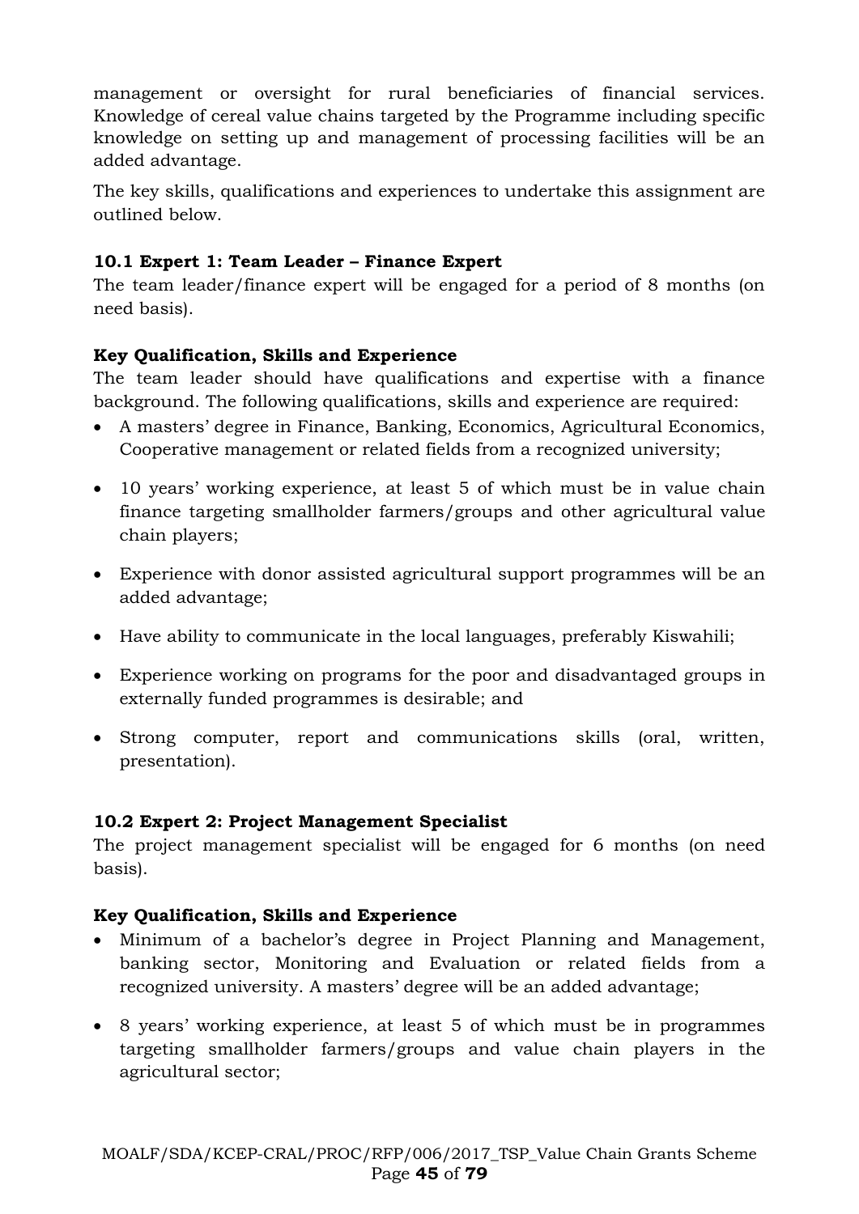management or oversight for rural beneficiaries of financial services. Knowledge of cereal value chains targeted by the Programme including specific knowledge on setting up and management of processing facilities will be an added advantage.

The key skills, qualifications and experiences to undertake this assignment are outlined below.

### 10.1 Expert 1: Team Leader – Finance Expert

The team leader/finance expert will be engaged for a period of 8 months (on need basis).

**Key Qualification, Skills and Experience**

The team leader should have qualifications and expertise with a finance background. The following qualifications, skills and experience are required:

- A masters' degree in Finance, Banking, Economics, Agricultural Economics, Cooperative management or related fields from a recognized university;
- 10 years' working experience, at least 5 of which must be in value chain finance targeting smallholder farmers/groups and other agricultural value chain players;
- Experience with donor assisted agricultural support programmes will be an added advantage;
- Have ability to communicate in the local languages, preferably Kiswahili;
- Experience working on programs for the poor and disadvantaged groups in externally funded programmes is desirable; and
- Strong computer, report and communications skills (oral, written, presentation).

### 10.2 Expert 2: Project Management Specialist

The project management specialist will be engaged for 6 months (on need basis).

**Key Qualification, Skills and Experience**

- Minimum of a bachelor's degree in Project Planning and Management, banking sector, Monitoring and Evaluation or related fields from a recognized university. A masters' degree will be an added advantage;
- 8 years' working experience, at least 5 of which must be in programmes targeting smallholder farmers/groups and value chain players in the agricultural sector;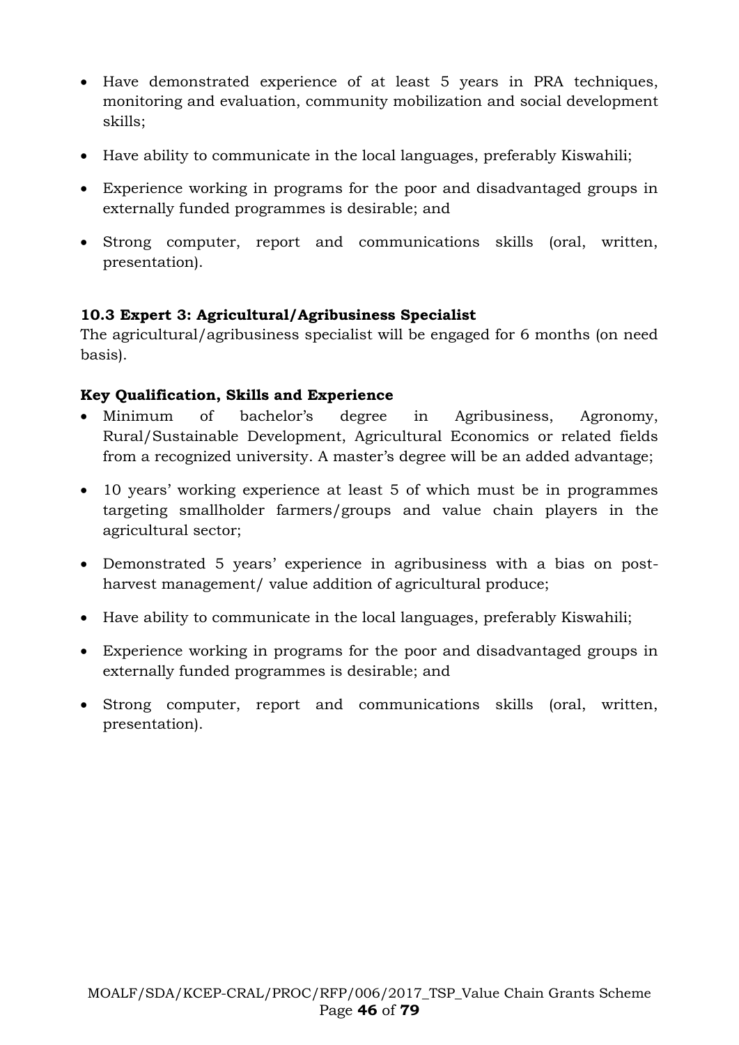- Have demonstrated experience of at least 5 years in PRA techniques, monitoring and evaluation, community mobilization and social development skills;
- Have ability to communicate in the local languages, preferably Kiswahili;
- Experience working in programs for the poor and disadvantaged groups in externally funded programmes is desirable; and
- Strong computer, report and communications skills (oral, written, presentation).

### 10.3 Expert 3: Agricultural/Agribusiness Specialist

The agricultural/agribusiness specialist will be engaged for 6 months (on need basis).

**Key Qualification, Skills and Experience**

- Minimum of bachelor's degree in Agribusiness, Agronomy, Rural/Sustainable Development, Agricultural Economics or related fields from a recognized university. A master's degree will be an added advantage;
- 10 years' working experience at least 5 of which must be in programmes targeting smallholder farmers/groups and value chain players in the agricultural sector;
- Demonstrated 5 years' experience in agribusiness with a bias on post-harvest management/ value addition of agricultural produce;
- Have ability to communicate in the local languages, preferably Kiswahili;
- Experience working in programs for the poor and disadvantaged groups in externally funded programmes is desirable; and
- Strong computer, report and communications skills (oral, written, presentation).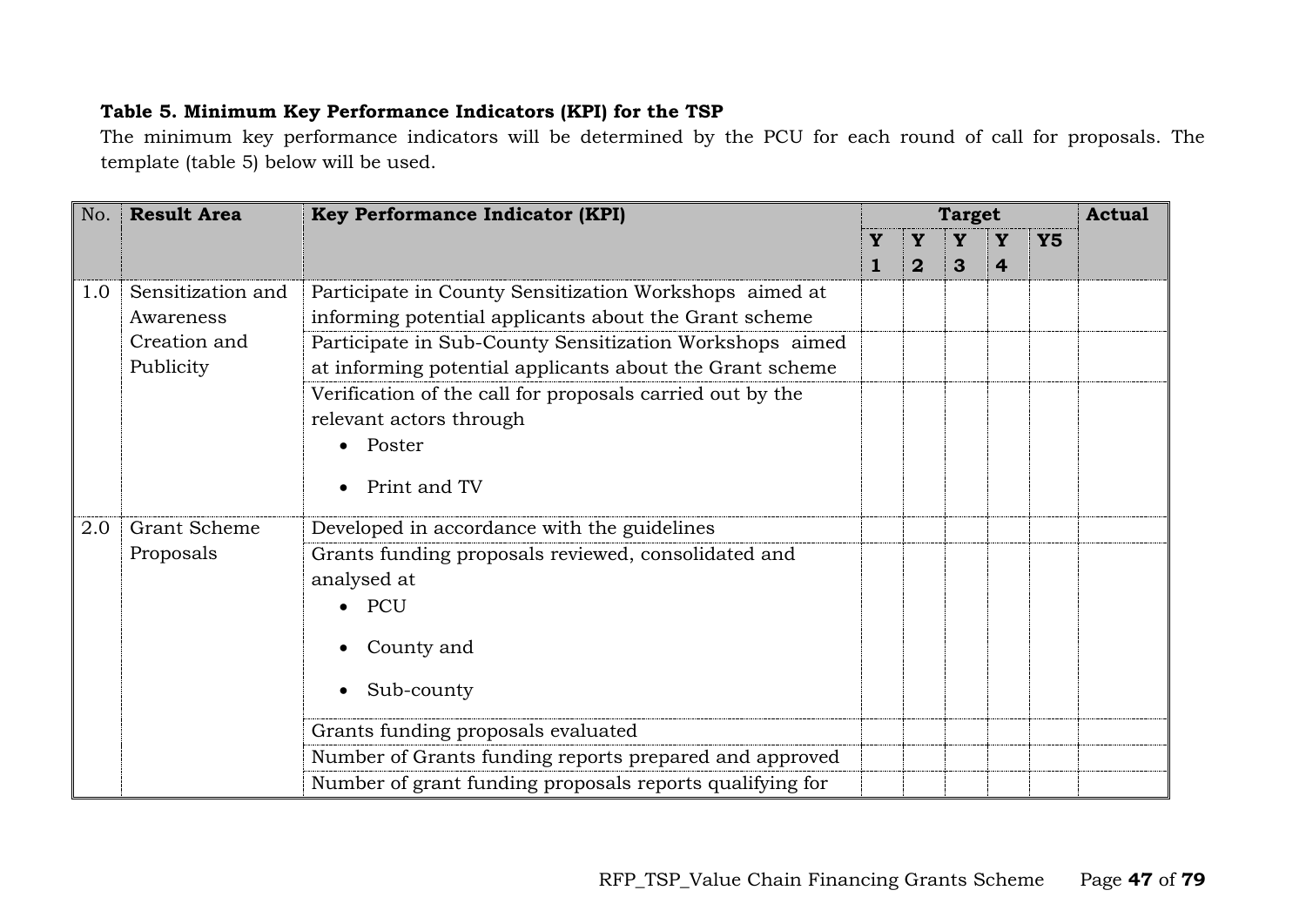**Table 5. Minimum Key Performance Indicators (KPI) for the TSP**

The minimum key performance indicators will be determined by the PCU for each round of call for proposals. The template (table 5) below will be used.

| No. | Result Area | Key Performance Indicator (KPI) | Target | | | | | Actual |
|---|---|---|---|---|---|---|---|---|
| | | | Y 1 | Y 2 | Y 3 | Y 4 | Y5 | |
| 1.0 | Sensitization and Awareness Creation and Publicity | Participate in County Sensitization Workshops aimed at informing potential applicants about the Grant scheme | | | | | | |
| | | Participate in Sub-County Sensitization Workshops aimed at informing potential applicants about the Grant scheme | | | | | | |
| | | Verification of the call for proposals carried out by the relevant actors through<br>• Poster<br>• Print and TV | | | | | | |
| 2.0 | Grant Scheme Proposals | Developed in accordance with the guidelines | | | | | | |
| | | Grants funding proposals reviewed, consolidated and analysed at<br>• PCU<br>• County and<br>• Sub-county | | | | | | |
| | | Grants funding proposals evaluated | | | | | | |
| | | Number of Grants funding reports prepared and approved | | | | | | |
| | | Number of grant funding proposals reports qualifying for | | | | | | |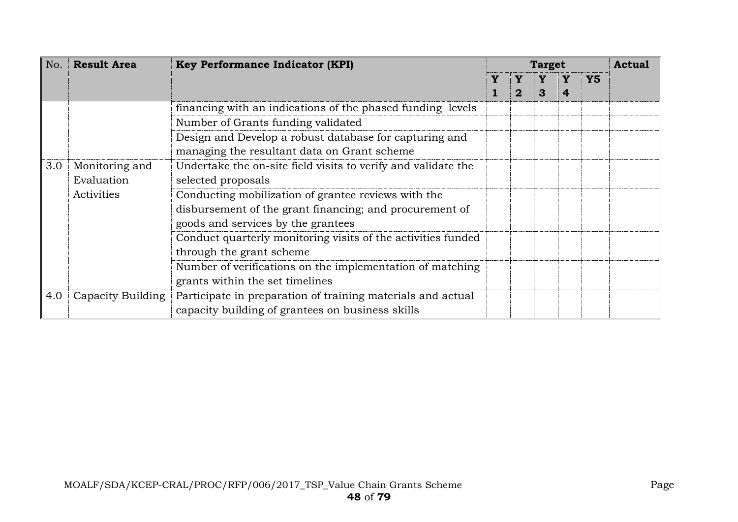| No. | Result Area | Key Performance Indicator (KPI) | Target | | | | | Actual |
|---|---|---|---|---|---|---|---|---|
| | | | Y 1 | Y 2 | Y 3 | Y 4 | Y5 | |
| | | financing with an indications of the phased funding levels | | | | | | |
| | | Number of Grants funding validated | | | | | | |
| | | Design and Develop a robust database for capturing and managing the resultant data on Grant scheme | | | | | | |
| 3.0 | Monitoring and Evaluation Activities | Undertake the on-site field visits to verify and validate the selected proposals | | | | | | |
| | | Conducting mobilization of grantee reviews with the disbursement of the grant financing; and procurement of goods and services by the grantees | | | | | | |
| | | Conduct quarterly monitoring visits of the activities funded through the grant scheme | | | | | | |
| | | Number of verifications on the implementation of matching grants within the set timelines | | | | | | |
| 4.0 | Capacity Building | Participate in preparation of training materials and actual capacity building of grantees on business skills | | | | | | |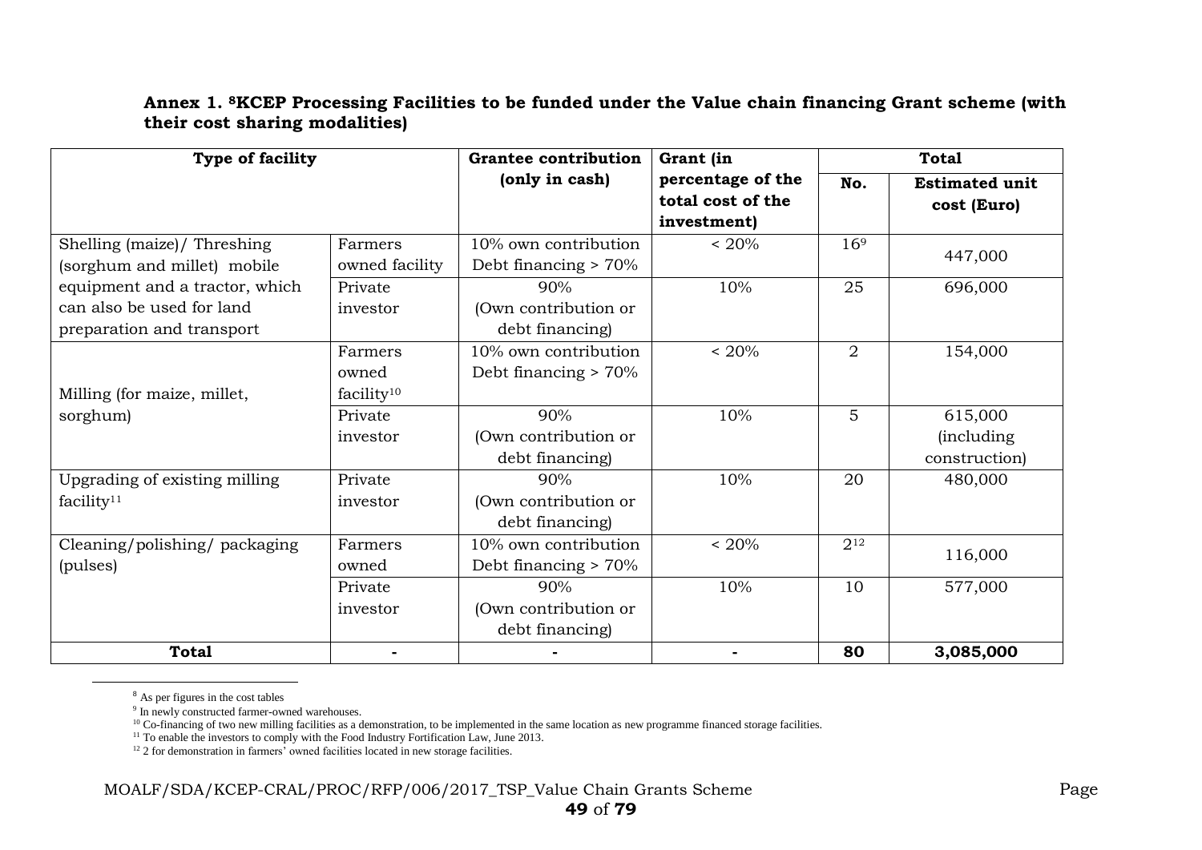**Annex 1. [8]KCEP Processing Facilities to be funded under the Value chain financing Grant scheme (with their cost sharing modalities)**

| Type of facility | | Grantee contribution (only in cash) | Grant (in percentage of the total cost of the investment) | Total | |
|---|---|---|---|---|---|
| | | | | No. | Estimated unit cost (Euro) |
| Shelling (maize)/ Threshing (sorghum and millet) mobile equipment and a tractor, which can also be used for land preparation and transport | Farmers owned facility | 10% own contribution Debt financing > 70% | < 20% | 16[9] | 447,000 |
| | Private investor | 90% (Own contribution or debt financing) | 10% | 25 | 696,000 |
| Milling (for maize, millet, sorghum) | Farmers owned facility[10] | 10% own contribution Debt financing > 70% | < 20% | 2 | 154,000 |
| | Private investor | 90% (Own contribution or debt financing) | 10% | 5 | 615,000 (including construction) |
| Upgrading of existing milling facility[11] | Private investor | 90% (Own contribution or debt financing) | 10% | 20 | 480,000 |
| Cleaning/polishing/ packaging (pulses) | Farmers owned | 10% own contribution Debt financing > 70% | < 20% | 2[12] | 116,000 |
| | Private investor | 90% (Own contribution or debt financing) | 10% | 10 | 577,000 |
| **Total** | - | - | - | **80** | **3,085,000** |

[8] As per figures in the cost tables

[9] In newly constructed farmer-owned warehouses.

[10] Co-financing of two new milling facilities as a demonstration, to be implemented in the same location as new programme financed storage facilities.

[11] To enable the investors to comply with the Food Industry Fortification Law, June 2013.

[12] 2 for demonstration in farmers' owned facilities located in new storage facilities.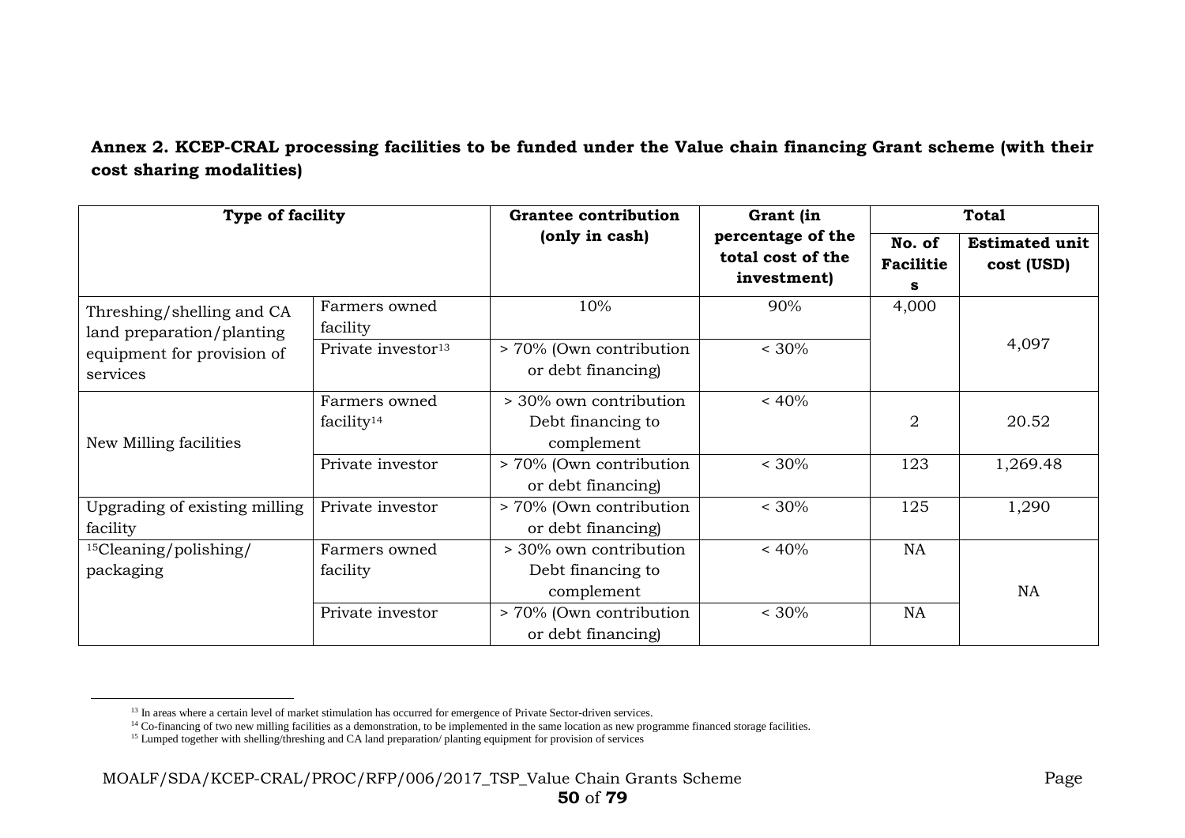**Annex 2. KCEP-CRAL processing facilities to be funded under the Value chain financing Grant scheme (with their cost sharing modalities)**

| Type of facility | | Grantee contribution (only in cash) | Grant (in percentage of the total cost of the investment) | Total | |
|---|---|---|---|---|---|
| | | | | No. of Facilities | Estimated unit cost (USD) |
| Threshing/shelling and CA land preparation/planting equipment for provision of services | Farmers owned facility | 10% | 90% | 4,000 | 4,097 |
| | Private investor[13] | > 70% (Own contribution or debt financing) | < 30% | | |
| New Milling facilities | Farmers owned facility[14] | > 30% own contribution Debt financing to complement | < 40% | 2 | 20.52 |
| | Private investor | > 70% (Own contribution or debt financing) | < 30% | 123 | 1,269.48 |
| Upgrading of existing milling facility | Private investor | > 70% (Own contribution or debt financing) | < 30% | 125 | 1,290 |
| [15]Cleaning/polishing/ packaging | Farmers owned facility | > 30% own contribution Debt financing to complement | < 40% | NA | NA |
| | Private investor | > 70% (Own contribution or debt financing) | < 30% | NA | |

[13] In areas where a certain level of market stimulation has occurred for emergence of Private Sector-driven services.

[14] Co-financing of two new milling facilities as a demonstration, to be implemented in the same location as new programme financed storage facilities.

[15] Lumped together with shelling/threshing and CA land preparation/ planting equipment for provision of services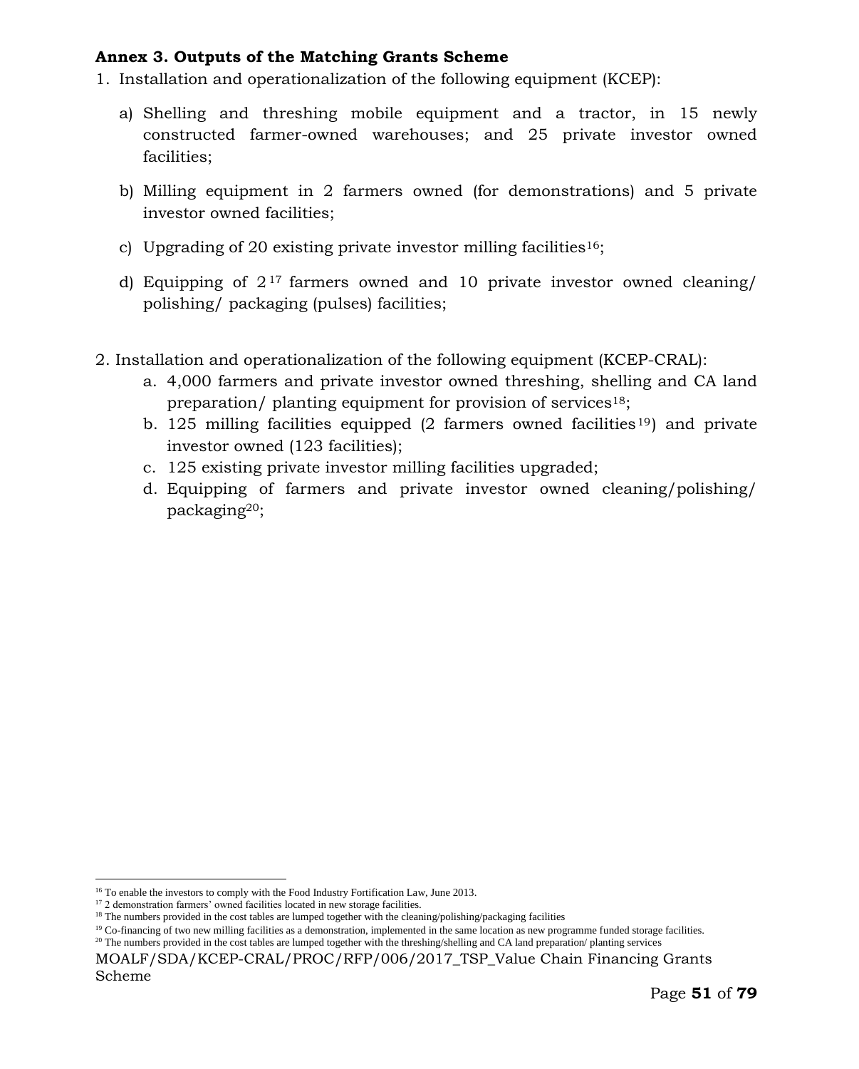**Annex 3. Outputs of the Matching Grants Scheme**

1. Installation and operationalization of the following equipment (KCEP):

   a) Shelling and threshing mobile equipment and a tractor, in 15 newly constructed farmer-owned warehouses; and 25 private investor owned facilities;

   b) Milling equipment in 2 farmers owned (for demonstrations) and 5 private investor owned facilities;

   c) Upgrading of 20 existing private investor milling facilities[16];

   d) Equipping of 2[17] farmers owned and 10 private investor owned cleaning/ polishing/ packaging (pulses) facilities;

2. Installation and operationalization of the following equipment (KCEP-CRAL):

   a. 4,000 farmers and private investor owned threshing, shelling and CA land preparation/ planting equipment for provision of services[18];

   b. 125 milling facilities equipped (2 farmers owned facilities[19]) and private investor owned (123 facilities);

   c. 125 existing private investor milling facilities upgraded;

   d. Equipping of farmers and private investor owned cleaning/polishing/ packaging[20];

---

[16] To enable the investors to comply with the Food Industry Fortification Law, June 2013.

[17] 2 demonstration farmers' owned facilities located in new storage facilities.

[18] The numbers provided in the cost tables are lumped together with the cleaning/polishing/packaging facilities

[19] Co-financing of two new milling facilities as a demonstration, implemented in the same location as new programme funded storage facilities.

[20] The numbers provided in the cost tables are lumped together with the threshing/shelling and CA land preparation/ planting services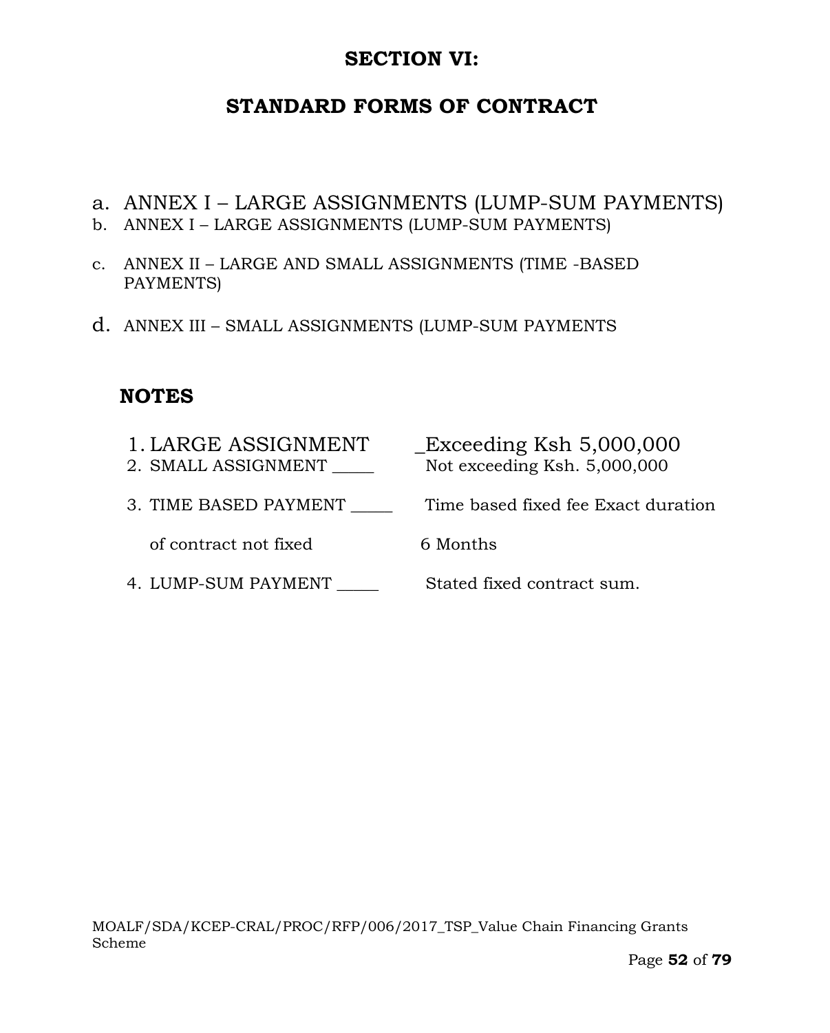# SECTION VI:

## STANDARD FORMS OF CONTRACT

a. ANNEX I – LARGE ASSIGNMENTS (LUMP-SUM PAYMENTS)
b. ANNEX I – LARGE ASSIGNMENTS (LUMP-SUM PAYMENTS)

c. ANNEX II – LARGE AND SMALL ASSIGNMENTS (TIME -BASED PAYMENTS)

d. ANNEX III – SMALL ASSIGNMENTS (LUMP-SUM PAYMENTS

### NOTES

1. LARGE ASSIGNMENT _Exceeding Ksh 5,000,000
2. SMALL ASSIGNMENT _____ Not exceeding Ksh. 5,000,000
3. TIME BASED PAYMENT _____ Time based fixed fee Exact duration of contract not fixed 6 Months
4. LUMP-SUM PAYMENT _____ Stated fixed contract sum.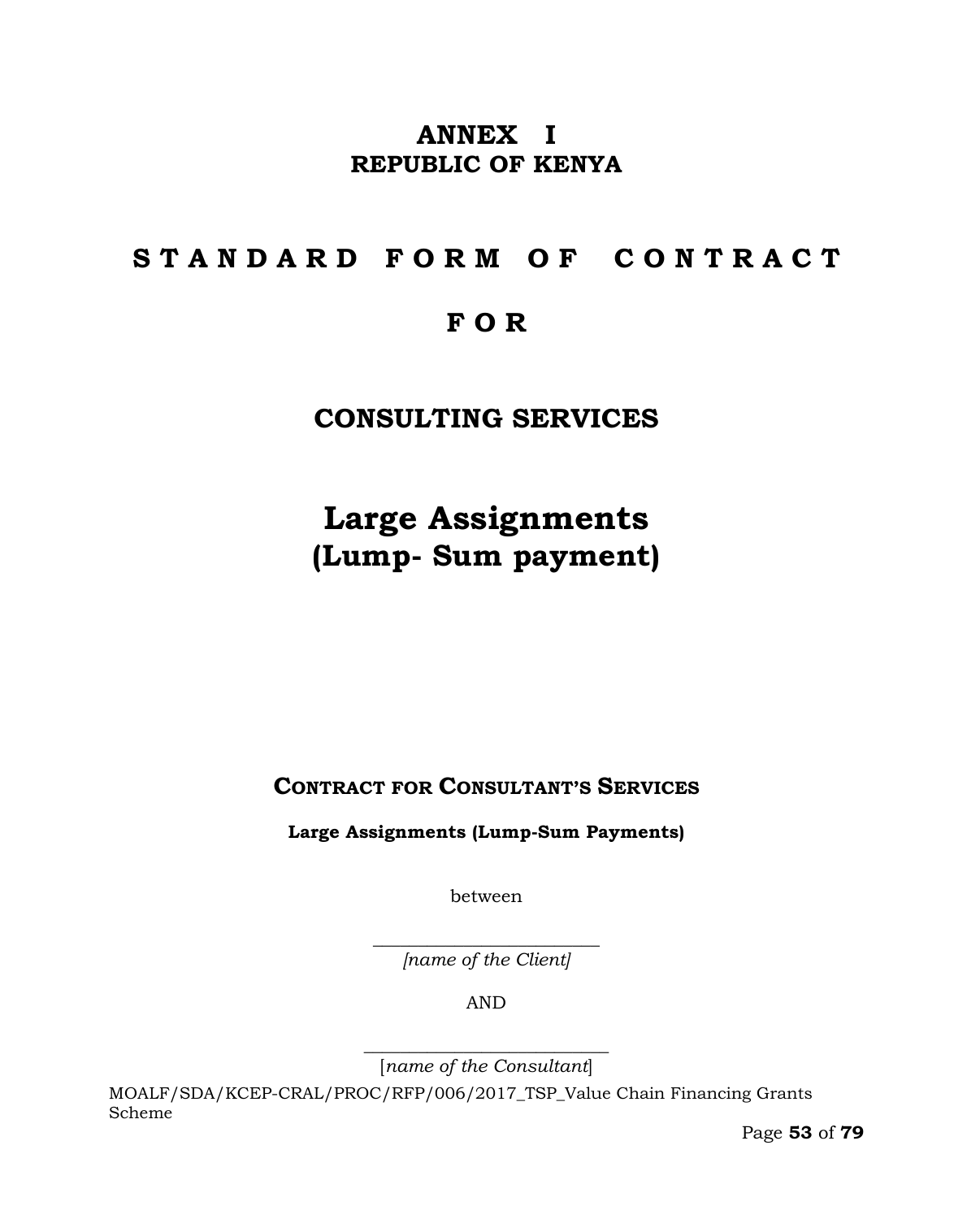# ANNEX I

## REPUBLIC OF KENYA

# S T A N D A R D F O R M O F C O N T R A C T

# F O R

# CONSULTING SERVICES

# Large Assignments
# (Lump- Sum payment)

## CONTRACT FOR CONSULTANT'S SERVICES

**Large Assignments (Lump-Sum Payments)**

between

\_\_\_\_\_\_\_\_\_\_\_\_\_\_\_\_\_\_\_\_\_\_\_\_\_\_
*[name of the Client]*

AND

\_\_\_\_\_\_\_\_\_\_\_\_\_\_\_\_\_\_\_\_\_\_\_\_\_\_\_\_
[*name of the Consultant*]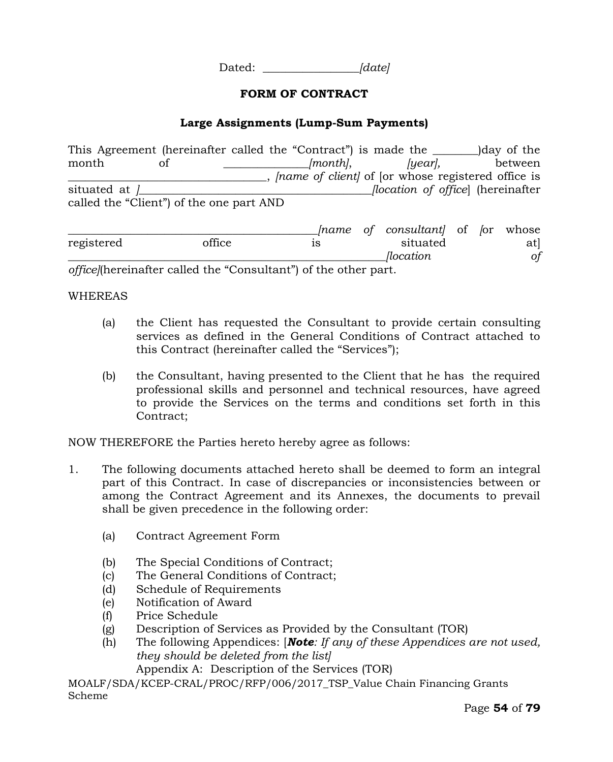Dated: ________________*[date]*

**FORM OF CONTRACT**

**Large Assignments (Lump-Sum Payments)**

This Agreement (hereinafter called the "Contract") is made the ________)day of the month of ______________*[month]*, *[year]*, between __________________________________, *[name of client]* of [or whose registered office is situated at *]*________________________________________*[location of office*] (hereinafter called the "Client") of the one part AND

__________________________________________*[name of consultant]* of *[*or whose registered office is situated at] ____________________________________________________*[location of office]*(hereinafter called the "Consultant") of the other part.

WHEREAS

(a) the Client has requested the Consultant to provide certain consulting services as defined in the General Conditions of Contract attached to this Contract (hereinafter called the "Services");

(b) the Consultant, having presented to the Client that he has the required professional skills and personnel and technical resources, have agreed to provide the Services on the terms and conditions set forth in this Contract;

NOW THEREFORE the Parties hereto hereby agree as follows:

1. The following documents attached hereto shall be deemed to form an integral part of this Contract. In case of discrepancies or inconsistencies between or among the Contract Agreement and its Annexes, the documents to prevail shall be given precedence in the following order:

   (a) Contract Agreement Form

   (b) The Special Conditions of Contract;
   (c) The General Conditions of Contract;
   (d) Schedule of Requirements
   (e) Notification of Award
   (f) Price Schedule
   (g) Description of Services as Provided by the Consultant (TOR)
   (h) The following Appendices: [***Note****: If any of these Appendices are not used, they should be deleted from the list]*
   Appendix A: Description of the Services (TOR)

MOALF/SDA/KCEP-CRAL/PROC/RFP/006/2017_TSP_Value Chain Financing Grants Scheme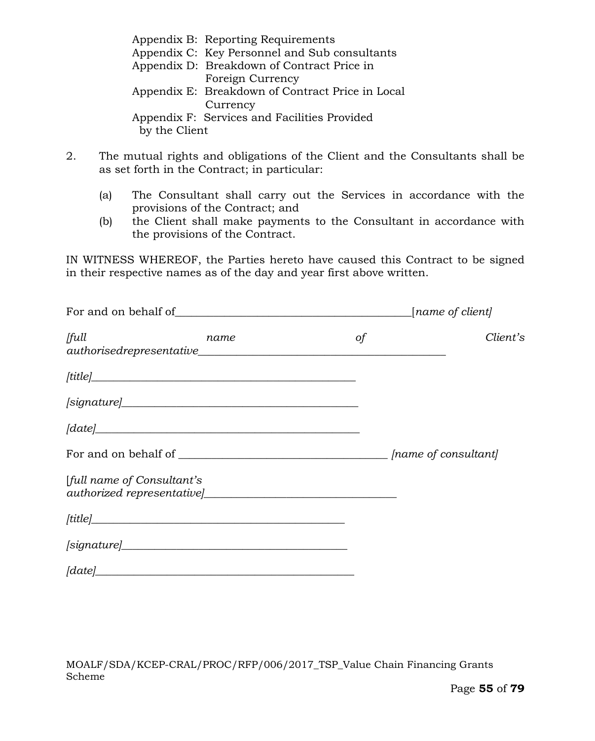Appendix B: Reporting Requirements
Appendix C: Key Personnel and Sub consultants
Appendix D: Breakdown of Contract Price in Foreign Currency
Appendix E: Breakdown of Contract Price in Local Currency
Appendix F: Services and Facilities Provided by the Client

2. The mutual rights and obligations of the Client and the Consultants shall be as set forth in the Contract; in particular:

   (a) The Consultant shall carry out the Services in accordance with the provisions of the Contract; and
   (b) the Client shall make payments to the Consultant in accordance with the provisions of the Contract.

IN WITNESS WHEREOF, the Parties hereto have caused this Contract to be signed in their respective names as of the day and year first above written.

For and on behalf of___________________________________________[*name of client]*

*[full name of Client's authorisedrepresentative*_____________________________________________

*[title]*_________________________________________________

*[signature]*____________________________________________

*[date]*_________________________________________________

For and on behalf of _______________________________________ *[name of consultant]*

[*full name of Consultant's authorized representative]*___________________________________

*[title]*_______________________________________________

*[signature]*__________________________________________

*[date]*_______________________________________________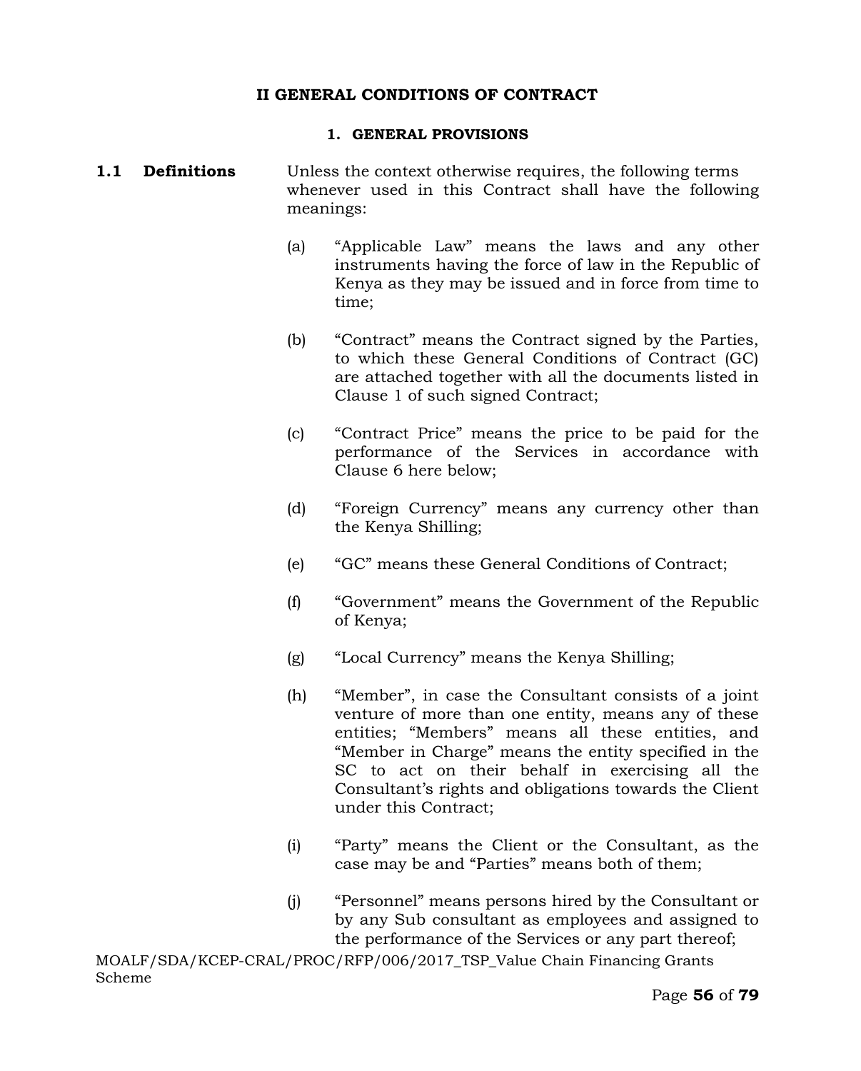# II GENERAL CONDITIONS OF CONTRACT

## 1. GENERAL PROVISIONS

**1.1 Definitions**

Unless the context otherwise requires, the following terms whenever used in this Contract shall have the following meanings:

(a) "Applicable Law" means the laws and any other instruments having the force of law in the Republic of Kenya as they may be issued and in force from time to time;

(b) "Contract" means the Contract signed by the Parties, to which these General Conditions of Contract (GC) are attached together with all the documents listed in Clause 1 of such signed Contract;

(c) "Contract Price" means the price to be paid for the performance of the Services in accordance with Clause 6 here below;

(d) "Foreign Currency" means any currency other than the Kenya Shilling;

(e) "GC" means these General Conditions of Contract;

(f) "Government" means the Government of the Republic of Kenya;

(g) "Local Currency" means the Kenya Shilling;

(h) "Member", in case the Consultant consists of a joint venture of more than one entity, means any of these entities; "Members" means all these entities, and "Member in Charge" means the entity specified in the SC to act on their behalf in exercising all the Consultant's rights and obligations towards the Client under this Contract;

(i) "Party" means the Client or the Consultant, as the case may be and "Parties" means both of them;

(j) "Personnel" means persons hired by the Consultant or by any Sub consultant as employees and assigned to the performance of the Services or any part thereof;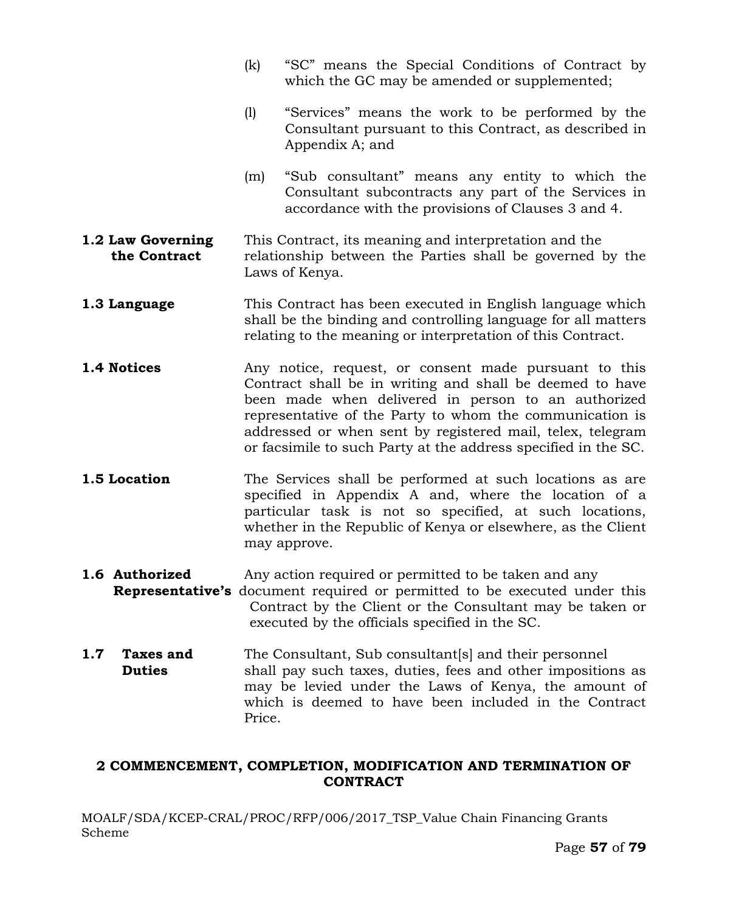(k) "SC" means the Special Conditions of Contract by which the GC may be amended or supplemented;

(l) "Services" means the work to be performed by the Consultant pursuant to this Contract, as described in Appendix A; and

(m) "Sub consultant" means any entity to which the Consultant subcontracts any part of the Services in accordance with the provisions of Clauses 3 and 4.

**1.2 Law Governing the Contract** This Contract, its meaning and interpretation and the relationship between the Parties shall be governed by the Laws of Kenya.

**1.3 Language** This Contract has been executed in English language which shall be the binding and controlling language for all matters relating to the meaning or interpretation of this Contract.

**1.4 Notices** Any notice, request, or consent made pursuant to this Contract shall be in writing and shall be deemed to have been made when delivered in person to an authorized representative of the Party to whom the communication is addressed or when sent by registered mail, telex, telegram or facsimile to such Party at the address specified in the SC.

**1.5 Location** The Services shall be performed at such locations as are specified in Appendix A and, where the location of a particular task is not so specified, at such locations, whether in the Republic of Kenya or elsewhere, as the Client may approve.

**1.6 Authorized Representative's** Any action required or permitted to be taken and any document required or permitted to be executed under this Contract by the Client or the Consultant may be taken or executed by the officials specified in the SC.

**1.7 Taxes and Duties** The Consultant, Sub consultant[s] and their personnel shall pay such taxes, duties, fees and other impositions as may be levied under the Laws of Kenya, the amount of which is deemed to have been included in the Contract Price.

## 2 COMMENCEMENT, COMPLETION, MODIFICATION AND TERMINATION OF CONTRACT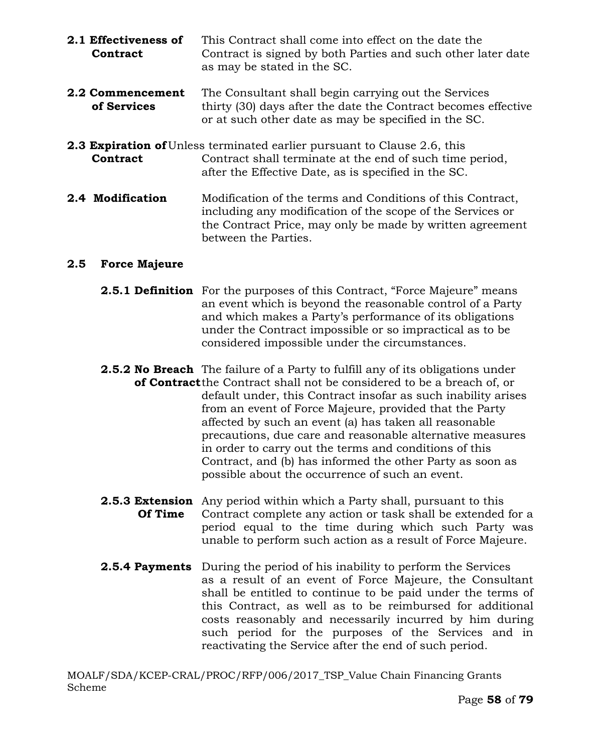**2.1 Effectiveness of Contract** This Contract shall come into effect on the date the Contract is signed by both Parties and such other later date as may be stated in the SC.

**2.2 Commencement of Services** The Consultant shall begin carrying out the Services thirty (30) days after the date the Contract becomes effective or at such other date as may be specified in the SC.

**2.3 Expiration of Contract** Unless terminated earlier pursuant to Clause 2.6, this Contract shall terminate at the end of such time period, after the Effective Date, as is specified in the SC.

**2.4 Modification** Modification of the terms and Conditions of this Contract, including any modification of the scope of the Services or the Contract Price, may only be made by written agreement between the Parties.

**2.5 Force Majeure**

**2.5.1 Definition** For the purposes of this Contract, "Force Majeure" means an event which is beyond the reasonable control of a Party and which makes a Party's performance of its obligations under the Contract impossible or so impractical as to be considered impossible under the circumstances.

**2.5.2 No Breach of Contract** The failure of a Party to fulfill any of its obligations under the Contract shall not be considered to be a breach of, or default under, this Contract insofar as such inability arises from an event of Force Majeure, provided that the Party affected by such an event (a) has taken all reasonable precautions, due care and reasonable alternative measures in order to carry out the terms and conditions of this Contract, and (b) has informed the other Party as soon as possible about the occurrence of such an event.

**2.5.3 Extension Of Time** Any period within which a Party shall, pursuant to this Contract complete any action or task shall be extended for a period equal to the time during which such Party was unable to perform such action as a result of Force Majeure.

**2.5.4 Payments** During the period of his inability to perform the Services as a result of an event of Force Majeure, the Consultant shall be entitled to continue to be paid under the terms of this Contract, as well as to be reimbursed for additional costs reasonably and necessarily incurred by him during such period for the purposes of the Services and in reactivating the Service after the end of such period.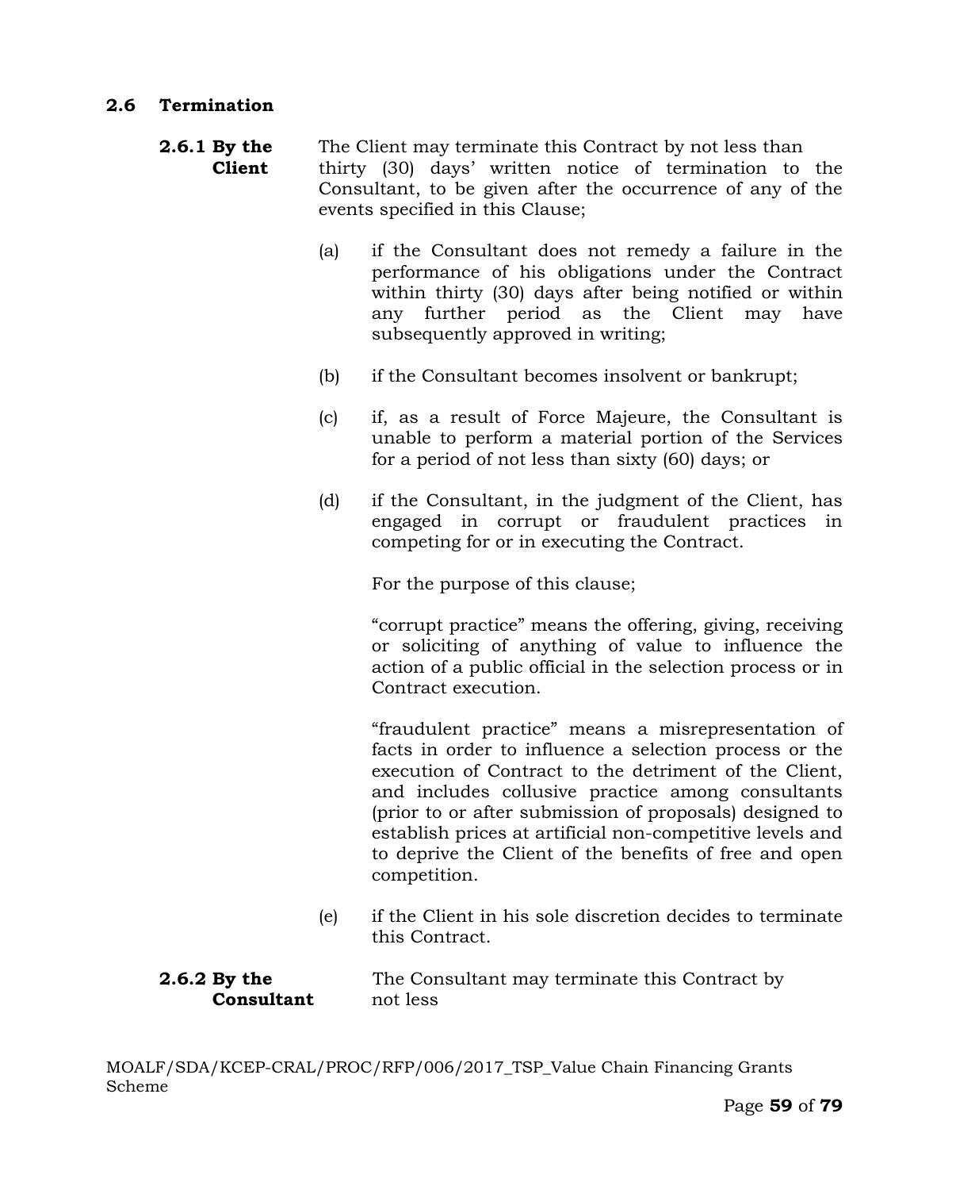### 2.6 Termination

**2.6.1 By the Client**

The Client may terminate this Contract by not less than thirty (30) days' written notice of termination to the Consultant, to be given after the occurrence of any of the events specified in this Clause;

(a) if the Consultant does not remedy a failure in the performance of his obligations under the Contract within thirty (30) days after being notified or within any further period as the Client may have subsequently approved in writing;

(b) if the Consultant becomes insolvent or bankrupt;

(c) if, as a result of Force Majeure, the Consultant is unable to perform a material portion of the Services for a period of not less than sixty (60) days; or

(d) if the Consultant, in the judgment of the Client, has engaged in corrupt or fraudulent practices in competing for or in executing the Contract.

For the purpose of this clause;

"corrupt practice" means the offering, giving, receiving or soliciting of anything of value to influence the action of a public official in the selection process or in Contract execution.

"fraudulent practice" means a misrepresentation of facts in order to influence a selection process or the execution of Contract to the detriment of the Client, and includes collusive practice among consultants (prior to or after submission of proposals) designed to establish prices at artificial non-competitive levels and to deprive the Client of the benefits of free and open competition.

(e) if the Client in his sole discretion decides to terminate this Contract.

**2.6.2 By the Consultant**

The Consultant may terminate this Contract by not less

MOALF/SDA/KCEP-CRAL/PROC/RFP/006/2017_TSP_Value Chain Financing Grants Scheme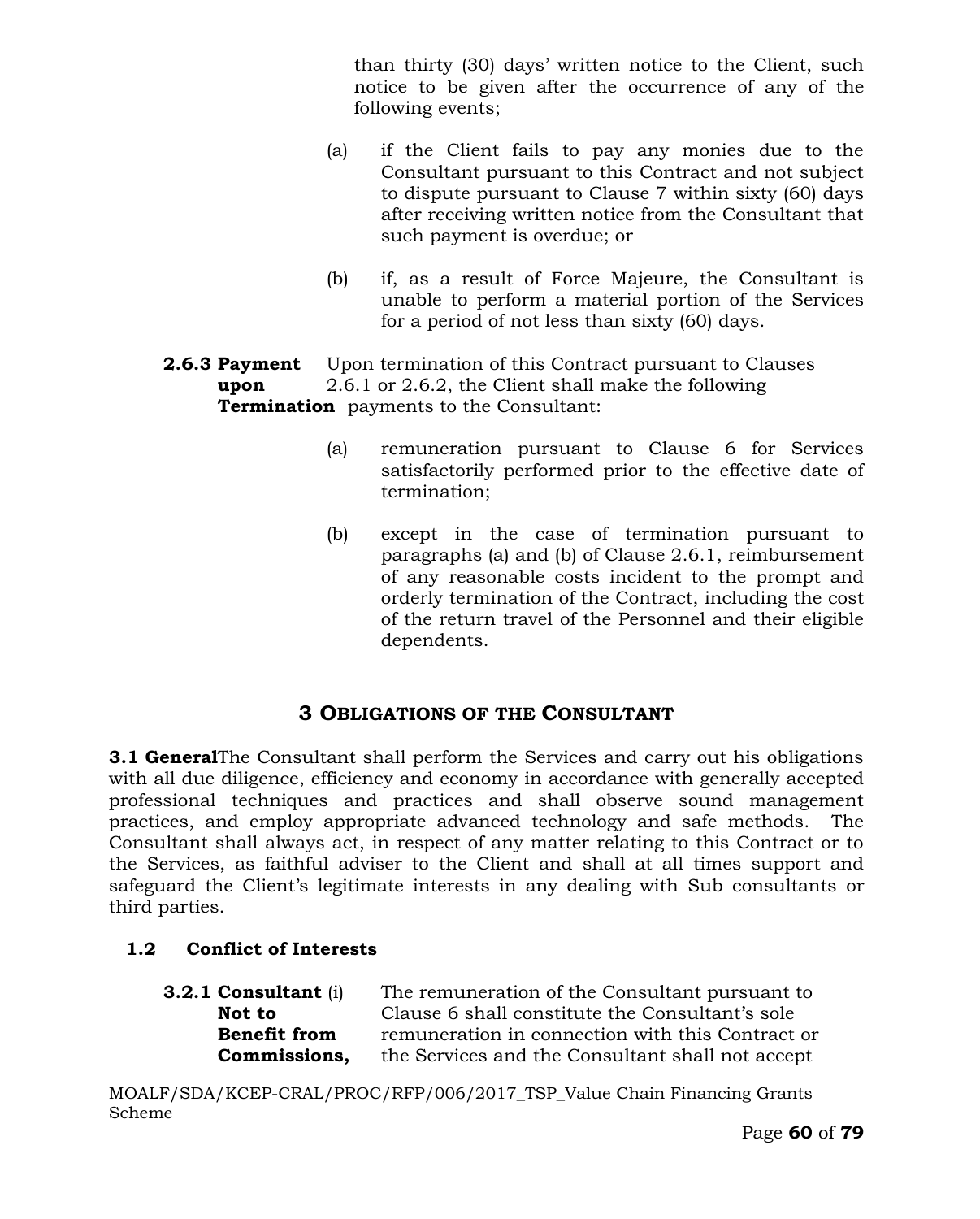than thirty (30) days' written notice to the Client, such notice to be given after the occurrence of any of the following events;

(a) if the Client fails to pay any monies due to the Consultant pursuant to this Contract and not subject to dispute pursuant to Clause 7 within sixty (60) days after receiving written notice from the Consultant that such payment is overdue; or

(b) if, as a result of Force Majeure, the Consultant is unable to perform a material portion of the Services for a period of not less than sixty (60) days.

**2.6.3 Payment upon Termination** Upon termination of this Contract pursuant to Clauses 2.6.1 or 2.6.2, the Client shall make the following payments to the Consultant:

(a) remuneration pursuant to Clause 6 for Services satisfactorily performed prior to the effective date of termination;

(b) except in the case of termination pursuant to paragraphs (a) and (b) of Clause 2.6.1, reimbursement of any reasonable costs incident to the prompt and orderly termination of the Contract, including the cost of the return travel of the Personnel and their eligible dependents.

## 3 OBLIGATIONS OF THE CONSULTANT

**3.1 General**The Consultant shall perform the Services and carry out his obligations with all due diligence, efficiency and economy in accordance with generally accepted professional techniques and practices and shall observe sound management practices, and employ appropriate advanced technology and safe methods. The Consultant shall always act, in respect of any matter relating to this Contract or to the Services, as faithful adviser to the Client and shall at all times support and safeguard the Client's legitimate interests in any dealing with Sub consultants or third parties.

### 1.2 Conflict of Interests

**3.2.1 Consultant Not to Benefit from Commissions,** (i) The remuneration of the Consultant pursuant to Clause 6 shall constitute the Consultant's sole remuneration in connection with this Contract or the Services and the Consultant shall not accept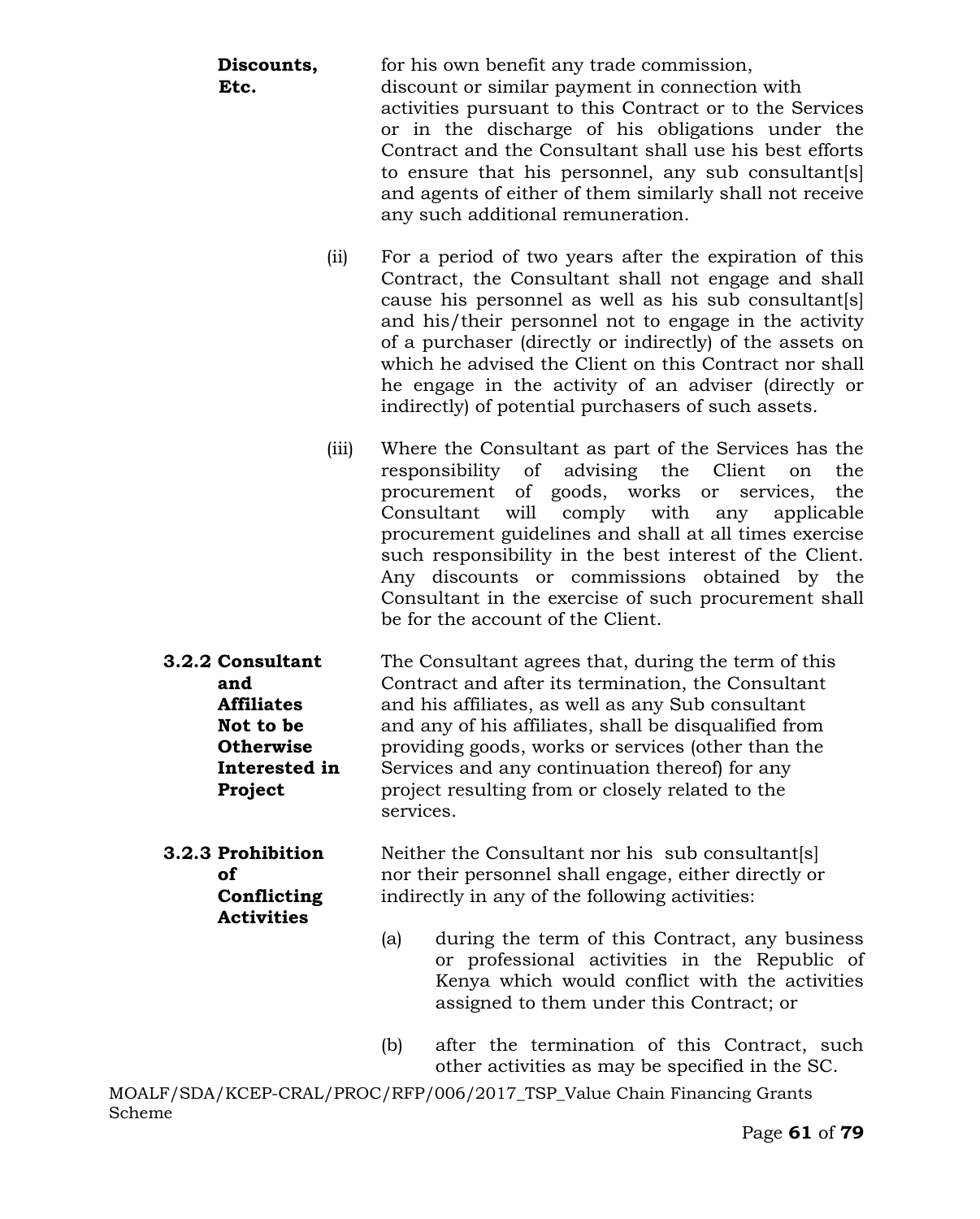**Discounts, Etc.**

for his own benefit any trade commission, discount or similar payment in connection with activities pursuant to this Contract or to the Services or in the discharge of his obligations under the Contract and the Consultant shall use his best efforts to ensure that his personnel, any sub consultant[s] and agents of either of them similarly shall not receive any such additional remuneration.

(ii) For a period of two years after the expiration of this Contract, the Consultant shall not engage and shall cause his personnel as well as his sub consultant[s] and his/their personnel not to engage in the activity of a purchaser (directly or indirectly) of the assets on which he advised the Client on this Contract nor shall he engage in the activity of an adviser (directly or indirectly) of potential purchasers of such assets.

(iii) Where the Consultant as part of the Services has the responsibility of advising the Client on the procurement of goods, works or services, the Consultant will comply with any applicable procurement guidelines and shall at all times exercise such responsibility in the best interest of the Client. Any discounts or commissions obtained by the Consultant in the exercise of such procurement shall be for the account of the Client.

**3.2.2 Consultant and Affiliates Not to be Otherwise Interested in Project**

The Consultant agrees that, during the term of this Contract and after its termination, the Consultant and his affiliates, as well as any Sub consultant and any of his affiliates, shall be disqualified from providing goods, works or services (other than the Services and any continuation thereof) for any project resulting from or closely related to the services.

**3.2.3 Prohibition of Conflicting Activities**

Neither the Consultant nor his sub consultant[s] nor their personnel shall engage, either directly or indirectly in any of the following activities:

(a) during the term of this Contract, any business or professional activities in the Republic of Kenya which would conflict with the activities assigned to them under this Contract; or

(b) after the termination of this Contract, such other activities as may be specified in the SC.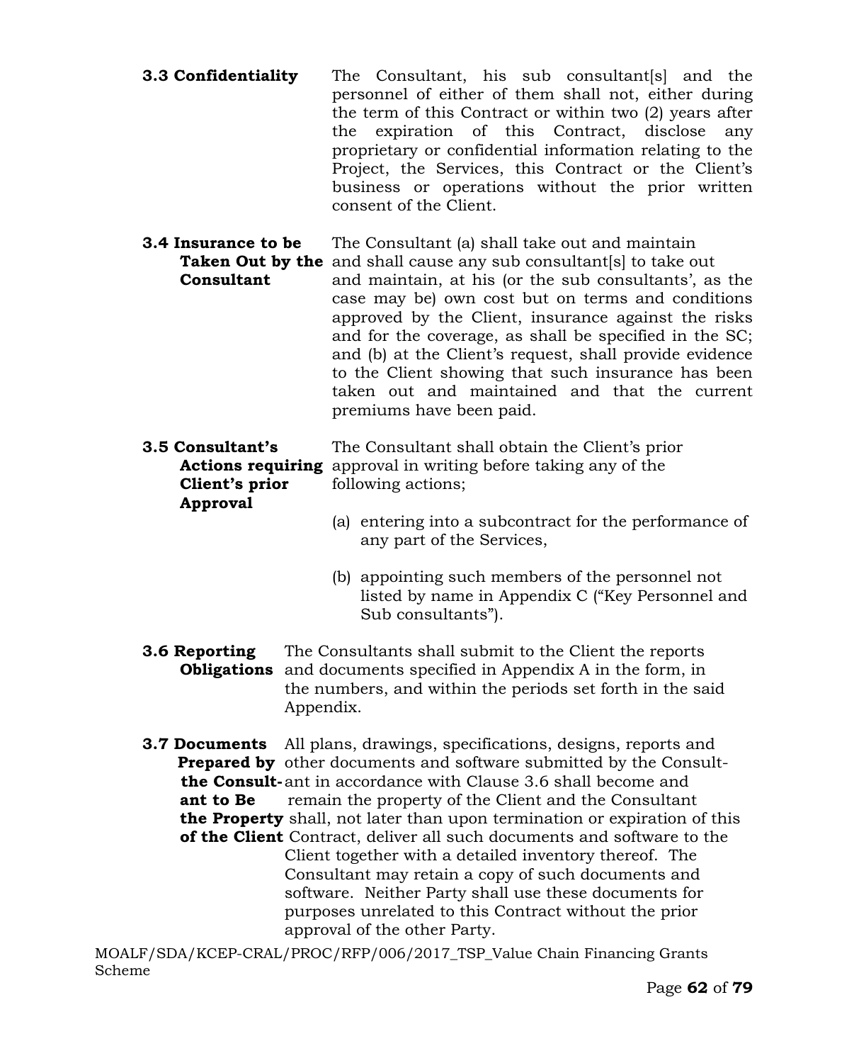**3.3 Confidentiality**

The Consultant, his sub consultant[s] and the personnel of either of them shall not, either during the term of this Contract or within two (2) years after the expiration of this Contract, disclose any proprietary or confidential information relating to the Project, the Services, this Contract or the Client's business or operations without the prior written consent of the Client.

**3.4 Insurance to be Taken Out by the Consultant**

The Consultant (a) shall take out and maintain and shall cause any sub consultant[s] to take out and maintain, at his (or the sub consultants', as the case may be) own cost but on terms and conditions approved by the Client, insurance against the risks and for the coverage, as shall be specified in the SC; and (b) at the Client's request, shall provide evidence to the Client showing that such insurance has been taken out and maintained and that the current premiums have been paid.

**3.5 Consultant's Actions requiring Client's prior Approval**

The Consultant shall obtain the Client's prior approval in writing before taking any of the following actions;

(a) entering into a subcontract for the performance of any part of the Services,

(b) appointing such members of the personnel not listed by name in Appendix C ("Key Personnel and Sub consultants").

**3.6 Reporting Obligations**

The Consultants shall submit to the Client the reports and documents specified in Appendix A in the form, in the numbers, and within the periods set forth in the said Appendix.

**3.7 Documents Prepared by the Consultant to Be the Property of the Client**

All plans, drawings, specifications, designs, reports and other documents and software submitted by the Consultant in accordance with Clause 3.6 shall become and remain the property of the Client and the Consultant shall, not later than upon termination or expiration of this Contract, deliver all such documents and software to the Client together with a detailed inventory thereof. The Consultant may retain a copy of such documents and software. Neither Party shall use these documents for purposes unrelated to this Contract without the prior approval of the other Party.

MOALF/SDA/KCEP-CRAL/PROC/RFP/006/2017_TSP_Value Chain Financing Grants Scheme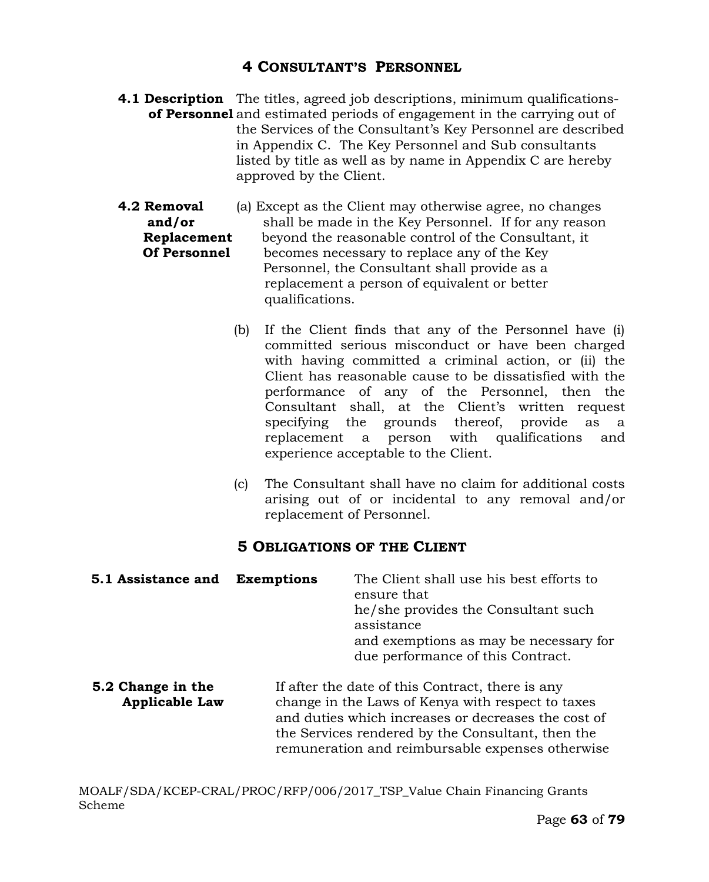## 4 Consultant's Personnel

**4.1 Description of Personnel** The titles, agreed job descriptions, minimum qualifications- and estimated periods of engagement in the carrying out of the Services of the Consultant's Key Personnel are described in Appendix C. The Key Personnel and Sub consultants listed by title as well as by name in Appendix C are hereby approved by the Client.

**4.2 Removal and/or Replacement Of Personnel**

(a) Except as the Client may otherwise agree, no changes shall be made in the Key Personnel. If for any reason beyond the reasonable control of the Consultant, it becomes necessary to replace any of the Key Personnel, the Consultant shall provide as a replacement a person of equivalent or better qualifications.

(b) If the Client finds that any of the Personnel have (i) committed serious misconduct or have been charged with having committed a criminal action, or (ii) the Client has reasonable cause to be dissatisfied with the performance of any of the Personnel, then the Consultant shall, at the Client's written request specifying the grounds thereof, provide as a replacement a person with qualifications and experience acceptable to the Client.

(c) The Consultant shall have no claim for additional costs arising out of or incidental to any removal and/or replacement of Personnel.

## 5 Obligations of the Client

**5.1 Assistance and Exemptions** The Client shall use his best efforts to ensure that he/she provides the Consultant such assistance and exemptions as may be necessary for due performance of this Contract.

**5.2 Change in the Applicable Law** If after the date of this Contract, there is any change in the Laws of Kenya with respect to taxes and duties which increases or decreases the cost of the Services rendered by the Consultant, then the remuneration and reimbursable expenses otherwise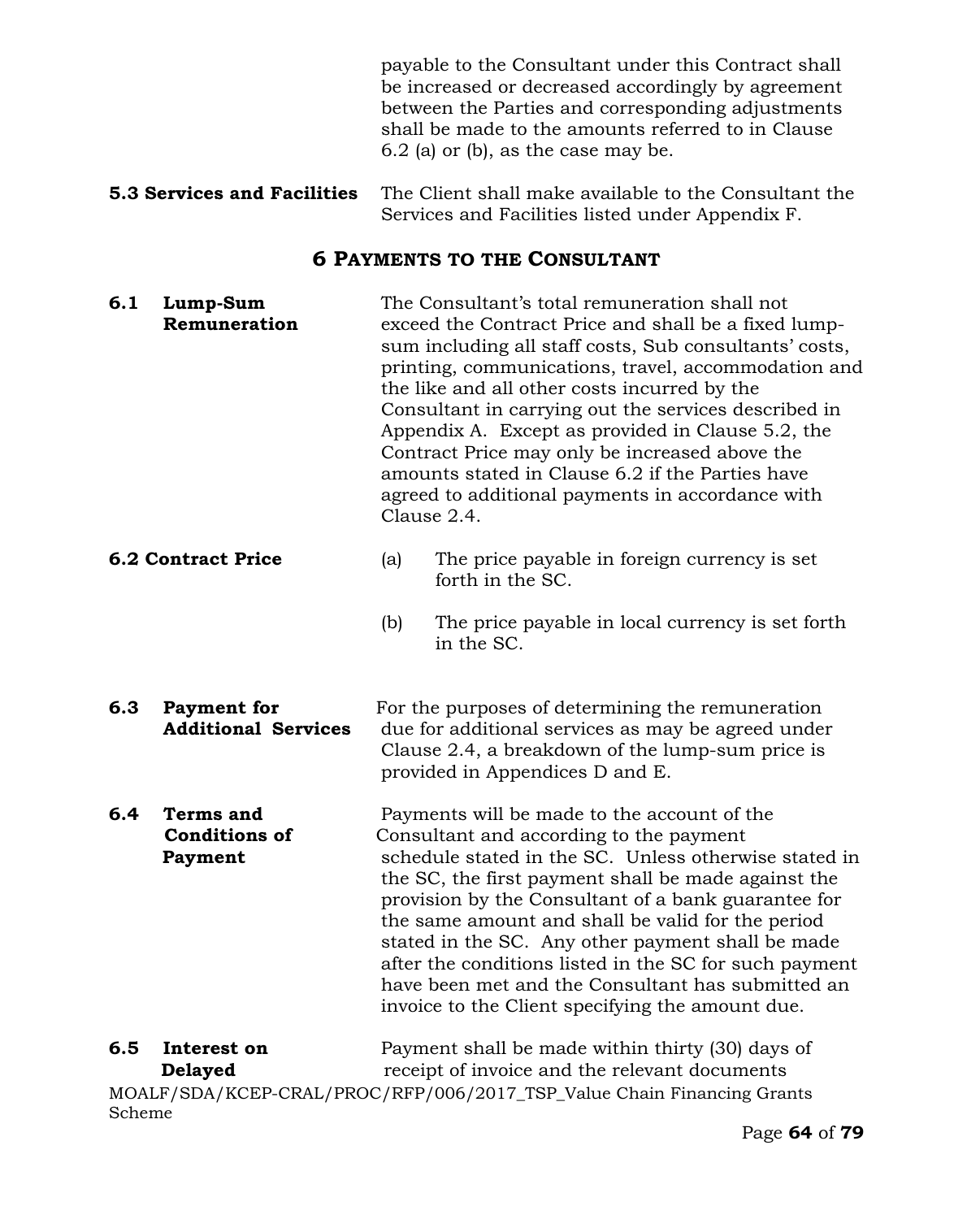payable to the Consultant under this Contract shall be increased or decreased accordingly by agreement between the Parties and corresponding adjustments shall be made to the amounts referred to in Clause 6.2 (a) or (b), as the case may be.

**5.3 Services and Facilities** The Client shall make available to the Consultant the Services and Facilities listed under Appendix F.

## 6 PAYMENTS TO THE CONSULTANT

**6.1 Lump-Sum Remuneration** The Consultant's total remuneration shall not exceed the Contract Price and shall be a fixed lump-sum including all staff costs, Sub consultants' costs, printing, communications, travel, accommodation and the like and all other costs incurred by the Consultant in carrying out the services described in Appendix A. Except as provided in Clause 5.2, the Contract Price may only be increased above the amounts stated in Clause 6.2 if the Parties have agreed to additional payments in accordance with Clause 2.4.

**6.2 Contract Price**

(a) The price payable in foreign currency is set forth in the SC.

(b) The price payable in local currency is set forth in the SC.

**6.3 Payment for Additional Services** For the purposes of determining the remuneration due for additional services as may be agreed under Clause 2.4, a breakdown of the lump-sum price is provided in Appendices D and E.

**6.4 Terms and Conditions of Payment** Payments will be made to the account of the Consultant and according to the payment schedule stated in the SC. Unless otherwise stated in the SC, the first payment shall be made against the provision by the Consultant of a bank guarantee for the same amount and shall be valid for the period stated in the SC. Any other payment shall be made after the conditions listed in the SC for such payment have been met and the Consultant has submitted an invoice to the Client specifying the amount due.

**6.5 Interest on Delayed** Payment shall be made within thirty (30) days of receipt of invoice and the relevant documents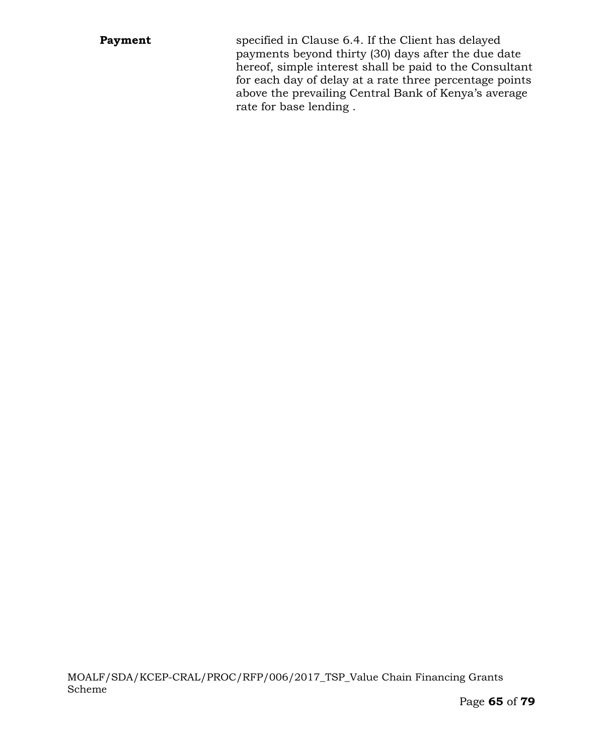| | |
|---|---|
| **Payment** | specified in Clause 6.4. If the Client has delayed payments beyond thirty (30) days after the due date hereof, simple interest shall be paid to the Consultant for each day of delay at a rate three percentage points above the prevailing Central Bank of Kenya's average rate for base lending . |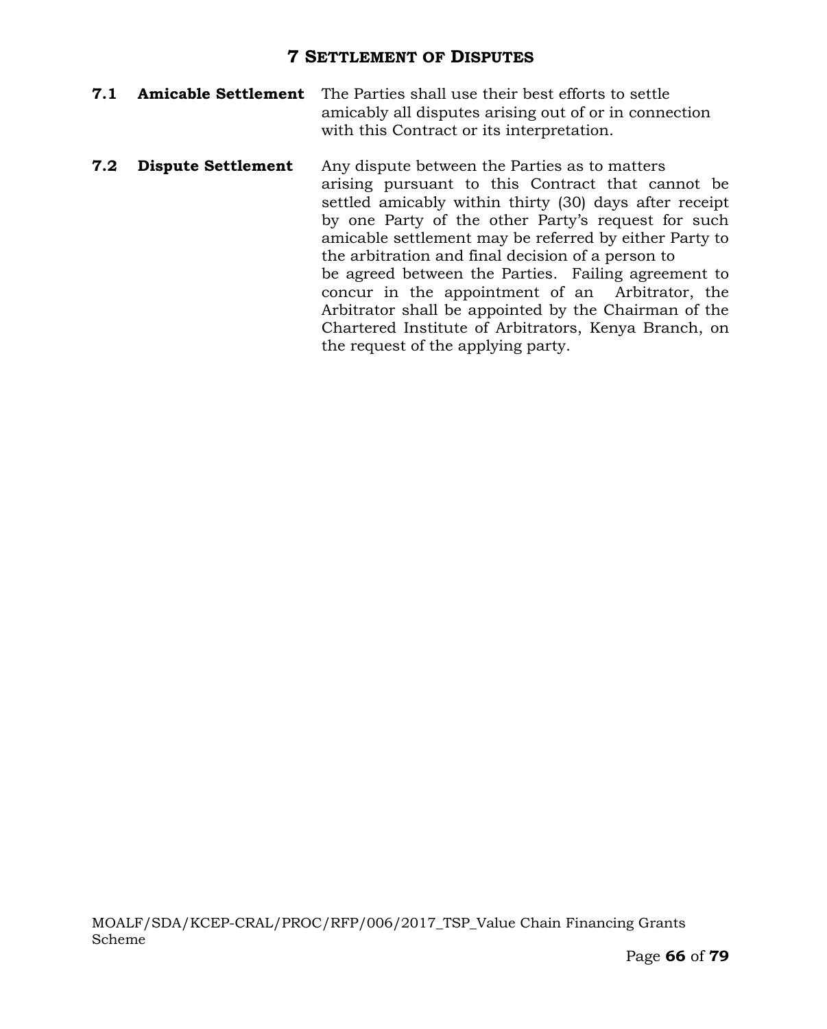## 7 Settlement of Disputes

**7.1 Amicable Settlement** The Parties shall use their best efforts to settle amicably all disputes arising out of or in connection with this Contract or its interpretation.

**7.2 Dispute Settlement** Any dispute between the Parties as to matters arising pursuant to this Contract that cannot be settled amicably within thirty (30) days after receipt by one Party of the other Party's request for such amicable settlement may be referred by either Party to the arbitration and final decision of a person to be agreed between the Parties. Failing agreement to concur in the appointment of an Arbitrator, the Arbitrator shall be appointed by the Chairman of the Chartered Institute of Arbitrators, Kenya Branch, on the request of the applying party.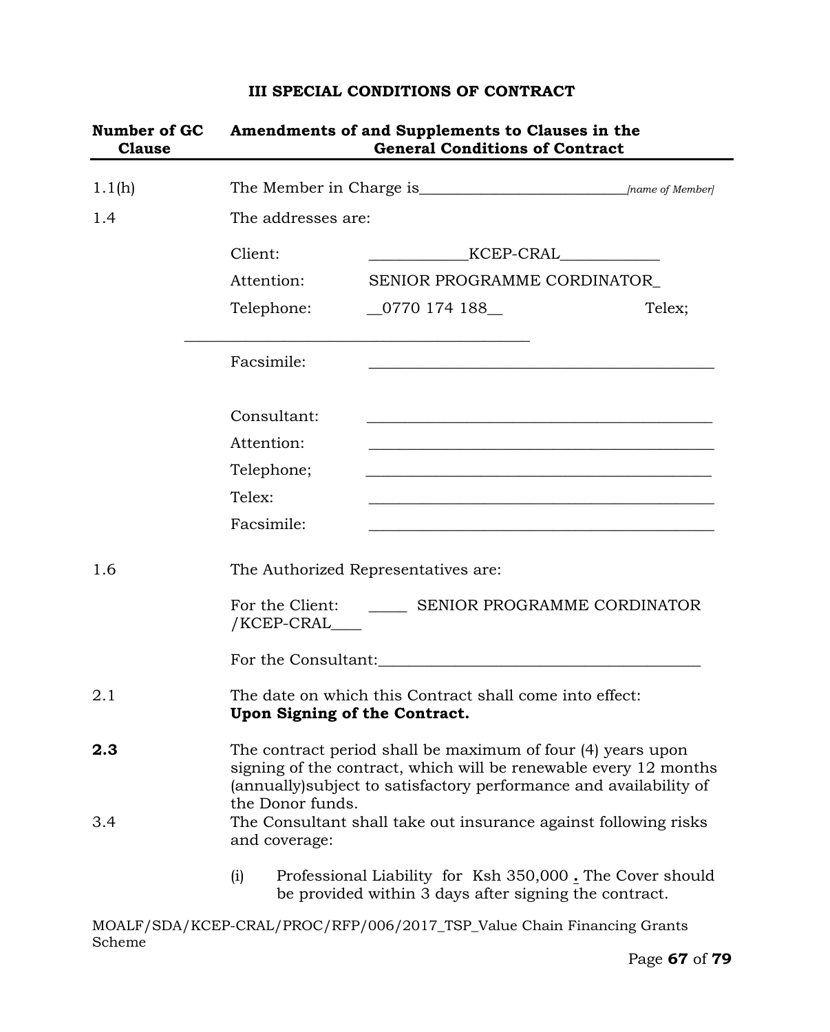# III SPECIAL CONDITIONS OF CONTRACT

| Number of GC Clause | Amendments of and Supplements to Clauses in the General Conditions of Contract |
|---|---|
| 1.1(h) | The Member in Charge is___________________________ *[name of Member]* |
| 1.4 | The addresses are: |
| | Client: ____________KCEP-CRAL____________ |
| | Attention: SENIOR PROGRAMME CORDINATOR_ |
| | Telephone: __0770 174 188__ Telex; ___________________________________________ |
| | Facsimile: ___________________________________________ |
| | Consultant: ___________________________________________ |
| | Attention: ___________________________________________ |
| | Telephone; ___________________________________________ |
| | Telex: ___________________________________________ |
| | Facsimile: ___________________________________________ |
| 1.6 | The Authorized Representatives are: |
| | For the Client: _____ SENIOR PROGRAMME CORDINATOR /KCEP-CRAL____ |
| | For the Consultant:_________________________________________ |
| 2.1 | The date on which this Contract shall come into effect: **Upon Signing of the Contract.** |
| **2.3** | The contract period shall be maximum of four (4) years upon signing of the contract, which will be renewable every 12 months (annually)subject to satisfactory performance and availability of the Donor funds. |
| 3.4 | The Consultant shall take out insurance against following risks and coverage: |
| | (i) Professional Liability for Ksh 350,000 **.** The Cover should be provided within 3 days after signing the contract. |

MOALF/SDA/KCEP-CRAL/PROC/RFP/006/2017_TSP_Value Chain Financing Grants Scheme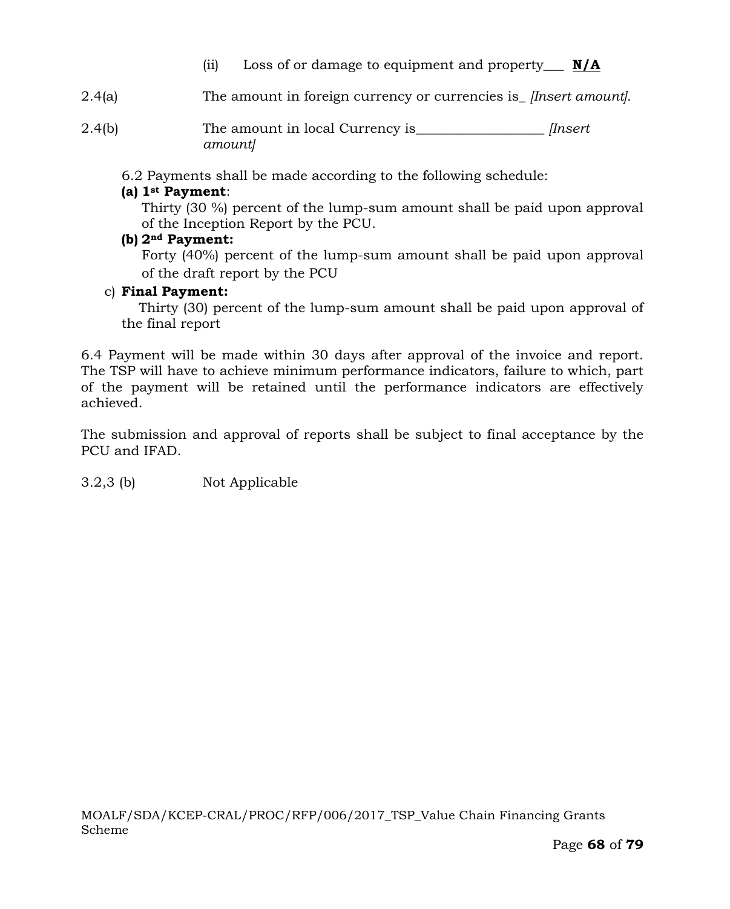(ii) Loss of or damage to equipment and property___ **N/A**

2.4(a) The amount in foreign currency or currencies is_ *[Insert amount].*

2.4(b) The amount in local Currency is__________________ *[Insert amount]*

6.2 Payments shall be made according to the following schedule:

**(a) 1st Payment**:
Thirty (30 %) percent of the lump-sum amount shall be paid upon approval of the Inception Report by the PCU.

**(b) 2nd Payment:**
Forty (40%) percent of the lump-sum amount shall be paid upon approval of the draft report by the PCU

c) **Final Payment:**
Thirty (30) percent of the lump-sum amount shall be paid upon approval of the final report

6.4 Payment will be made within 30 days after approval of the invoice and report. The TSP will have to achieve minimum performance indicators, failure to which, part of the payment will be retained until the performance indicators are effectively achieved.

The submission and approval of reports shall be subject to final acceptance by the PCU and IFAD.

3.2,3 (b) Not Applicable

MOALF/SDA/KCEP-CRAL/PROC/RFP/006/2017_TSP_Value Chain Financing Grants Scheme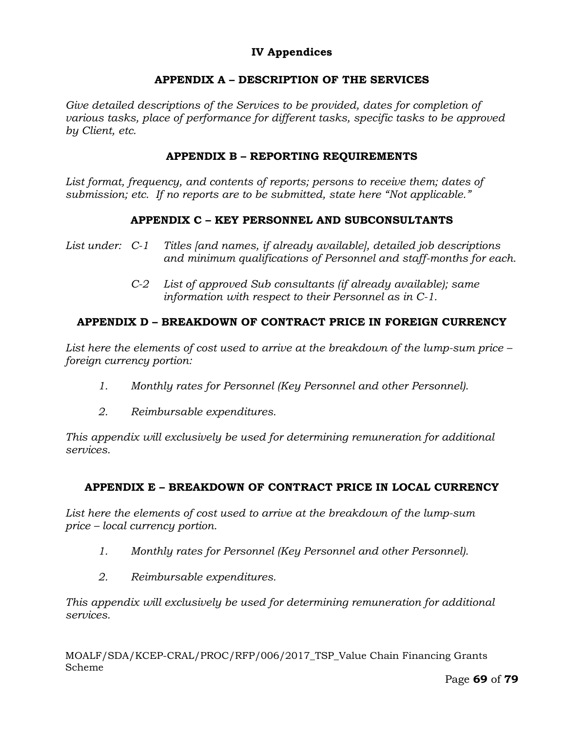# IV Appendices

## APPENDIX A – DESCRIPTION OF THE SERVICES

*Give detailed descriptions of the Services to be provided, dates for completion of various tasks, place of performance for different tasks, specific tasks to be approved by Client, etc.*

## APPENDIX B – REPORTING REQUIREMENTS

*List format, frequency, and contents of reports; persons to receive them; dates of submission; etc. If no reports are to be submitted, state here "Not applicable."*

## APPENDIX C – KEY PERSONNEL AND SUBCONSULTANTS

*List under:*

- *C-1 Titles [and names, if already available], detailed job descriptions and minimum qualifications of Personnel and staff-months for each.*
- *C-2 List of approved Sub consultants (if already available); same information with respect to their Personnel as in C-1.*

## APPENDIX D – BREAKDOWN OF CONTRACT PRICE IN FOREIGN CURRENCY

*List here the elements of cost used to arrive at the breakdown of the lump-sum price – foreign currency portion:*

1. *Monthly rates for Personnel (Key Personnel and other Personnel).*
2. *Reimbursable expenditures.*

*This appendix will exclusively be used for determining remuneration for additional services.*

## APPENDIX E – BREAKDOWN OF CONTRACT PRICE IN LOCAL CURRENCY

*List here the elements of cost used to arrive at the breakdown of the lump-sum price – local currency portion.*

1. *Monthly rates for Personnel (Key Personnel and other Personnel).*
2. *Reimbursable expenditures.*

*This appendix will exclusively be used for determining remuneration for additional services.*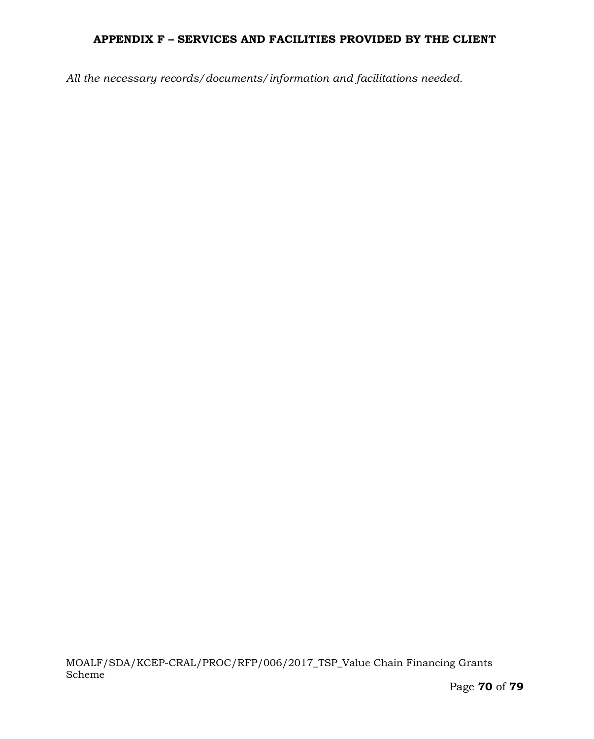## APPENDIX F – SERVICES AND FACILITIES PROVIDED BY THE CLIENT

*All the necessary records/documents/information and facilitations needed.*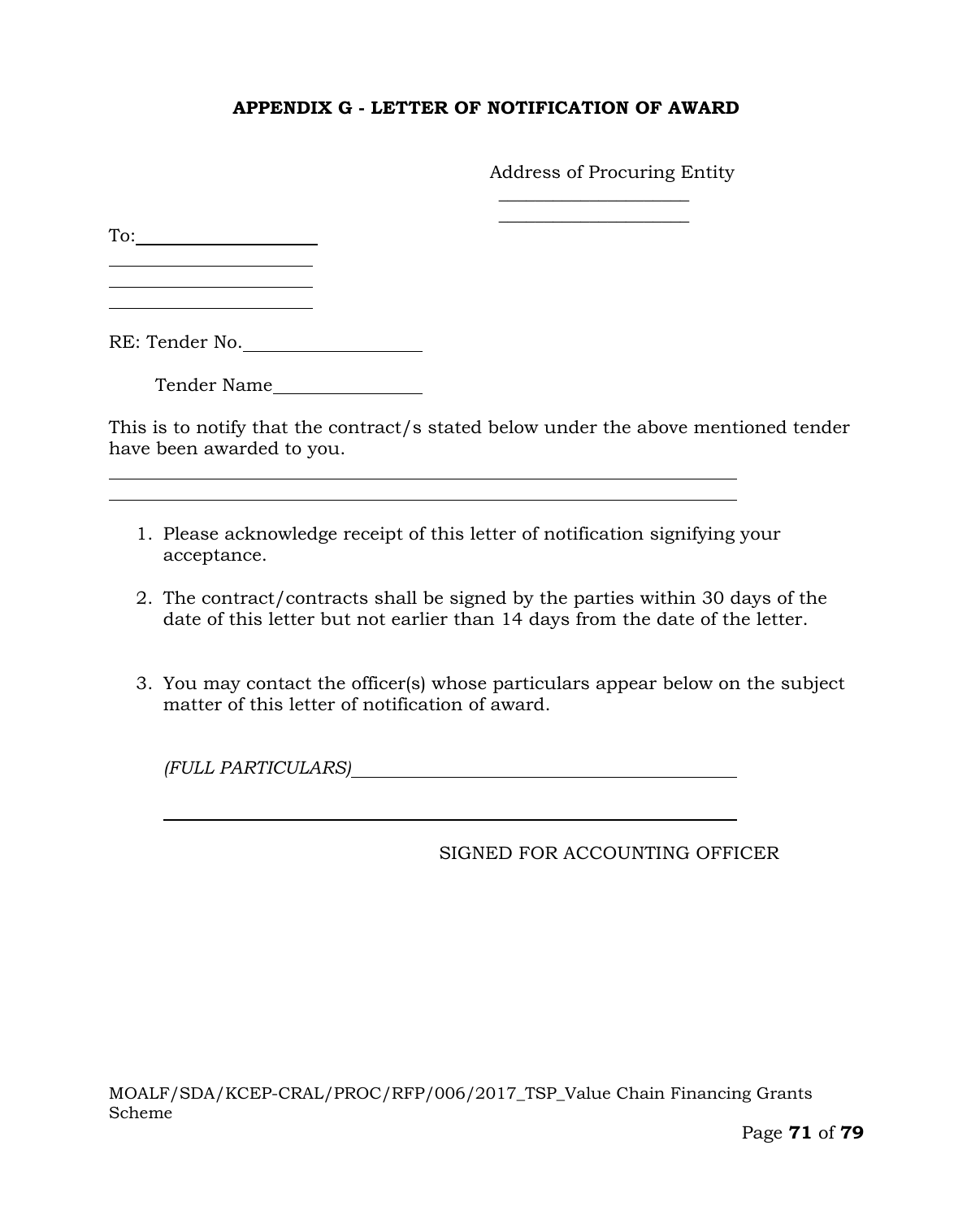## APPENDIX G - LETTER OF NOTIFICATION OF AWARD

Address of Procuring Entity

\_\_\_\_\_\_\_\_\_\_\_\_\_\_\_\_\_\_\_\_\_\_

\_\_\_\_\_\_\_\_\_\_\_\_\_\_\_\_\_\_\_\_\_\_

To: \_\_\_\_\_\_\_\_\_\_\_\_\_\_\_\_\_\_\_\_

\_\_\_\_\_\_\_\_\_\_\_\_\_\_\_\_\_\_\_\_\_\_

\_\_\_\_\_\_\_\_\_\_\_\_\_\_\_\_\_\_\_\_\_\_

\_\_\_\_\_\_\_\_\_\_\_\_\_\_\_\_\_\_\_\_\_\_

RE: Tender No. \_\_\_\_\_\_\_\_\_\_\_\_\_\_\_\_\_\_\_\_

Tender Name \_\_\_\_\_\_\_\_\_\_\_\_\_\_\_\_\_\_

This is to notify that the contract/s stated below under the above mentioned tender have been awarded to you.

\_\_\_\_\_\_\_\_\_\_\_\_\_\_\_\_\_\_\_\_\_\_\_\_\_\_\_\_\_\_\_\_\_\_\_\_\_\_\_\_\_\_\_\_\_\_\_\_\_\_\_\_\_\_\_\_\_\_\_\_\_\_\_\_\_\_

\_\_\_\_\_\_\_\_\_\_\_\_\_\_\_\_\_\_\_\_\_\_\_\_\_\_\_\_\_\_\_\_\_\_\_\_\_\_\_\_\_\_\_\_\_\_\_\_\_\_\_\_\_\_\_\_\_\_\_\_\_\_\_\_\_\_

1. Please acknowledge receipt of this letter of notification signifying your acceptance.
2. The contract/contracts shall be signed by the parties within 30 days of the date of this letter but not earlier than 14 days from the date of the letter.
3. You may contact the officer(s) whose particulars appear below on the subject matter of this letter of notification of award.

*(FULL PARTICULARS)* \_\_\_\_\_\_\_\_\_\_\_\_\_\_\_\_\_\_\_\_\_\_\_\_\_\_\_\_\_\_\_\_\_\_\_\_\_\_\_\_\_

\_\_\_\_\_\_\_\_\_\_\_\_\_\_\_\_\_\_\_\_\_\_\_\_\_\_\_\_\_\_\_\_\_\_\_\_\_\_\_\_\_\_\_\_\_\_\_\_\_\_\_\_\_\_\_\_\_\_\_\_\_\_

SIGNED FOR ACCOUNTING OFFICER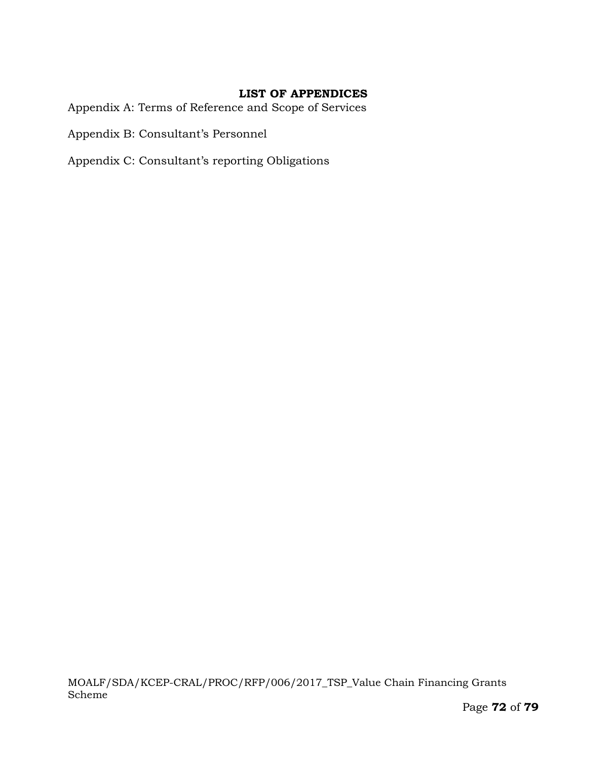## LIST OF APPENDICES

Appendix A: Terms of Reference and Scope of Services

Appendix B: Consultant's Personnel

Appendix C: Consultant's reporting Obligations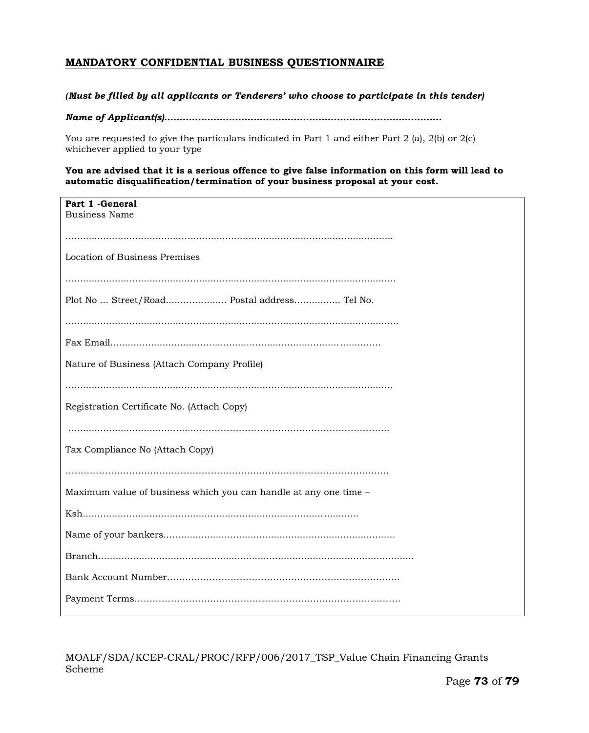## MANDATORY CONFIDENTIAL BUSINESS QUESTIONNAIRE

***(Must be filled by all applicants or Tenderers' who choose to participate in this tender)***

***Name of Applicant(s)..........................................................................................***

You are requested to give the particulars indicated in Part 1 and either Part 2 (a), 2(b) or 2(c) whichever applied to your type

**You are advised that it is a serious offence to give false information on this form will lead to automatic disqualification/termination of your business proposal at your cost.**

**Part 1 -General**

Business Name

..................................................................................................................

Location of Business Premises

..................................................................................................................

Plot No ... Street/Road..................... Postal address................ Tel No.

..................................................................................................................

Fax Email.............................................................................................

Nature of Business (Attach Company Profile)

..................................................................................................................

Registration Certificate No. (Attach Copy)

..................................................................................................................

Tax Compliance No (Attach Copy)

..................................................................................................................

Maximum value of business which you can handle at any one time –

Ksh...............................................................................................

Name of your bankers...............................................................................

Branch.............................................................................................................

Bank Account Number............................................................................

Payment Terms........................................................................................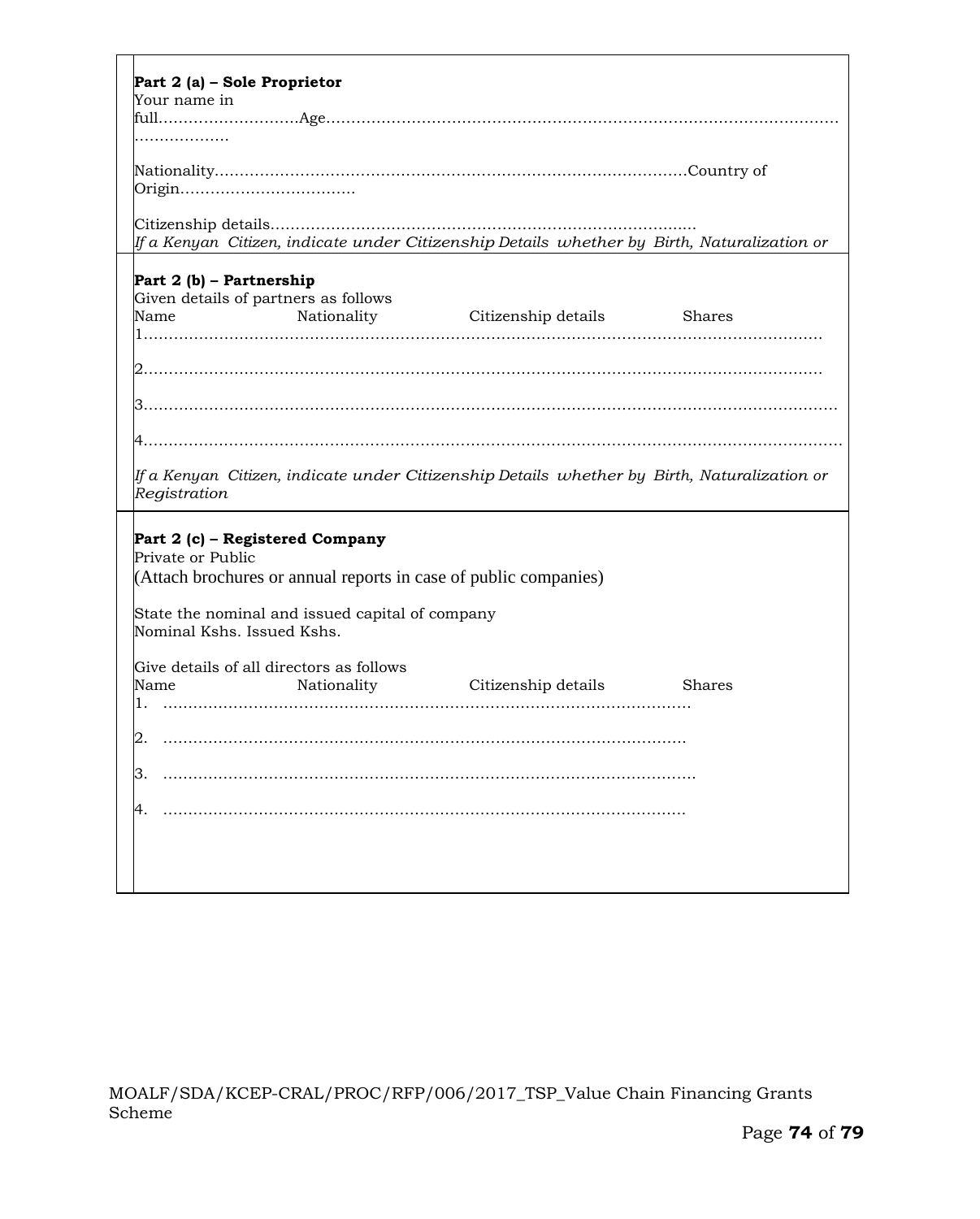**Part 2 (a) – Sole Proprietor**
Your name in full………………………Age………………………………………………………………………………………………………………

Nationality………………………………………………………………………………Country of Origin……………………………

Citizenship details…………………………………………………………………………

*If a Kenyan Citizen, indicate under Citizenship Details whether by Birth, Naturalization or*

**Part 2 (b) – Partnership**
Given details of partners as follows

| Name | Nationality | Citizenship details | Shares |
|---|---|---|---|
| 1…… | | | |
| 2…… | | | |
| 3…… | | | |
| 4…… | | | |

*If a Kenyan Citizen, indicate under Citizenship Details whether by Birth, Naturalization or Registration*

**Part 2 (c) – Registered Company**
Private or Public
(Attach brochures or annual reports in case of public companies)

State the nominal and issued capital of company
Nominal Kshs. Issued Kshs.

Give details of all directors as follows

| Name | Nationality | Citizenship details | Shares |
|---|---|---|---|
| 1. …… | | | |
| 2. …… | | | |
| 3. …… | | | |
| 4. …… | | | |

MOALF/SDA/KCEP-CRAL/PROC/RFP/006/2017_TSP_Value Chain Financing Grants Scheme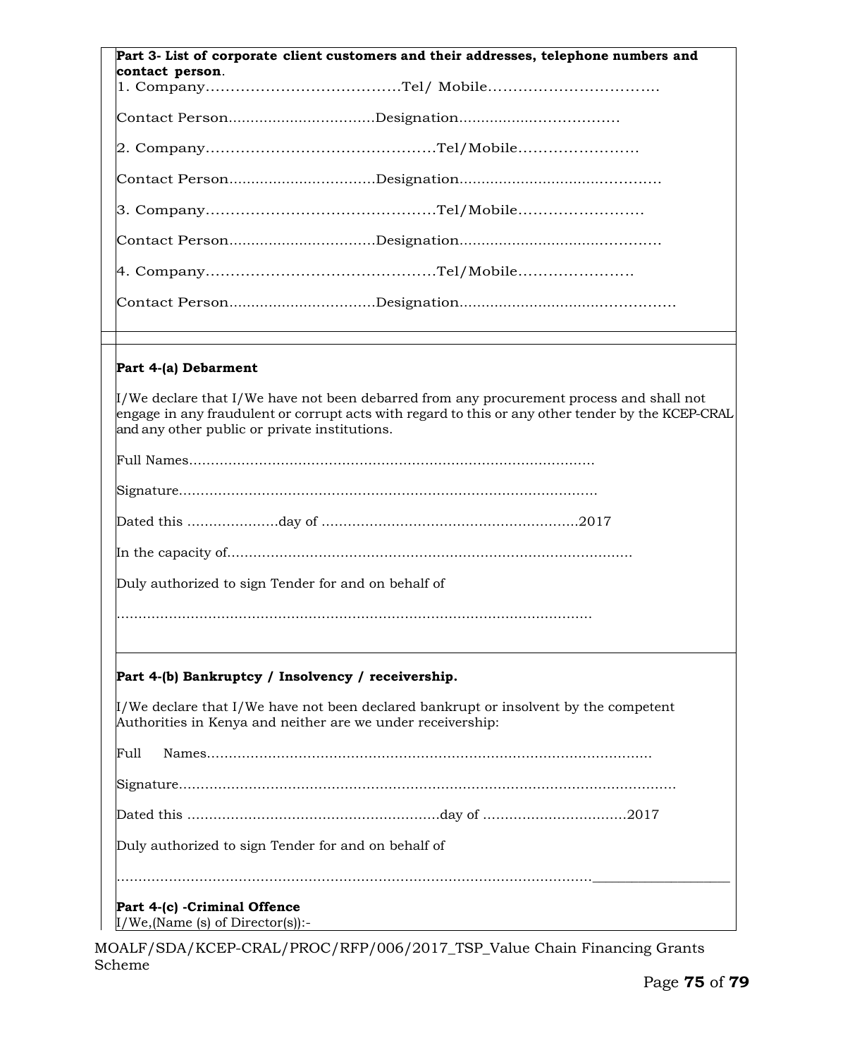**Part 3- List of corporate client customers and their addresses, telephone numbers and contact person**.

1. Company……………………………………Tel/ Mobile…………………………….

Contact Person................................Designation..................................

2. Company…………………………………………Tel/Mobile……………………

Contact Person................................Designation............................................

3. Company…………………………………………Tel/Mobile……………………

Contact Person................................Designation............................................

4. Company…………………………………………Tel/Mobile…………………..

Contact Person................................Designation...............................................

**Part 4-(a) Debarment**

I/We declare that I/We have not been debarred from any procurement process and shall not engage in any fraudulent or corrupt acts with regard to this or any other tender by the KCEP-CRAL and any other public or private institutions.

Full Names………………………………………………………………………………….

Signature……………………………………………………………………………………

Dated this …………………day of ……………………………………………………2017

In the capacity of………………………………………………………………………………

Duly authorized to sign Tender for and on behalf of

…………………………………………………………………………………………………

**Part 4-(b) Bankruptcy / Insolvency / receivership.**

I/We declare that I/We have not been declared bankrupt or insolvent by the competent Authorities in Kenya and neither are we under receivership:

Full Names……………………………………………………………………………………

Signature………………………………………………………………………………………

Dated this …………………………………………………day of ……………………………2017

Duly authorized to sign Tender for and on behalf of

…………………………………………………………………………………………………

**Part 4-(c) -Criminal Offence**

I/We,(Name (s) of Director(s)):-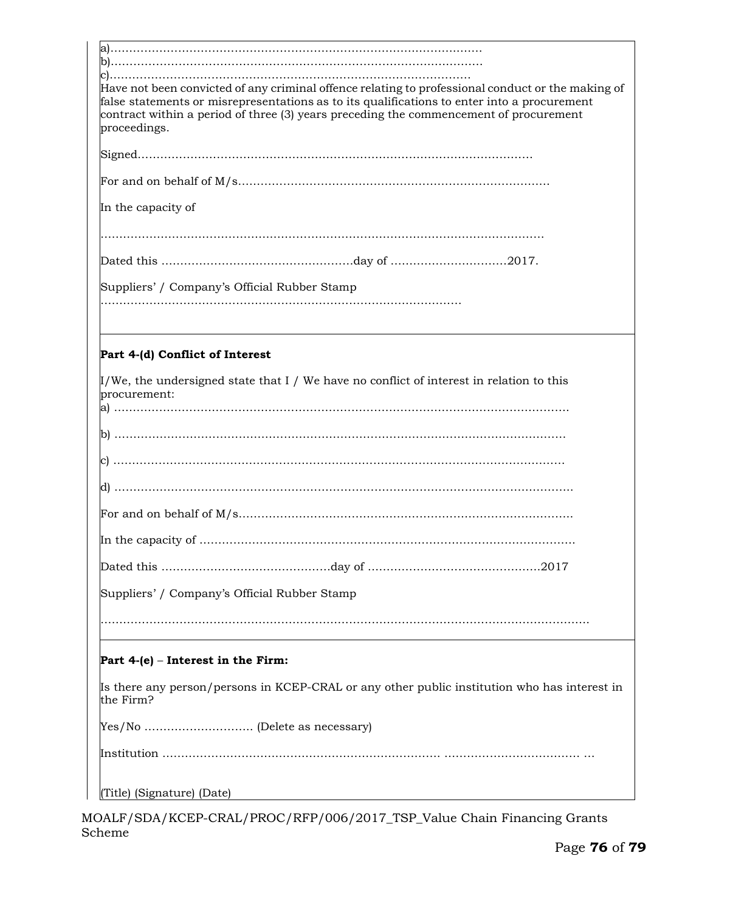a)…………………………………………………………………………………………

b)…………………………………………………………………………………………

c)………………………………………………………………………………………

Have not been convicted of any criminal offence relating to professional conduct or the making of false statements or misrepresentations as to its qualifications to enter into a procurement contract within a period of three (3) years preceding the commencement of procurement proceedings.

Signed………………………………………………………………………………………………

For and on behalf of M/s…………………………………………………………………………

In the capacity of

……………………………………………………………………………………………………………

Dated this ……………………………………………day of …………………………2017.

Suppliers' / Company's Official Rubber Stamp

………………………………………………………………………………………

**Part 4-(d) Conflict of Interest**

I/We, the undersigned state that I / We have no conflict of interest in relation to this procurement:

a) …………………………………………………………………………………………………………

b) …………………………………………………………………………………………………………

c) …………………………………………………………………………………………………………

d) …………………………………………………………………………………………………………

For and on behalf of M/s……………………………………………………………………………

In the capacity of ………………………………………………………………………………………

Dated this ………………………………………day of ………………………………………2017

Suppliers' / Company's Official Rubber Stamp

……………………………………………………………………………………………………………………

**Part 4-(e)** – **Interest in the Firm:**

Is there any person/persons in KCEP-CRAL or any other public institution who has interest in the Firm?

Yes/No ……………………… (Delete as necessary)

Institution ……………………………………………………………… ……………………………… …

(Title) (Signature) (Date)

MOALF/SDA/KCEP-CRAL/PROC/RFP/006/2017_TSP_Value Chain Financing Grants Scheme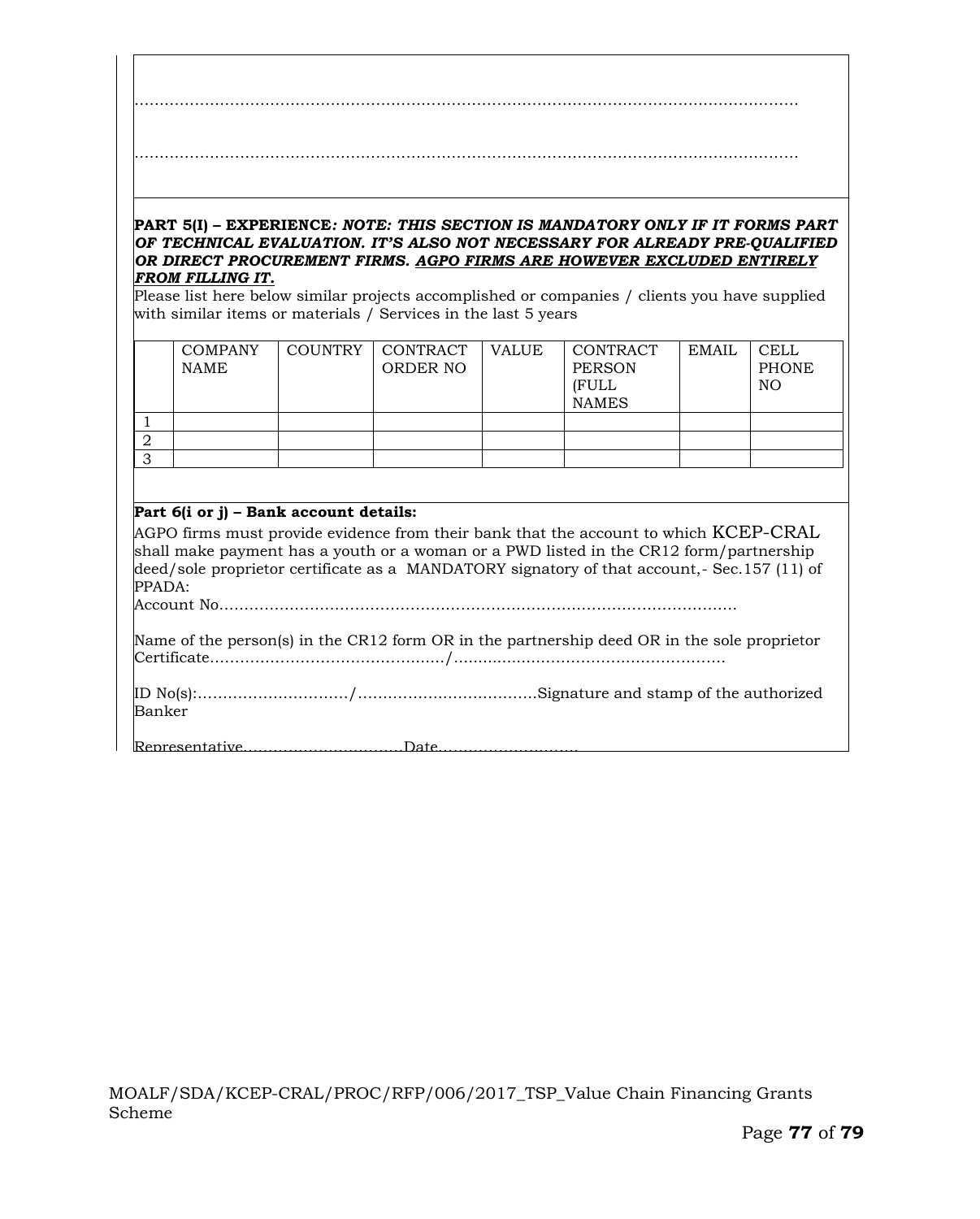……………………………………………………………………………………………………………………

……………………………………………………………………………………………………………………

**PART 5(I) – EXPERIENCE*: NOTE: THIS SECTION IS MANDATORY ONLY IF IT FORMS PART OF TECHNICAL EVALUATION. IT'S ALSO NOT NECESSARY FOR ALREADY PRE-QUALIFIED OR DIRECT PROCUREMENT FIRMS. <u>AGPO FIRMS ARE HOWEVER EXCLUDED ENTIRELY FROM FILLING IT</u>.***

Please list here below similar projects accomplished or companies / clients you have supplied with similar items or materials / Services in the last 5 years

| | COMPANY NAME | COUNTRY | CONTRACT ORDER NO | VALUE | CONTRACT PERSON (FULL NAMES | EMAIL | CELL PHONE NO |
|---|---|---|---|---|---|---|---|
| 1 | | | | | | | |
| 2 | | | | | | | |
| 3 | | | | | | | |

**Part 6(i or j) – Bank account details:**

AGPO firms must provide evidence from their bank that the account to which KCEP-CRAL shall make payment has a youth or a woman or a PWD listed in the CR12 form/partnership deed/sole proprietor certificate as a MANDATORY signatory of that account,- Sec.157 (11) of PPADA:

Account No…………………………………………………………………………………………

Name of the person(s) in the CR12 form OR in the partnership deed OR in the sole proprietor Certificate………………………………………/……………………………………………….

ID No(s):…………………………/………………………………Signature and stamp of the authorized Banker

Representative…………………………Date………………………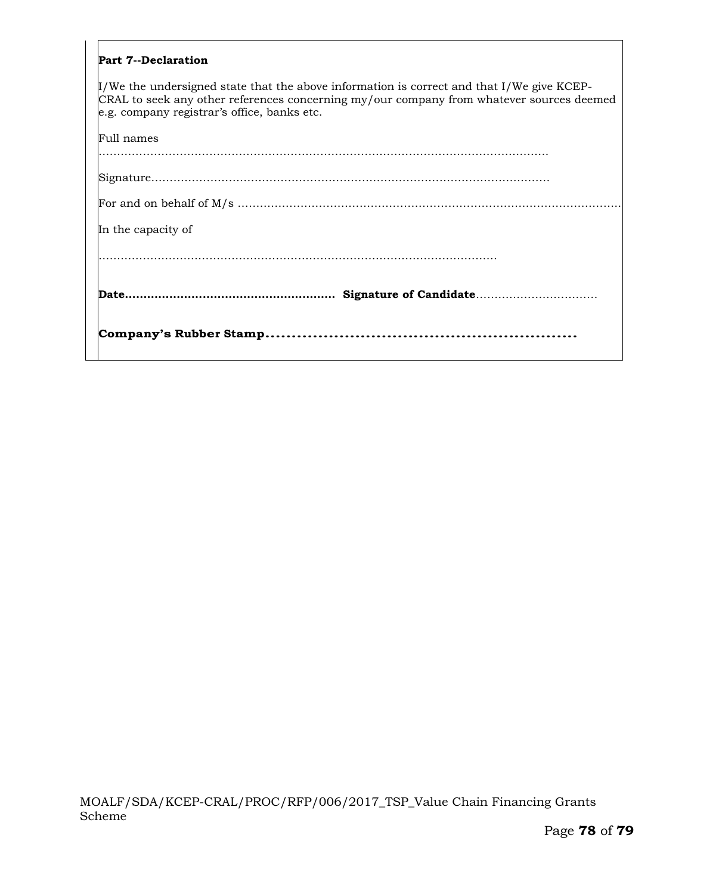**Part 7--Declaration**

I/We the undersigned state that the above information is correct and that I/We give KCEP-CRAL to seek any other references concerning my/our company from whatever sources deemed e.g. company registrar's office, banks etc.

Full names

……………………………………………………………………………………………………………

Signature……………………………………………………………………………………………

For and on behalf of M/s ………………………………………………………………………………………………

In the capacity of

…………………………………………………………………………………………………

**Date………………………………………………. Signature of Candidate**……………………………

**Company's Rubber Stamp………………………………………………………**

MOALF/SDA/KCEP-CRAL/PROC/RFP/006/2017_TSP_Value Chain Financing Grants Scheme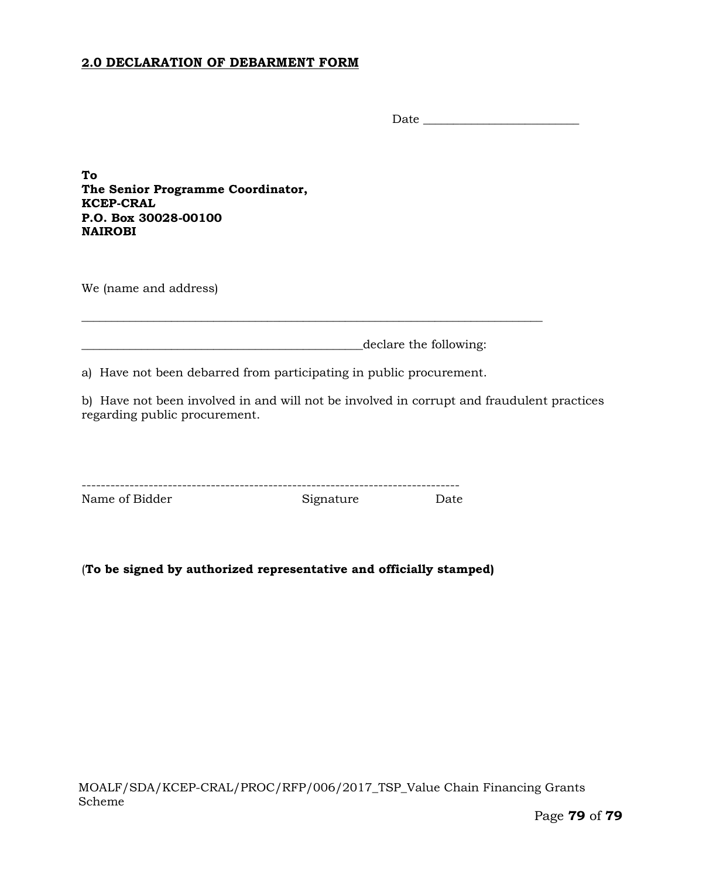## **2.0 DECLARATION OF DEBARMENT FORM**

Date ___________________________

**To**
**The Senior Programme Coordinator,**
**KCEP-CRAL**
**P.O. Box 30028-00100**
**NAIROBI**

We (name and address)

________________________________________________________________________________

________________________________________________declare the following:

a) Have not been debarred from participating in public procurement.

b) Have not been involved in and will not be involved in corrupt and fraudulent practices regarding public procurement.

--------------------------------------------------------------------------------
Name of Bidder Signature Date

(**To be signed by authorized representative and officially stamped)**

MOALF/SDA/KCEP-CRAL/PROC/RFP/006/2017_TSP_Value Chain Financing Grants Scheme